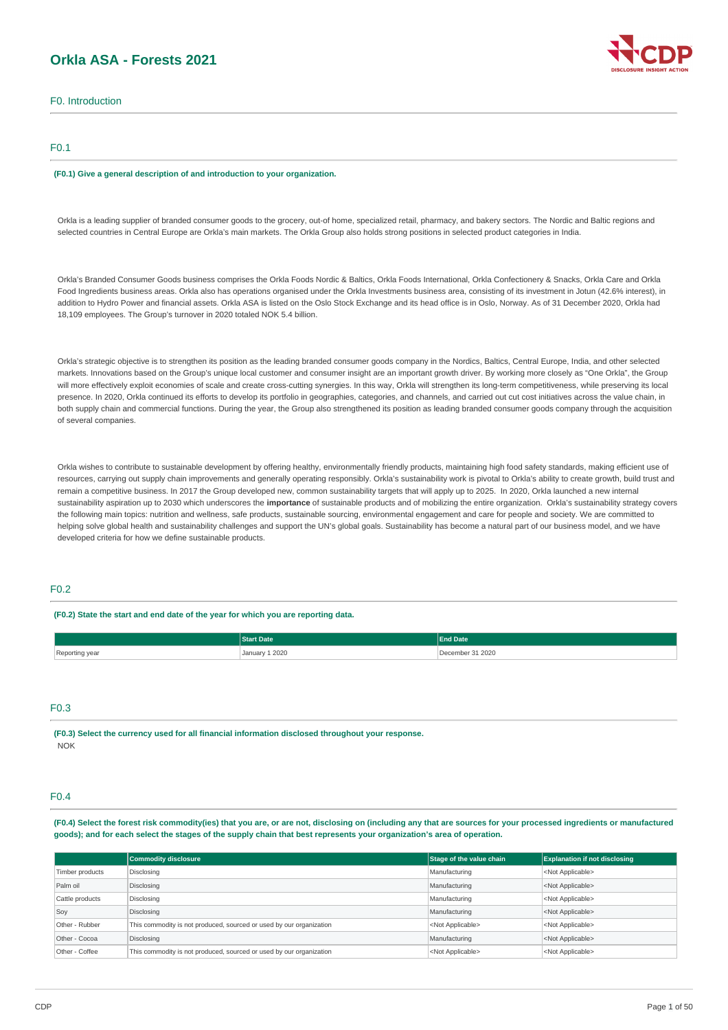# Orkla ASA - Forests 2021

## F0. Introduction

### F0.1

**(F0.1) Give a general description of and introduction to your organization.**

Orkla is a leading supplier of branded consumer goods to the grocery, out-of home, specialized retail, pharmacy, and bakery sectors. The Nordic and Baltic regions and selected countries in Central Europe are Orkla's main markets. The Orkla Group also holds strong positions in selected product categories in India.

Orkla's Branded Consumer Goods business comprises the Orkla Foods Nordic & Baltics, Orkla Foods International, Orkla Confectionery & Snacks, Orkla Care and Orkla Food Ingredients business areas. Orkla also has operations organised under the Orkla Investments business area, consisting of its investment in Jotun (42.6% interest), in addition to Hydro Power and financial assets. Orkla ASA is listed on the Oslo Stock Exchange and its head office is in Oslo, Norway. As of 31 December 2020, Orkla had 18,109 employees. The Group's turnover in 2020 totaled NOK 5.4 billion.

Orkla's strategic objective is to strengthen its position as the leading branded consumer goods company in the Nordics, Baltics, Central Europe, India, and other selected markets. Innovations based on the Group's unique local customer and consumer insight are an important growth driver. By working more closely as "One Orkla", the Group will more effectively exploit economies of scale and create cross-cutting synergies. In this way, Orkla will strengthen its long-term competitiveness, while preserving its local presence. In 2020, Orkla continued its efforts to develop its portfolio in geographies, categories, and channels, and carried out cut cost initiatives across the value chain, in both supply chain and commercial functions. During the year, the Group also strengthened its position as leading branded consumer goods company through the acquisition of several companies.

Orkla wishes to contribute to sustainable development by offering healthy, environmentally friendly products, maintaining high food safety standards, making efficient use of resources, carrying out supply chain improvements and generally operating responsibly. Orkla's sustainability work is pivotal to Orkla's ability to create growth, build trust and remain a competitive business. In 2017 the Group developed new, common sustainability targets that will apply up to 2025. In 2020, Orkla launched a new internal sustainability aspiration up to 2030 which underscores the **importance** of sustainable products and of mobilizing the entire organization. Orkla's sustainability strategy covers the following main topics: nutrition and wellness, safe products, sustainable sourcing, environmental engagement and care for people and society. We are committed to helping solve global health and sustainability challenges and support the UN's global goals. Sustainability has become a natural part of our business model, and we have developed criteria for how we define sustainable products.

### F0.2

**(F0.2) State the start and end date of the year for which you are reporting data.**

| | Start Date | End Date |
|---|---|---|
| Reporting year | January 1 2020 | December 31 2020 |

### F0.3

**(F0.3) Select the currency used for all financial information disclosed throughout your response.**

NOK

### F0.4

**(F0.4) Select the forest risk commodity(ies) that you are, or are not, disclosing on (including any that are sources for your processed ingredients or manufactured goods); and for each select the stages of the supply chain that best represents your organization's area of operation.**

| | Commodity disclosure | Stage of the value chain | Explanation if not disclosing |
|---|---|---|---|
| Timber products | Disclosing | Manufacturing | <Not Applicable> |
| Palm oil | Disclosing | Manufacturing | <Not Applicable> |
| Cattle products | Disclosing | Manufacturing | <Not Applicable> |
| Soy | Disclosing | Manufacturing | <Not Applicable> |
| Other - Rubber | This commodity is not produced, sourced or used by our organization | <Not Applicable> | <Not Applicable> |
| Other - Cocoa | Disclosing | Manufacturing | <Not Applicable> |
| Other - Coffee | This commodity is not produced, sourced or used by our organization | <Not Applicable> | <Not Applicable> |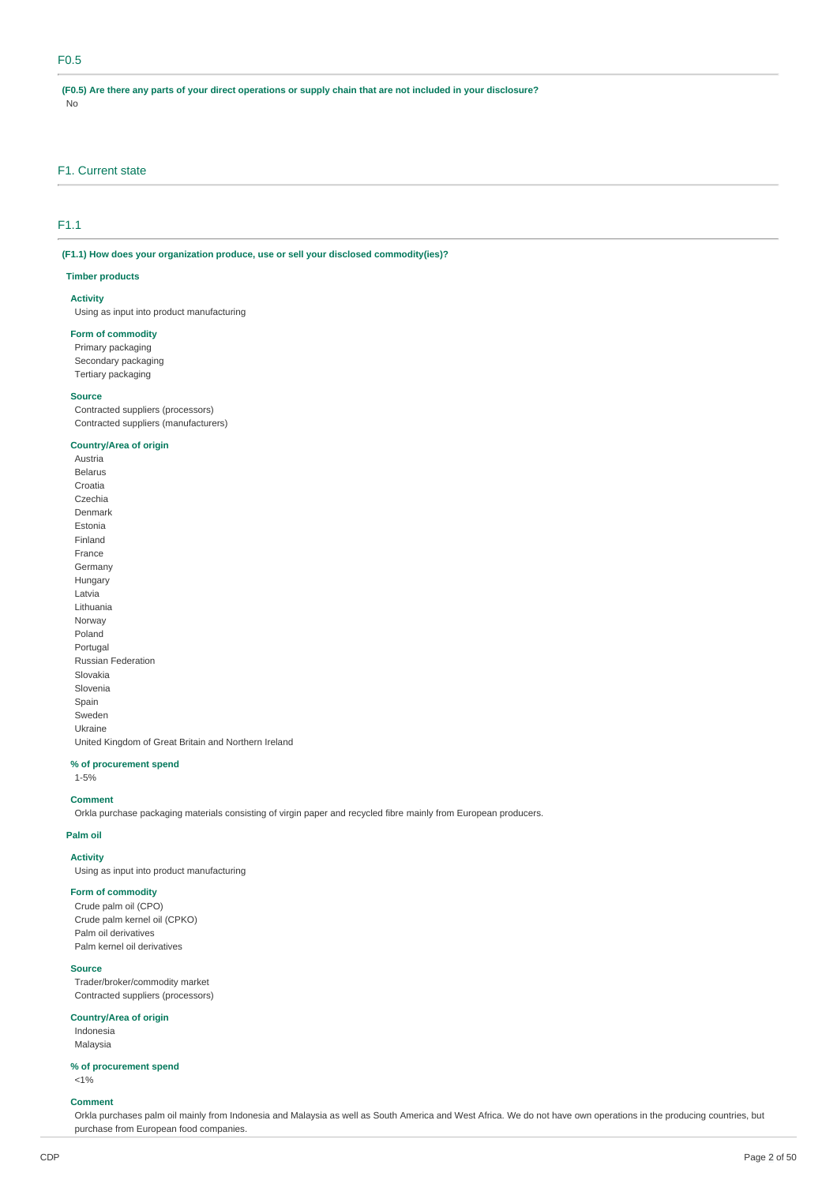## F0.5

**(F0.5) Are there any parts of your direct operations or supply chain that are not included in your disclosure?**

No

# F1. Current state

## F1.1

**(F1.1) How does your organization produce, use or sell your disclosed commodity(ies)?**

**Timber products**

**Activity**

Using as input into product manufacturing

**Form of commodity**

Primary packaging
Secondary packaging
Tertiary packaging

**Source**

Contracted suppliers (processors)
Contracted suppliers (manufacturers)

**Country/Area of origin**

Austria
Belarus
Croatia
Czechia
Denmark
Estonia
Finland
France
Germany
Hungary
Latvia
Lithuania
Norway
Poland
Portugal
Russian Federation
Slovakia
Slovenia
Spain
Sweden
Ukraine
United Kingdom of Great Britain and Northern Ireland

**% of procurement spend**

1-5%

**Comment**

Orkla purchase packaging materials consisting of virgin paper and recycled fibre mainly from European producers.

**Palm oil**

**Activity**

Using as input into product manufacturing

**Form of commodity**

Crude palm oil (CPO)
Crude palm kernel oil (CPKO)
Palm oil derivatives
Palm kernel oil derivatives

**Source**

Trader/broker/commodity market
Contracted suppliers (processors)

**Country/Area of origin**

Indonesia
Malaysia

**% of procurement spend**

<1%

**Comment**

Orkla purchases palm oil mainly from Indonesia and Malaysia as well as South America and West Africa. We do not have own operations in the producing countries, but purchase from European food companies.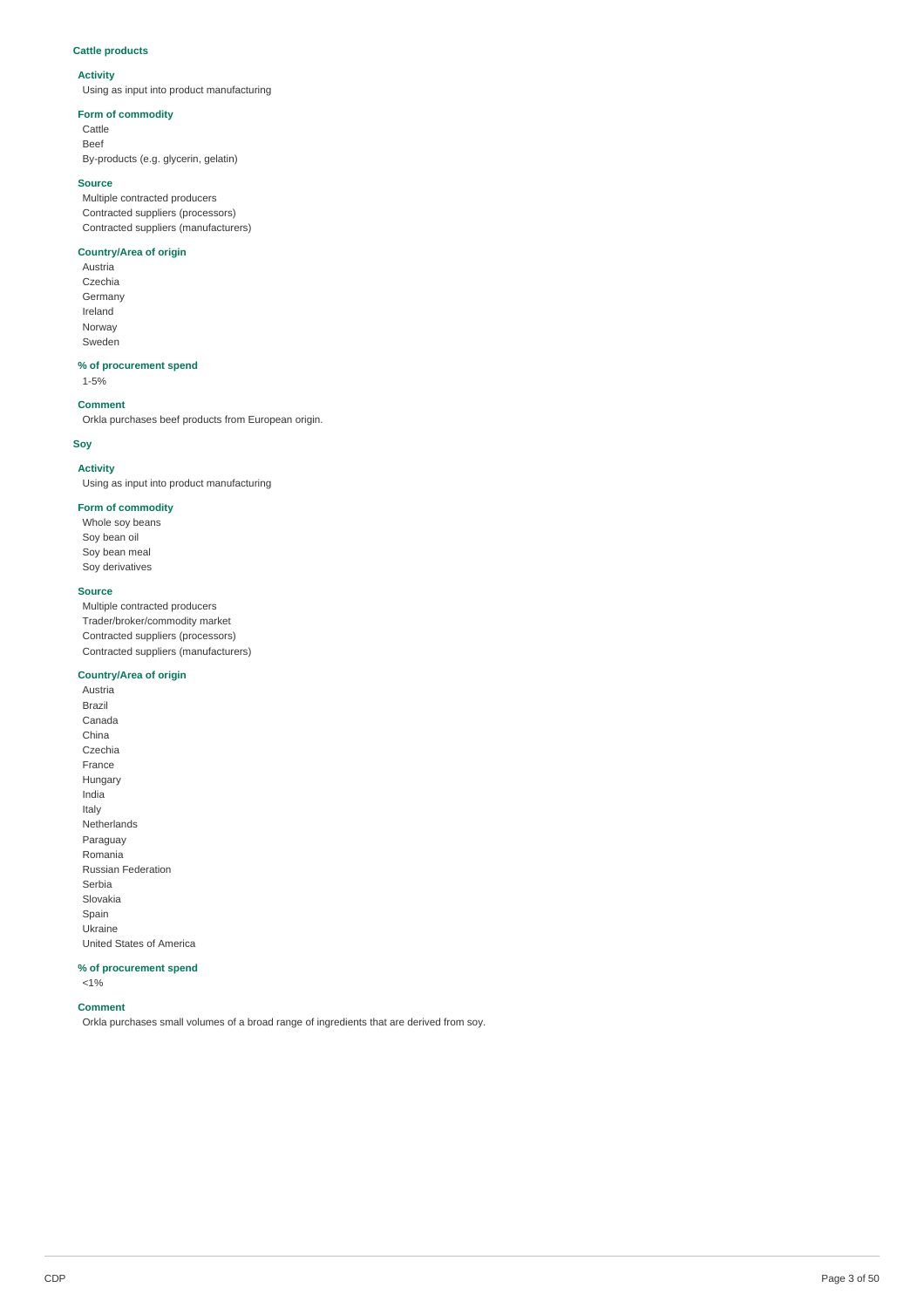### Cattle products

#### Activity

Using as input into product manufacturing

#### Form of commodity

Cattle
Beef
By-products (e.g. glycerin, gelatin)

#### Source

Multiple contracted producers
Contracted suppliers (processors)
Contracted suppliers (manufacturers)

#### Country/Area of origin

Austria
Czechia
Germany
Ireland
Norway
Sweden

#### % of procurement spend

1-5%

#### Comment

Orkla purchases beef products from European origin.

### Soy

#### Activity

Using as input into product manufacturing

#### Form of commodity

Whole soy beans
Soy bean oil
Soy bean meal
Soy derivatives

#### Source

Multiple contracted producers
Trader/broker/commodity market
Contracted suppliers (processors)
Contracted suppliers (manufacturers)

#### Country/Area of origin

Austria
Brazil
Canada
China
Czechia
France
Hungary
India
Italy
Netherlands
Paraguay
Romania
Russian Federation
Serbia
Slovakia
Spain
Ukraine
United States of America

#### % of procurement spend

<1%

#### Comment

Orkla purchases small volumes of a broad range of ingredients that are derived from soy.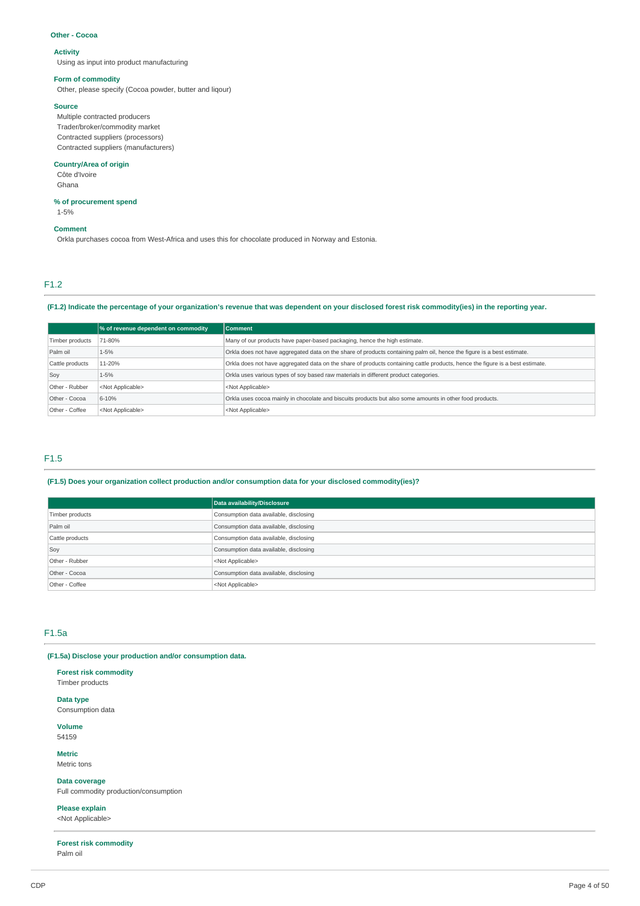**Other - Cocoa**

**Activity**
Using as input into product manufacturing

**Form of commodity**
Other, please specify (Cocoa powder, butter and liqour)

**Source**
Multiple contracted producers
Trader/broker/commodity market
Contracted suppliers (processors)
Contracted suppliers (manufacturers)

**Country/Area of origin**
Côte d'Ivoire
Ghana

**% of procurement spend**
1-5%

**Comment**
Orkla purchases cocoa from West-Africa and uses this for chocolate produced in Norway and Estonia.

## F1.2

**(F1.2) Indicate the percentage of your organization's revenue that was dependent on your disclosed forest risk commodity(ies) in the reporting year.**

| | % of revenue dependent on commodity | Comment |
|---|---|---|
| Timber products | 71-80% | Many of our products have paper-based packaging, hence the high estimate. |
| Palm oil | 1-5% | Orkla does not have aggregated data on the share of products containing palm oil, hence the figure is a best estimate. |
| Cattle products | 11-20% | Orkla does not have aggregated data on the share of products containing cattle products, hence the figure is a best estimate. |
| Soy | 1-5% | Orkla uses various types of soy based raw materials in different product categories. |
| Other - Rubber | <Not Applicable> | <Not Applicable> |
| Other - Cocoa | 6-10% | Orkla uses cocoa mainly in chocolate and biscuits products but also some amounts in other food products. |
| Other - Coffee | <Not Applicable> | <Not Applicable> |

## F1.5

**(F1.5) Does your organization collect production and/or consumption data for your disclosed commodity(ies)?**

| | Data availability/Disclosure |
|---|---|
| Timber products | Consumption data available, disclosing |
| Palm oil | Consumption data available, disclosing |
| Cattle products | Consumption data available, disclosing |
| Soy | Consumption data available, disclosing |
| Other - Rubber | <Not Applicable> |
| Other - Cocoa | Consumption data available, disclosing |
| Other - Coffee | <Not Applicable> |

## F1.5a

**(F1.5a) Disclose your production and/or consumption data.**

**Forest risk commodity**
Timber products

**Data type**
Consumption data

**Volume**
54159

**Metric**
Metric tons

**Data coverage**
Full commodity production/consumption

**Please explain**
<Not Applicable>

---

**Forest risk commodity**
Palm oil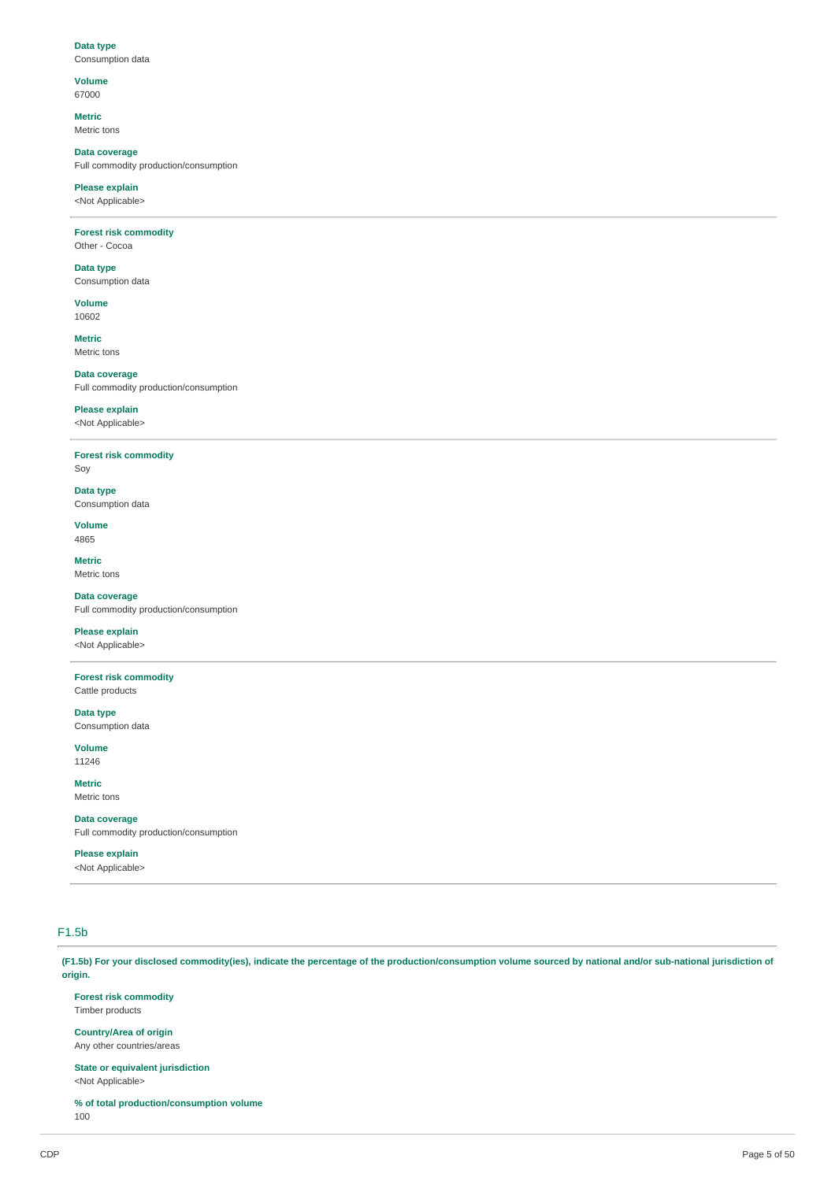**Data type**
Consumption data

**Volume**
67000

**Metric**
Metric tons

**Data coverage**
Full commodity production/consumption

**Please explain**
<Not Applicable>

---

**Forest risk commodity**
Other - Cocoa

**Data type**
Consumption data

**Volume**
10602

**Metric**
Metric tons

**Data coverage**
Full commodity production/consumption

**Please explain**
<Not Applicable>

---

**Forest risk commodity**
Soy

**Data type**
Consumption data

**Volume**
4865

**Metric**
Metric tons

**Data coverage**
Full commodity production/consumption

**Please explain**
<Not Applicable>

---

**Forest risk commodity**
Cattle products

**Data type**
Consumption data

**Volume**
11246

**Metric**
Metric tons

**Data coverage**
Full commodity production/consumption

**Please explain**
<Not Applicable>

---

## F1.5b

**(F1.5b) For your disclosed commodity(ies), indicate the percentage of the production/consumption volume sourced by national and/or sub-national jurisdiction of origin.**

**Forest risk commodity**
Timber products

**Country/Area of origin**
Any other countries/areas

**State or equivalent jurisdiction**
<Not Applicable>

**% of total production/consumption volume**
100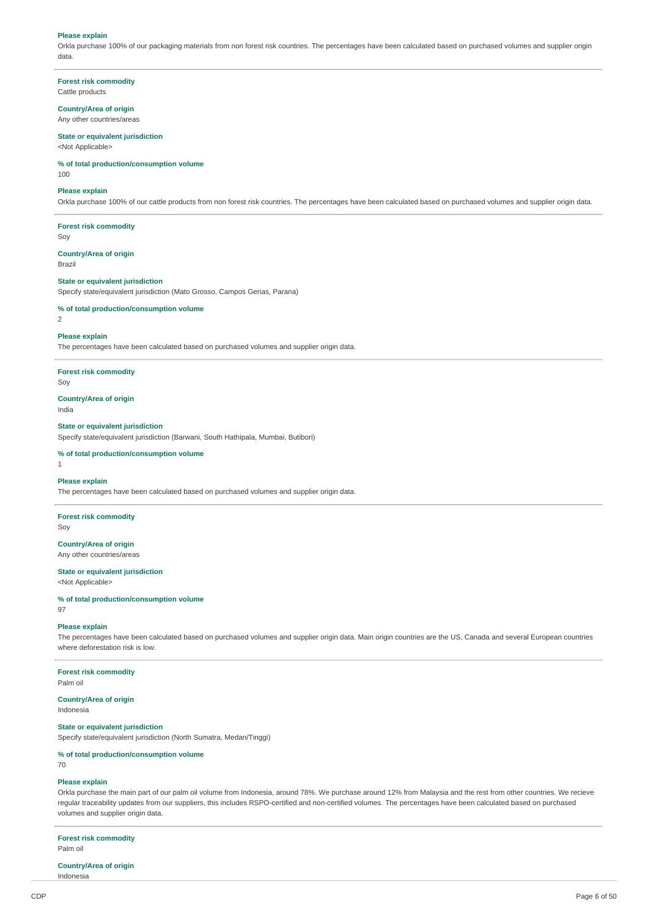**Please explain**

Orkla purchase 100% of our packaging materials from non forest risk countries. The percentages have been calculated based on purchased volumes and supplier origin data.

---

**Forest risk commodity**

Cattle products

**Country/Area of origin**

Any other countries/areas

**State or equivalent jurisdiction**

<Not Applicable>

**% of total production/consumption volume**

100

**Please explain**

Orkla purchase 100% of our cattle products from non forest risk countries. The percentages have been calculated based on purchased volumes and supplier origin data.

---

**Forest risk commodity**

Soy

**Country/Area of origin**

Brazil

**State or equivalent jurisdiction**

Specify state/equivalent jurisdiction (Mato Grosso, Campos Gerias, Parana)

**% of total production/consumption volume**

2

**Please explain**

The percentages have been calculated based on purchased volumes and supplier origin data.

---

**Forest risk commodity**

Soy

**Country/Area of origin**

India

**State or equivalent jurisdiction**

Specify state/equivalent jurisdiction (Barwani, South Hathipala, Mumbai, Butibori)

**% of total production/consumption volume**

1

**Please explain**

The percentages have been calculated based on purchased volumes and supplier origin data.

---

**Forest risk commodity**

Soy

**Country/Area of origin**

Any other countries/areas

**State or equivalent jurisdiction**

<Not Applicable>

**% of total production/consumption volume**

97

**Please explain**

The percentages have been calculated based on purchased volumes and supplier origin data. Main origin countries are the US, Canada and several European countries where deforestation risk is low.

---

**Forest risk commodity**

Palm oil

**Country/Area of origin**

Indonesia

**State or equivalent jurisdiction**

Specify state/equivalent jurisdiction (North Sumatra, Medan/Tinggi)

**% of total production/consumption volume**

70

**Please explain**

Orkla purchase the main part of our palm oil volume from Indonesia, around 78%. We purchase around 12% from Malaysia and the rest from other countries. We recieve regular traceability updates from our suppliers, this includes RSPO-certified and non-certified volumes. The percentages have been calculated based on purchased volumes and supplier origin data.

---

**Forest risk commodity**

Palm oil

**Country/Area of origin**

Indonesia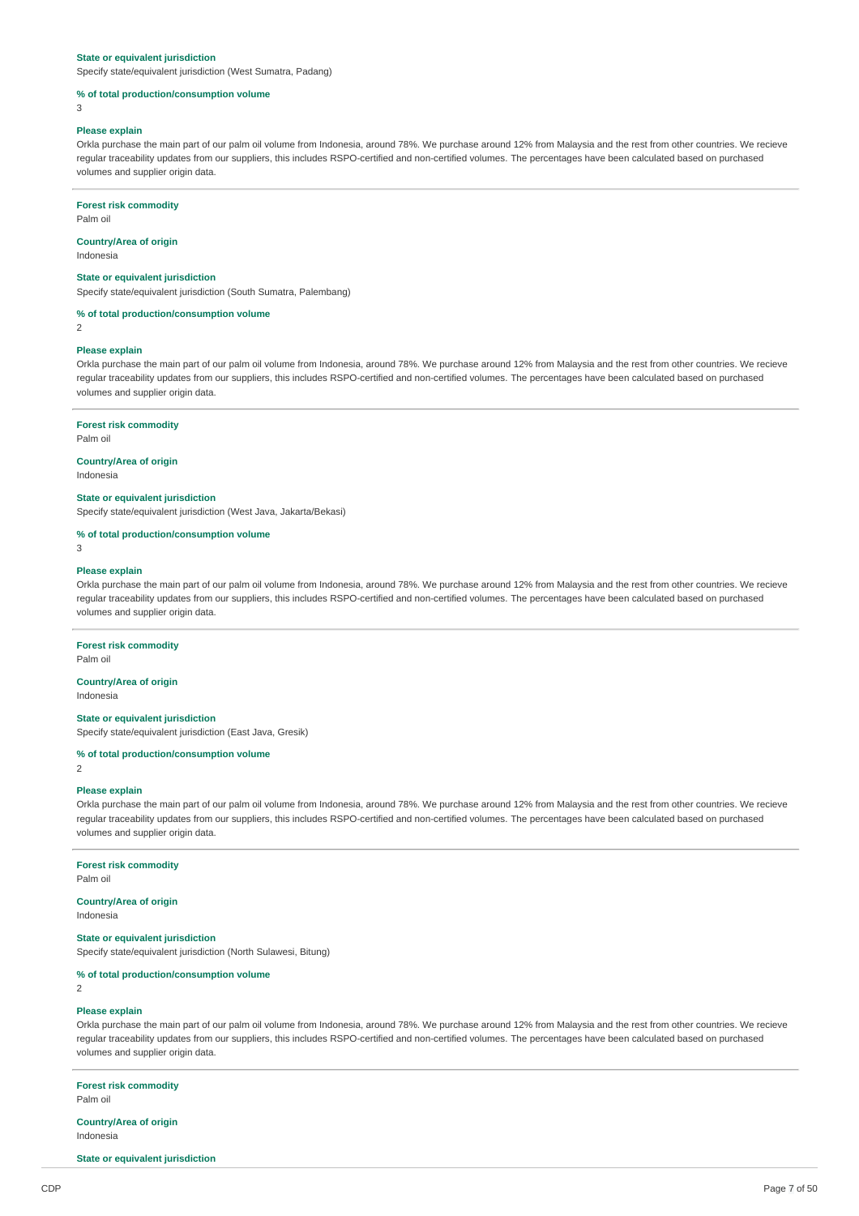**State or equivalent jurisdiction**

Specify state/equivalent jurisdiction (West Sumatra, Padang)

**% of total production/consumption volume**

3

**Please explain**

Orkla purchase the main part of our palm oil volume from Indonesia, around 78%. We purchase around 12% from Malaysia and the rest from other countries. We recieve regular traceability updates from our suppliers, this includes RSPO-certified and non-certified volumes. The percentages have been calculated based on purchased volumes and supplier origin data.

---

**Forest risk commodity**

Palm oil

**Country/Area of origin**

Indonesia

**State or equivalent jurisdiction**

Specify state/equivalent jurisdiction (South Sumatra, Palembang)

**% of total production/consumption volume**

2

**Please explain**

Orkla purchase the main part of our palm oil volume from Indonesia, around 78%. We purchase around 12% from Malaysia and the rest from other countries. We recieve regular traceability updates from our suppliers, this includes RSPO-certified and non-certified volumes. The percentages have been calculated based on purchased volumes and supplier origin data.

---

**Forest risk commodity**

Palm oil

**Country/Area of origin**

Indonesia

**State or equivalent jurisdiction**

Specify state/equivalent jurisdiction (West Java, Jakarta/Bekasi)

**% of total production/consumption volume**

3

**Please explain**

Orkla purchase the main part of our palm oil volume from Indonesia, around 78%. We purchase around 12% from Malaysia and the rest from other countries. We recieve regular traceability updates from our suppliers, this includes RSPO-certified and non-certified volumes. The percentages have been calculated based on purchased volumes and supplier origin data.

---

**Forest risk commodity**

Palm oil

**Country/Area of origin**

Indonesia

**State or equivalent jurisdiction**

Specify state/equivalent jurisdiction (East Java, Gresik)

**% of total production/consumption volume**

2

**Please explain**

Orkla purchase the main part of our palm oil volume from Indonesia, around 78%. We purchase around 12% from Malaysia and the rest from other countries. We recieve regular traceability updates from our suppliers, this includes RSPO-certified and non-certified volumes. The percentages have been calculated based on purchased volumes and supplier origin data.

---

**Forest risk commodity**

Palm oil

**Country/Area of origin**

Indonesia

**State or equivalent jurisdiction**

Specify state/equivalent jurisdiction (North Sulawesi, Bitung)

**% of total production/consumption volume**

2

**Please explain**

Orkla purchase the main part of our palm oil volume from Indonesia, around 78%. We purchase around 12% from Malaysia and the rest from other countries. We recieve regular traceability updates from our suppliers, this includes RSPO-certified and non-certified volumes. The percentages have been calculated based on purchased volumes and supplier origin data.

---

**Forest risk commodity**

Palm oil

**Country/Area of origin**

Indonesia

**State or equivalent jurisdiction**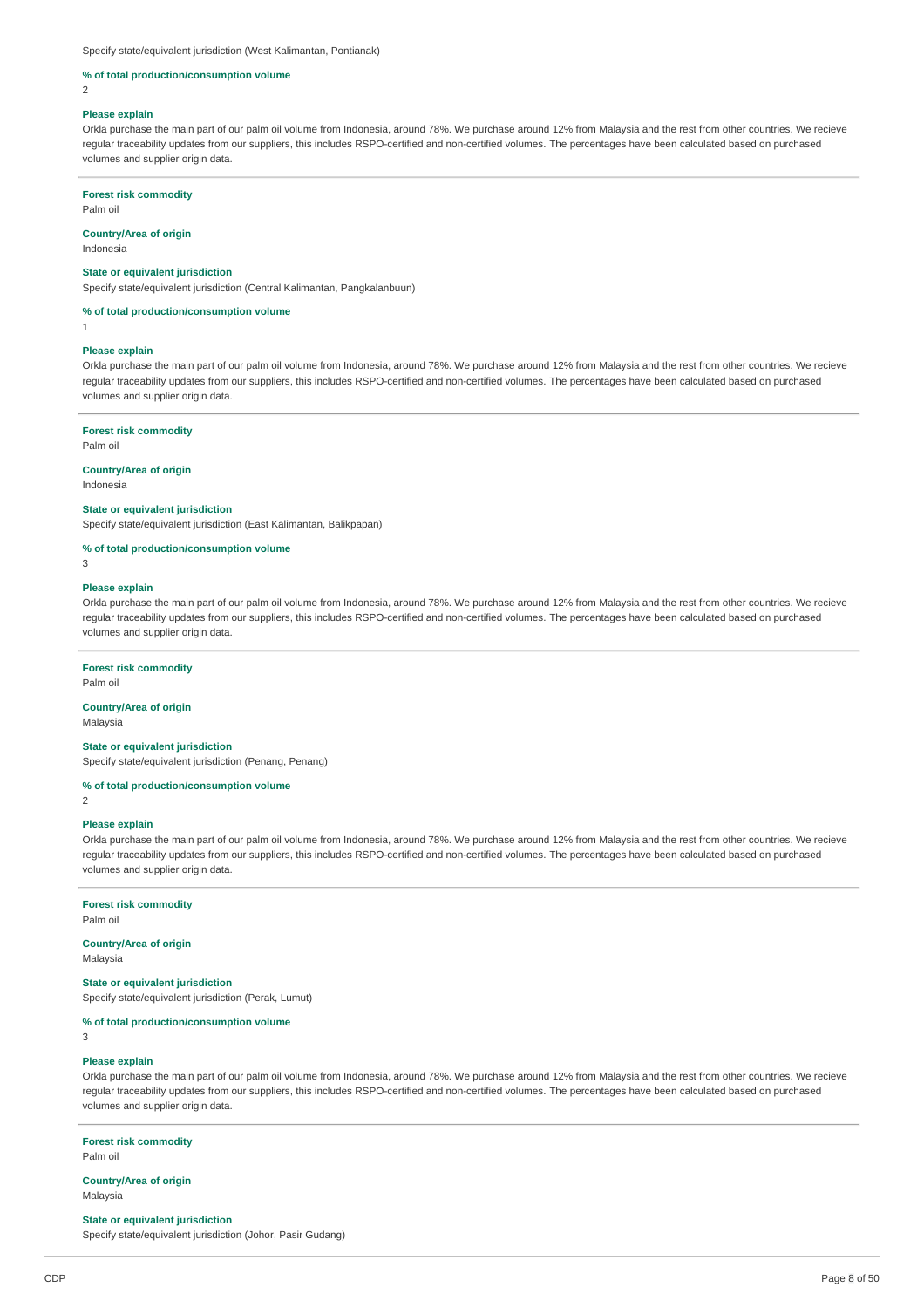Specify state/equivalent jurisdiction (West Kalimantan, Pontianak)

**% of total production/consumption volume**

2

**Please explain**

Orkla purchase the main part of our palm oil volume from Indonesia, around 78%. We purchase around 12% from Malaysia and the rest from other countries. We recieve regular traceability updates from our suppliers, this includes RSPO-certified and non-certified volumes. The percentages have been calculated based on purchased volumes and supplier origin data.

---

**Forest risk commodity**

Palm oil

**Country/Area of origin**

Indonesia

**State or equivalent jurisdiction**

Specify state/equivalent jurisdiction (Central Kalimantan, Pangkalanbuun)

**% of total production/consumption volume**

1

**Please explain**

Orkla purchase the main part of our palm oil volume from Indonesia, around 78%. We purchase around 12% from Malaysia and the rest from other countries. We recieve regular traceability updates from our suppliers, this includes RSPO-certified and non-certified volumes. The percentages have been calculated based on purchased volumes and supplier origin data.

---

**Forest risk commodity**

Palm oil

**Country/Area of origin**

Indonesia

**State or equivalent jurisdiction**

Specify state/equivalent jurisdiction (East Kalimantan, Balikpapan)

**% of total production/consumption volume**

3

**Please explain**

Orkla purchase the main part of our palm oil volume from Indonesia, around 78%. We purchase around 12% from Malaysia and the rest from other countries. We recieve regular traceability updates from our suppliers, this includes RSPO-certified and non-certified volumes. The percentages have been calculated based on purchased volumes and supplier origin data.

---

**Forest risk commodity**

Palm oil

**Country/Area of origin**

Malaysia

**State or equivalent jurisdiction**

Specify state/equivalent jurisdiction (Penang, Penang)

**% of total production/consumption volume**

2

**Please explain**

Orkla purchase the main part of our palm oil volume from Indonesia, around 78%. We purchase around 12% from Malaysia and the rest from other countries. We recieve regular traceability updates from our suppliers, this includes RSPO-certified and non-certified volumes. The percentages have been calculated based on purchased volumes and supplier origin data.

---

**Forest risk commodity**

Palm oil

**Country/Area of origin**

Malaysia

**State or equivalent jurisdiction**

Specify state/equivalent jurisdiction (Perak, Lumut)

**% of total production/consumption volume**

3

**Please explain**

Orkla purchase the main part of our palm oil volume from Indonesia, around 78%. We purchase around 12% from Malaysia and the rest from other countries. We recieve regular traceability updates from our suppliers, this includes RSPO-certified and non-certified volumes. The percentages have been calculated based on purchased volumes and supplier origin data.

---

**Forest risk commodity**

Palm oil

**Country/Area of origin**

Malaysia

**State or equivalent jurisdiction**

Specify state/equivalent jurisdiction (Johor, Pasir Gudang)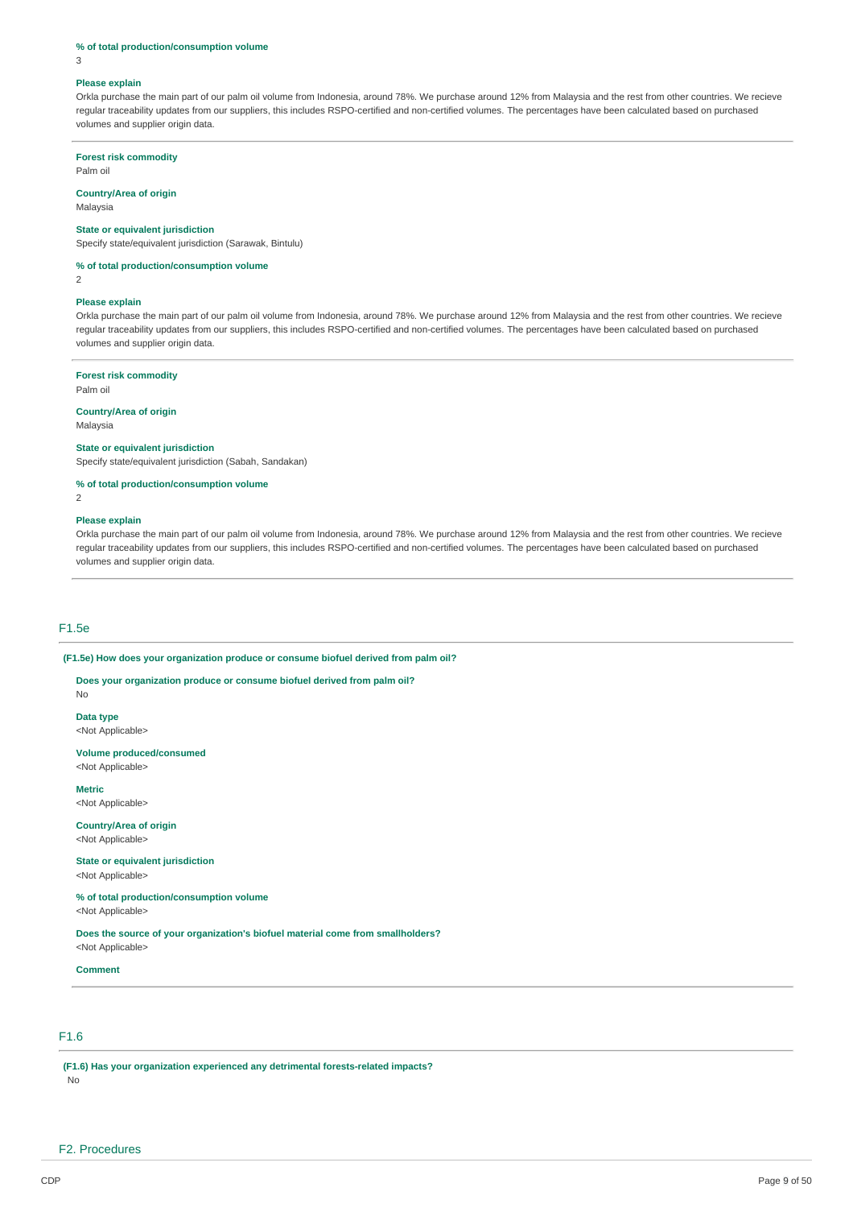**% of total production/consumption volume**

3

**Please explain**

Orkla purchase the main part of our palm oil volume from Indonesia, around 78%. We purchase around 12% from Malaysia and the rest from other countries. We recieve regular traceability updates from our suppliers, this includes RSPO-certified and non-certified volumes. The percentages have been calculated based on purchased volumes and supplier origin data.

---

**Forest risk commodity**

Palm oil

**Country/Area of origin**

Malaysia

**State or equivalent jurisdiction**

Specify state/equivalent jurisdiction (Sarawak, Bintulu)

**% of total production/consumption volume**

2

**Please explain**

Orkla purchase the main part of our palm oil volume from Indonesia, around 78%. We purchase around 12% from Malaysia and the rest from other countries. We recieve regular traceability updates from our suppliers, this includes RSPO-certified and non-certified volumes. The percentages have been calculated based on purchased volumes and supplier origin data.

---

**Forest risk commodity**

Palm oil

**Country/Area of origin**

Malaysia

**State or equivalent jurisdiction**

Specify state/equivalent jurisdiction (Sabah, Sandakan)

**% of total production/consumption volume**

2

**Please explain**

Orkla purchase the main part of our palm oil volume from Indonesia, around 78%. We purchase around 12% from Malaysia and the rest from other countries. We recieve regular traceability updates from our suppliers, this includes RSPO-certified and non-certified volumes. The percentages have been calculated based on purchased volumes and supplier origin data.

---

## F1.5e

**(F1.5e) How does your organization produce or consume biofuel derived from palm oil?**

**Does your organization produce or consume biofuel derived from palm oil?**

No

**Data type**

<Not Applicable>

**Volume produced/consumed**

<Not Applicable>

**Metric**

<Not Applicable>

**Country/Area of origin**

<Not Applicable>

**State or equivalent jurisdiction**

<Not Applicable>

**% of total production/consumption volume**

<Not Applicable>

**Does the source of your organization's biofuel material come from smallholders?**

<Not Applicable>

**Comment**

---

## F1.6

**(F1.6) Has your organization experienced any detrimental forests-related impacts?**

No

# F2. Procedures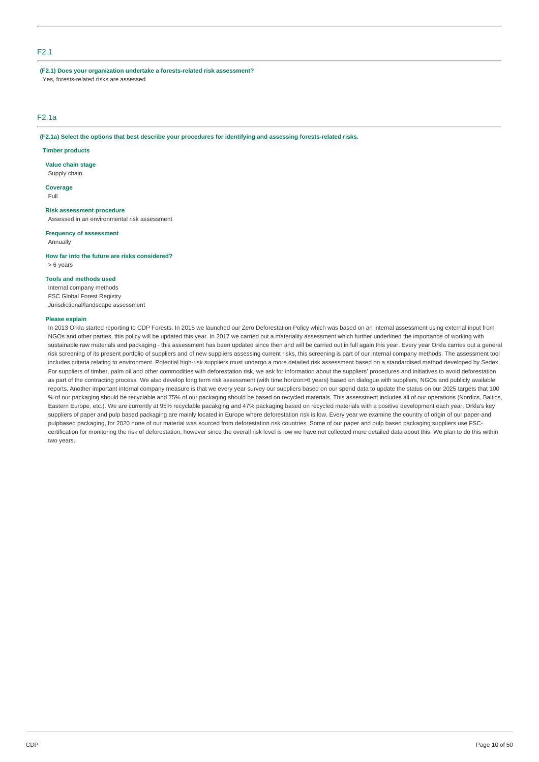## F2.1

**(F2.1) Does your organization undertake a forests-related risk assessment?**

Yes, forests-related risks are assessed

## F2.1a

**(F2.1a) Select the options that best describe your procedures for identifying and assessing forests-related risks.**

**Timber products**

**Value chain stage**

Supply chain

**Coverage**

Full

**Risk assessment procedure**

Assessed in an environmental risk assessment

**Frequency of assessment**

Annually

**How far into the future are risks considered?**

> 6 years

**Tools and methods used**

Internal company methods
FSC Global Forest Registry
Jurisdictional/landscape assessment

**Please explain**

In 2013 Orkla started reporting to CDP Forests. In 2015 we launched our Zero Deforestation Policy which was based on an internal assessment using external input from NGOs and other parties, this policy will be updated this year. In 2017 we carried out a materiality assessment which further underlined the importance of working with sustainable raw materials and packaging - this assessment has been updated since then and will be carried out in full again this year. Every year Orkla carries out a general risk screening of its present portfolio of suppliers and of new suppliers assessing current risks, this screening is part of our internal company methods. The assessment tool includes criteria relating to environment. Potential high-risk suppliers must undergo a more detailed risk assessment based on a standardised method developed by Sedex. For suppliers of timber, palm oil and other commodities with deforestation risk, we ask for information about the suppliers' procedures and initiatives to avoid deforestation as part of the contracting process. We also develop long term risk assessment (with time horizon>6 years) based on dialogue with suppliers, NGOs and publicly available reports. Another important internal company measure is that we every year survey our suppliers based on our spend data to update the status on our 2025 targets that 100 % of our packaging should be recyclable and 75% of our packaging should be based on recycled materials. This assessment includes all of our operations (Nordics, Baltics, Eastern Europe, etc.). We are currently at 95% recyclable pacakging and 47% packaging based on recycled materials with a positive development each year. Orkla's key suppliers of paper and pulp based packaging are mainly located in Europe where deforestation risk is low. Every year we examine the country of origin of our paper-and pulpbased packaging, for 2020 none of our material was sourced from deforestation risk countries. Some of our paper and pulp based packaging suppliers use FSC-certification for monitoring the risk of deforestation, however since the overall risk level is low we have not collected more detailed data about this. We plan to do this within two years.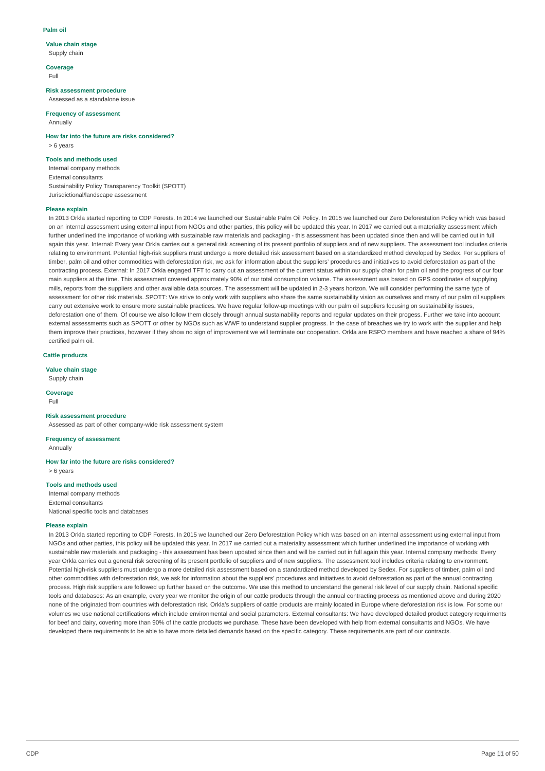### Palm oil

**Value chain stage**
Supply chain

**Coverage**
Full

**Risk assessment procedure**
Assessed as a standalone issue

**Frequency of assessment**
Annually

**How far into the future are risks considered?**
> 6 years

**Tools and methods used**
Internal company methods
External consultants
Sustainability Policy Transparency Toolkit (SPOTT)
Jurisdictional/landscape assessment

**Please explain**
In 2013 Orkla started reporting to CDP Forests. In 2014 we launched our Sustainable Palm Oil Policy. In 2015 we launched our Zero Deforestation Policy which was based on an internal assessment using external input from NGOs and other parties, this policy will be updated this year. In 2017 we carried out a materiality assessment which further underlined the importance of working with sustainable raw materials and packaging - this assessment has been updated since then and will be carried out in full again this year. Internal: Every year Orkla carries out a general risk screening of its present portfolio of suppliers and of new suppliers. The assessment tool includes criteria relating to environment. Potential high-risk suppliers must undergo a more detailed risk assessment based on a standardized method developed by Sedex. For suppliers of timber, palm oil and other commodities with deforestation risk, we ask for information about the suppliers' procedures and initiatives to avoid deforestation as part of the contracting process. External: In 2017 Orkla engaged TFT to carry out an assessment of the current status within our supply chain for palm oil and the progress of our four main suppliers at the time. This assessment covered approximately 90% of our total consumption volume. The assessment was based on GPS coordinates of supplying mills, reports from the suppliers and other available data sources. The assessment will be updated in 2-3 years horizon. We will consider performing the same type of assessment for other risk materials. SPOTT: We strive to only work with suppliers who share the same sustainability vision as ourselves and many of our palm oil suppliers carry out extensive work to ensure more sustainable practices. We have regular follow-up meetings with our palm oil suppliers focusing on sustainability issues, deforestation one of them. Of course we also follow them closely through annual sustainability reports and regular updates on their progess. Further we take into account external assessments such as SPOTT or other by NGOs such as WWF to understand supplier progress. In the case of breaches we try to work with the supplier and help them improve their practices, however if they show no sign of improvement we will terminate our cooperation. Orkla are RSPO members and have reached a share of 94% certified palm oil.

### Cattle products

**Value chain stage**
Supply chain

**Coverage**
Full

**Risk assessment procedure**
Assessed as part of other company-wide risk assessment system

**Frequency of assessment**
Annually

**How far into the future are risks considered?**
> 6 years

**Tools and methods used**
Internal company methods
External consultants
National specific tools and databases

**Please explain**
In 2013 Orkla started reporting to CDP Forests. In 2015 we launched our Zero Deforestation Policy which was based on an internal assessment using external input from NGOs and other parties, this policy will be updated this year. In 2017 we carried out a materiality assessment which further underlined the importance of working with sustainable raw materials and packaging - this assessment has been updated since then and will be carried out in full again this year. Internal company methods: Every year Orkla carries out a general risk screening of its present portfolio of suppliers and of new suppliers. The assessment tool includes criteria relating to environment. Potential high-risk suppliers must undergo a more detailed risk assessment based on a standardized method developed by Sedex. For suppliers of timber, palm oil and other commodities with deforestation risk, we ask for information about the suppliers' procedures and initiatives to avoid deforestation as part of the annual contracting process. High risk suppliers are followed up further based on the outcome. We use this method to understand the general risk level of our supply chain. National specific tools and databases: As an example, every year we monitor the origin of our cattle products through the annual contracting process as mentioned above and during 2020 none of the originated from countries with deforestation risk. Orkla's suppliers of cattle products are mainly located in Europe where deforestation risk is low. For some our volumes we use national certifications which include environmental and social parameters. External consultants: We have developed detailed product category requirments for beef and dairy, covering more than 90% of the cattle products we purchase. These have been developed with help from external consultants and NGOs. We have developed there requirements to be able to have more detailed demands based on the specific category. These requirements are part of our contracts.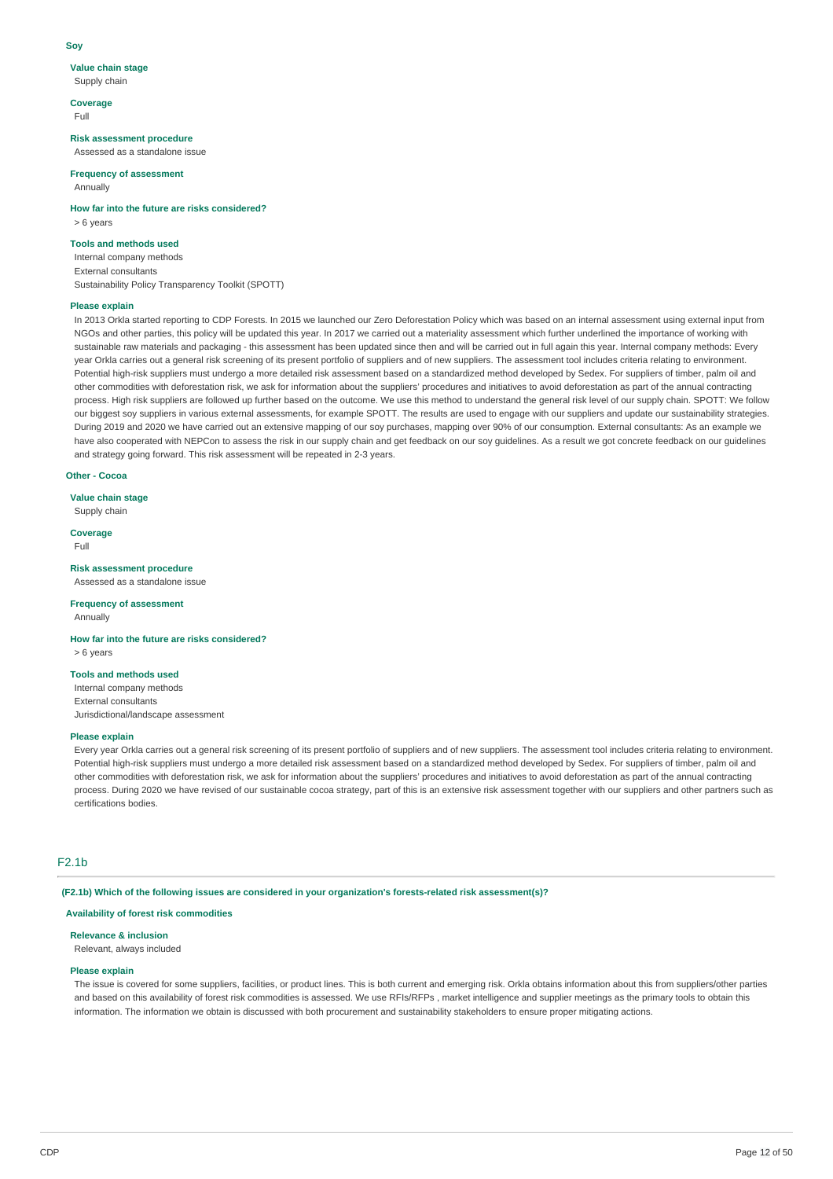**Soy**

**Value chain stage**
Supply chain

**Coverage**
Full

**Risk assessment procedure**
Assessed as a standalone issue

**Frequency of assessment**
Annually

**How far into the future are risks considered?**
> 6 years

**Tools and methods used**
Internal company methods
External consultants
Sustainability Policy Transparency Toolkit (SPOTT)

**Please explain**
In 2013 Orkla started reporting to CDP Forests. In 2015 we launched our Zero Deforestation Policy which was based on an internal assessment using external input from NGOs and other parties, this policy will be updated this year. In 2017 we carried out a materiality assessment which further underlined the importance of working with sustainable raw materials and packaging - this assessment has been updated since then and will be carried out in full again this year. Internal company methods: Every year Orkla carries out a general risk screening of its present portfolio of suppliers and of new suppliers. The assessment tool includes criteria relating to environment. Potential high-risk suppliers must undergo a more detailed risk assessment based on a standardized method developed by Sedex. For suppliers of timber, palm oil and other commodities with deforestation risk, we ask for information about the suppliers' procedures and initiatives to avoid deforestation as part of the annual contracting process. High risk suppliers are followed up further based on the outcome. We use this method to understand the general risk level of our supply chain. SPOTT: We follow our biggest soy suppliers in various external assessments, for example SPOTT. The results are used to engage with our suppliers and update our sustainability strategies. During 2019 and 2020 we have carried out an extensive mapping of our soy purchases, mapping over 90% of our consumption. External consultants: As an example we have also cooperated with NEPCon to assess the risk in our supply chain and get feedback on our soy guidelines. As a result we got concrete feedback on our guidelines and strategy going forward. This risk assessment will be repeated in 2-3 years.

**Other - Cocoa**

**Value chain stage**
Supply chain

**Coverage**
Full

**Risk assessment procedure**
Assessed as a standalone issue

**Frequency of assessment**
Annually

**How far into the future are risks considered?**
> 6 years

**Tools and methods used**
Internal company methods
External consultants
Jurisdictional/landscape assessment

**Please explain**
Every year Orkla carries out a general risk screening of its present portfolio of suppliers and of new suppliers. The assessment tool includes criteria relating to environment. Potential high-risk suppliers must undergo a more detailed risk assessment based on a standardized method developed by Sedex. For suppliers of timber, palm oil and other commodities with deforestation risk, we ask for information about the suppliers' procedures and initiatives to avoid deforestation as part of the annual contracting process. During 2020 we have revised of our sustainable cocoa strategy, part of this is an extensive risk assessment together with our suppliers and other partners such as certifications bodies.

## F2.1b

**(F2.1b) Which of the following issues are considered in your organization's forests-related risk assessment(s)?**

**Availability of forest risk commodities**

**Relevance & inclusion**
Relevant, always included

**Please explain**
The issue is covered for some suppliers, facilities, or product lines. This is both current and emerging risk. Orkla obtains information about this from suppliers/other parties and based on this availability of forest risk commodities is assessed. We use RFIs/RFPs , market intelligence and supplier meetings as the primary tools to obtain this information. The information we obtain is discussed with both procurement and sustainability stakeholders to ensure proper mitigating actions.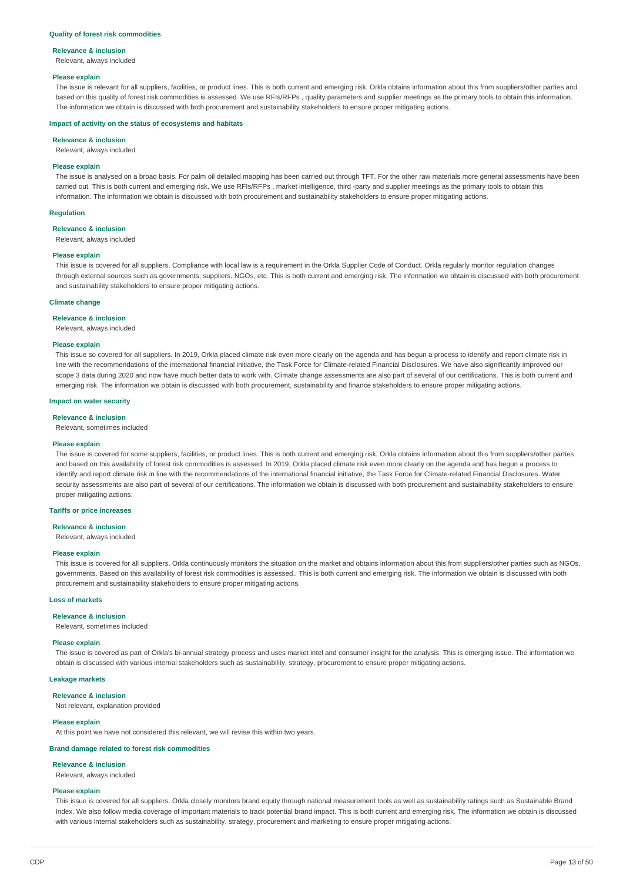#### Quality of forest risk commodities

**Relevance & inclusion**

Relevant, always included

**Please explain**

The issue is relevant for all suppliers, facilities, or product lines. This is both current and emerging risk. Orkla obtains information about this from suppliers/other parties and based on this quality of forest risk commodities is assessed. We use RFIs/RFPs , quality parameters and supplier meetings as the primary tools to obtain this information. The information we obtain is discussed with both procurement and sustainability stakeholders to ensure proper mitigating actions.

#### Impact of activity on the status of ecosystems and habitats

**Relevance & inclusion**

Relevant, always included

**Please explain**

The issue is analysed on a broad basis. For palm oil detailed mapping has been carried out through TFT. For the other raw materials more general assessments have been carried out. This is both current and emerging risk. We use RFIs/RFPs , market intelligence, third -party and supplier meetings as the primary tools to obtain this information. The information we obtain is discussed with both procurement and sustainability stakeholders to ensure proper mitigating actions.

#### Regulation

**Relevance & inclusion**

Relevant, always included

**Please explain**

This issue is covered for all suppliers. Compliance with local law is a requirement in the Orkla Supplier Code of Conduct. Orkla regularly monitor regulation changes through external sources such as governments, suppliers, NGOs, etc. This is both current and emerging risk. The information we obtain is discussed with both procurement and sustainability stakeholders to ensure proper mitigating actions.

#### Climate change

**Relevance & inclusion**

Relevant, always included

**Please explain**

This issue so covered for all suppliers. In 2019, Orkla placed climate risk even more clearly on the agenda and has begun a process to identify and report climate risk in line with the recommendations of the international financial initiative, the Task Force for Climate-related Financial Disclosures. We have also significantly improved our scope 3 data during 2020 and now have much better data to work with. Climate change assessments are also part of several of our certifications. This is both current and emerging risk. The information we obtain is discussed with both procurement, sustainability and finance stakeholders to ensure proper mitigating actions.

#### Impact on water security

**Relevance & inclusion**

Relevant, sometimes included

**Please explain**

The issue is covered for some suppliers, facilities, or product lines. This is both current and emerging risk. Orkla obtains information about this from suppliers/other parties and based on this availability of forest risk commodities is assessed. In 2019, Orkla placed climate risk even more clearly on the agenda and has begun a process to identify and report climate risk in line with the recommendations of the international financial initiative, the Task Force for Climate-related Financial Disclosures. Water security assessments are also part of several of our certifications. The information we obtain is discussed with both procurement and sustainability stakeholders to ensure proper mitigating actions.

#### Tariffs or price increases

**Relevance & inclusion**

Relevant, always included

**Please explain**

This issue is covered for all suppliers. Orkla continuously monitors the situation on the market and obtains information about this from suppliers/other parties such as NGOs, governments. Based on this availability of forest risk commodities is assessed.. This is both current and emerging risk. The information we obtain is discussed with both procurement and sustainability stakeholders to ensure proper mitigating actions.

#### Loss of markets

**Relevance & inclusion**

Relevant, sometimes included

**Please explain**

The issue is covered as part of Orkla's bi-annual strategy process and uses market intel and consumer insight for the analysis. This is emerging issue. The information we obtain is discussed with various internal stakeholders such as sustainability, strategy, procurement to ensure proper mitigating actions.

#### Leakage markets

**Relevance & inclusion**

Not relevant, explanation provided

**Please explain**

At this point we have not considered this relevant, we will revise this within two years.

#### Brand damage related to forest risk commodities

**Relevance & inclusion**

Relevant, always included

**Please explain**

This issue is covered for all suppliers. Orkla closely monitors brand equity through national measurement tools as well as sustainability ratings such as Sustainable Brand Index. We also follow media coverage of important materials to track potential brand impact. This is both current and emerging risk. The information we obtain is discussed with various internal stakeholders such as sustainability, strategy, procurement and marketing to ensure proper mitigating actions.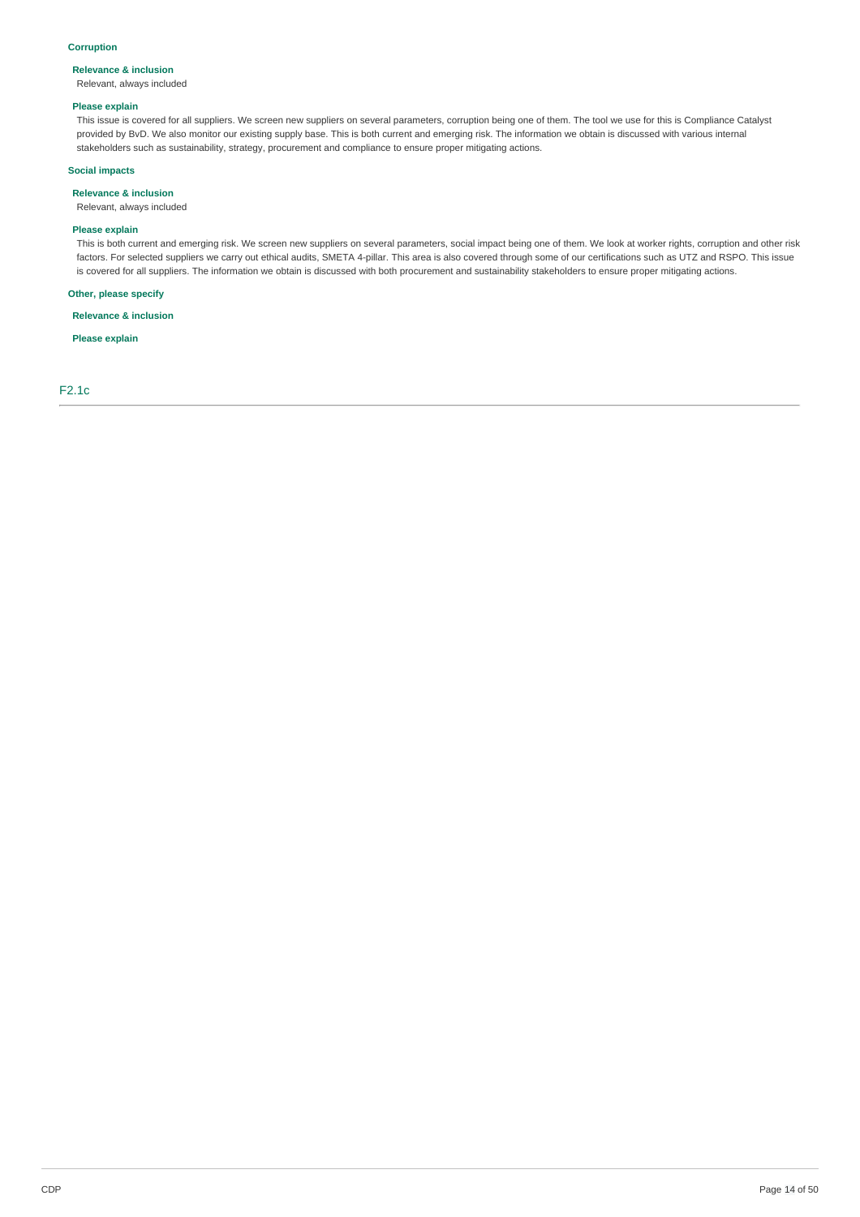#### Corruption

**Relevance & inclusion**

Relevant, always included

**Please explain**

This issue is covered for all suppliers. We screen new suppliers on several parameters, corruption being one of them. The tool we use for this is Compliance Catalyst provided by BvD. We also monitor our existing supply base. This is both current and emerging risk. The information we obtain is discussed with various internal stakeholders such as sustainability, strategy, procurement and compliance to ensure proper mitigating actions.

#### Social impacts

**Relevance & inclusion**

Relevant, always included

**Please explain**

This is both current and emerging risk. We screen new suppliers on several parameters, social impact being one of them. We look at worker rights, corruption and other risk factors. For selected suppliers we carry out ethical audits, SMETA 4-pillar. This area is also covered through some of our certifications such as UTZ and RSPO. This issue is covered for all suppliers. The information we obtain is discussed with both procurement and sustainability stakeholders to ensure proper mitigating actions.

#### Other, please specify

**Relevance & inclusion**

**Please explain**

## F2.1c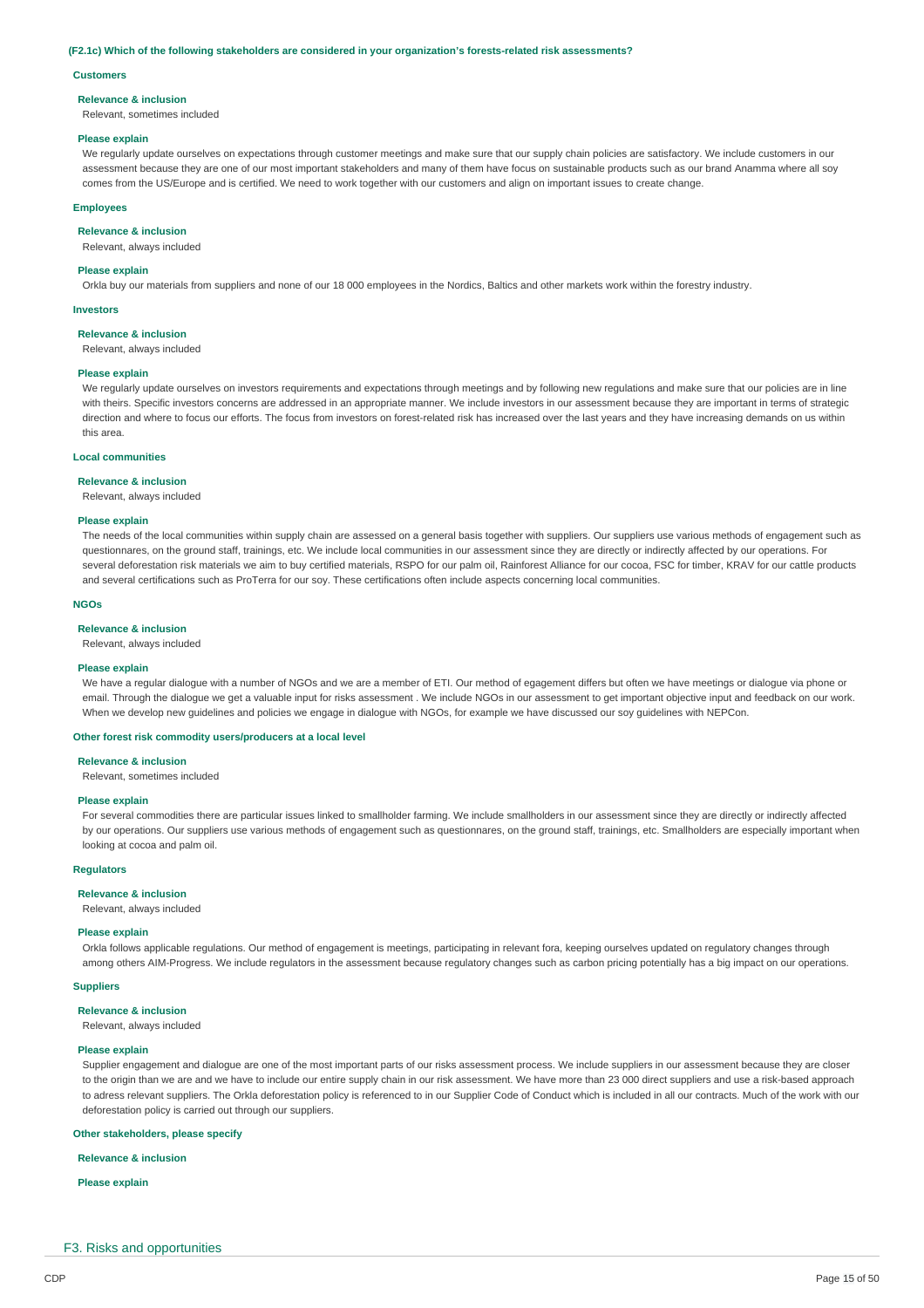**(F2.1c) Which of the following stakeholders are considered in your organization's forests-related risk assessments?**

#### Customers

**Relevance & inclusion**

Relevant, sometimes included

**Please explain**

We regularly update ourselves on expectations through customer meetings and make sure that our supply chain policies are satisfactory. We include customers in our assessment because they are one of our most important stakeholders and many of them have focus on sustainable products such as our brand Anamma where all soy comes from the US/Europe and is certified. We need to work together with our customers and align on important issues to create change.

#### Employees

**Relevance & inclusion**

Relevant, always included

**Please explain**

Orkla buy our materials from suppliers and none of our 18 000 employees in the Nordics, Baltics and other markets work within the forestry industry.

#### Investors

**Relevance & inclusion**

Relevant, always included

**Please explain**

We regularly update ourselves on investors requirements and expectations through meetings and by following new regulations and make sure that our policies are in line with theirs. Specific investors concerns are addressed in an appropriate manner. We include investors in our assessment because they are important in terms of strategic direction and where to focus our efforts. The focus from investors on forest-related risk has increased over the last years and they have increasing demands on us within this area.

#### Local communities

**Relevance & inclusion**

Relevant, always included

**Please explain**

The needs of the local communities within supply chain are assessed on a general basis together with suppliers. Our suppliers use various methods of engagement such as questionnares, on the ground staff, trainings, etc. We include local communities in our assessment since they are directly or indirectly affected by our operations. For several deforestation risk materials we aim to buy certified materials, RSPO for our palm oil, Rainforest Alliance for our cocoa, FSC for timber, KRAV for our cattle products and several certifications such as ProTerra for our soy. These certifications often include aspects concerning local communities.

#### NGOs

**Relevance & inclusion**

Relevant, always included

**Please explain**

We have a regular dialogue with a number of NGOs and we are a member of ETI. Our method of egagement differs but often we have meetings or dialogue via phone or email. Through the dialogue we get a valuable input for risks assessment . We include NGOs in our assessment to get important objective input and feedback on our work. When we develop new guidelines and policies we engage in dialogue with NGOs, for example we have discussed our soy guidelines with NEPCon.

#### Other forest risk commodity users/producers at a local level

**Relevance & inclusion**

Relevant, sometimes included

**Please explain**

For several commodities there are particular issues linked to smallholder farming. We include smallholders in our assessment since they are directly or indirectly affected by our operations. Our suppliers use various methods of engagement such as questionnares, on the ground staff, trainings, etc. Smallholders are especially important when looking at cocoa and palm oil.

#### Regulators

**Relevance & inclusion**

Relevant, always included

**Please explain**

Orkla follows applicable regulations. Our method of engagement is meetings, participating in relevant fora, keeping ourselves updated on regulatory changes through among others AIM-Progress. We include regulators in the assessment because regulatory changes such as carbon pricing potentially has a big impact on our operations.

#### Suppliers

**Relevance & inclusion**

Relevant, always included

**Please explain**

Supplier engagement and dialogue are one of the most important parts of our risks assessment process. We include suppliers in our assessment because they are closer to the origin than we are and we have to include our entire supply chain in our risk assessment. We have more than 23 000 direct suppliers and use a risk-based approach to adress relevant suppliers. The Orkla deforestation policy is referenced to in our Supplier Code of Conduct which is included in all our contracts. Much of the work with our deforestation policy is carried out through our suppliers.

#### Other stakeholders, please specify

**Relevance & inclusion**

**Please explain**

## F3. Risks and opportunities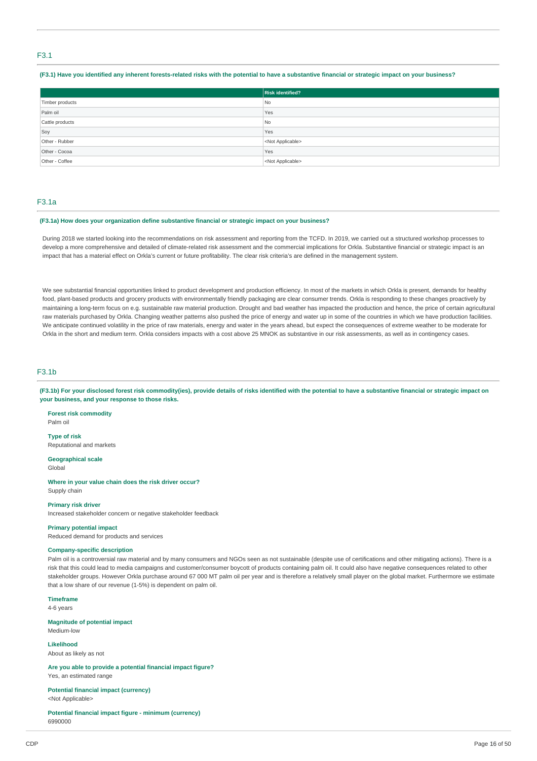## F3.1

**(F3.1) Have you identified any inherent forests-related risks with the potential to have a substantive financial or strategic impact on your business?**

| | Risk identified? |
|---|---|
| Timber products | No |
| Palm oil | Yes |
| Cattle products | No |
| Soy | Yes |
| Other - Rubber | <Not Applicable> |
| Other - Cocoa | Yes |
| Other - Coffee | <Not Applicable> |

## F3.1a

**(F3.1a) How does your organization define substantive financial or strategic impact on your business?**

During 2018 we started looking into the recommendations on risk assessment and reporting from the TCFD. In 2019, we carried out a structured workshop processes to develop a more comprehensive and detailed of climate-related risk assessment and the commercial implications for Orkla. Substantive financial or strategic impact is an impact that has a material effect on Orkla's current or future profitability. The clear risk criteria's are defined in the management system.

We see substantial financial opportunities linked to product development and production efficiency. In most of the markets in which Orkla is present, demands for healthy food, plant-based products and grocery products with environmentally friendly packaging are clear consumer trends. Orkla is responding to these changes proactively by maintaining a long-term focus on e.g. sustainable raw material production. Drought and bad weather has impacted the production and hence, the price of certain agricultural raw materials purchased by Orkla. Changing weather patterns also pushed the price of energy and water up in some of the countries in which we have production facilities. We anticipate continued volatility in the price of raw materials, energy and water in the years ahead, but expect the consequences of extreme weather to be moderate for Orkla in the short and medium term. Orkla considers impacts with a cost above 25 MNOK as substantive in our risk assessments, as well as in contingency cases.

## F3.1b

**(F3.1b) For your disclosed forest risk commodity(ies), provide details of risks identified with the potential to have a substantive financial or strategic impact on your business, and your response to those risks.**

**Forest risk commodity**
Palm oil

**Type of risk**
Reputational and markets

**Geographical scale**
Global

**Where in your value chain does the risk driver occur?**
Supply chain

**Primary risk driver**
Increased stakeholder concern or negative stakeholder feedback

**Primary potential impact**
Reduced demand for products and services

**Company-specific description**
Palm oil is a controversial raw material and by many consumers and NGOs seen as not sustainable (despite use of certifications and other mitigating actions). There is a risk that this could lead to media campaigns and customer/consumer boycott of products containing palm oil. It could also have negative consequences related to other stakeholder groups. However Orkla purchase around 67 000 MT palm oil per year and is therefore a relatively small player on the global market. Furthermore we estimate that a low share of our revenue (1-5%) is dependent on palm oil.

**Timeframe**
4-6 years

**Magnitude of potential impact**
Medium-low

**Likelihood**
About as likely as not

**Are you able to provide a potential financial impact figure?**
Yes, an estimated range

**Potential financial impact (currency)**
<Not Applicable>

**Potential financial impact figure - minimum (currency)**
6990000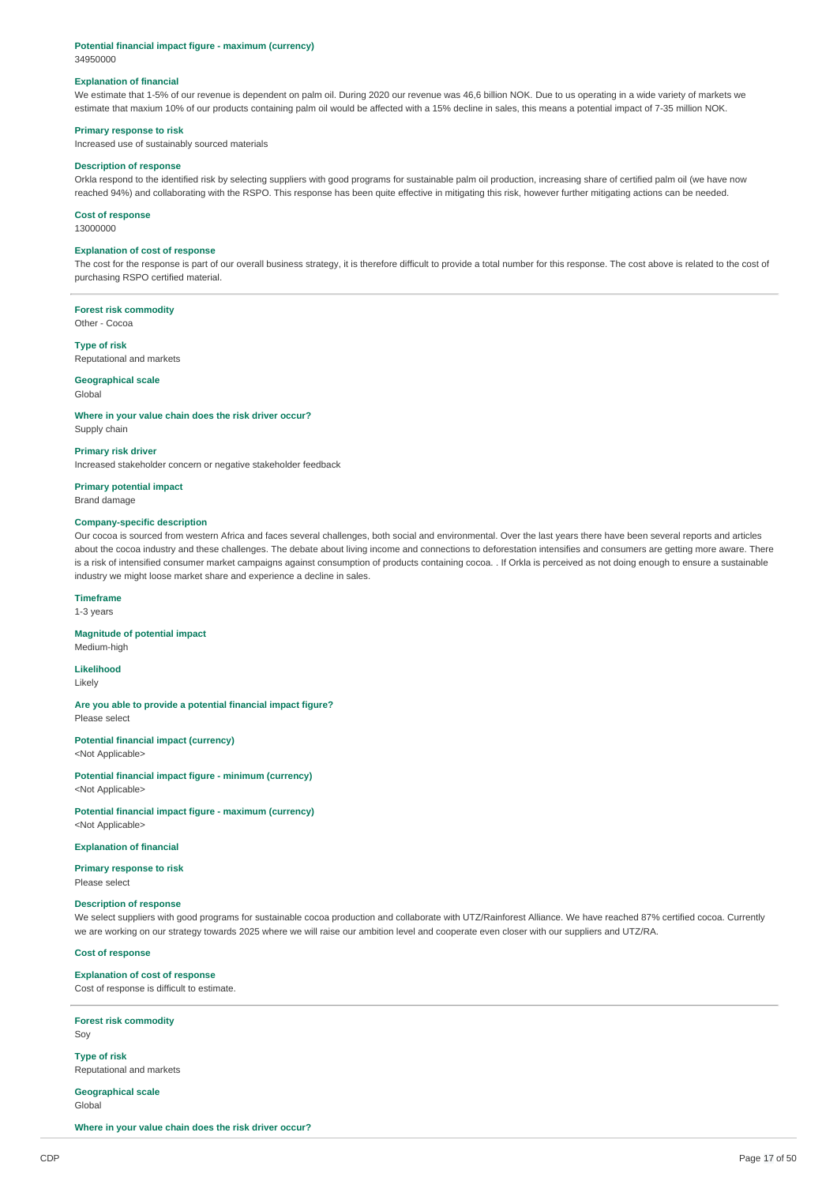**Potential financial impact figure - maximum (currency)**
34950000

**Explanation of financial**
We estimate that 1-5% of our revenue is dependent on palm oil. During 2020 our revenue was 46,6 billion NOK. Due to us operating in a wide variety of markets we estimate that maxium 10% of our products containing palm oil would be affected with a 15% decline in sales, this means a potential impact of 7-35 million NOK.

**Primary response to risk**
Increased use of sustainably sourced materials

**Description of response**
Orkla respond to the identified risk by selecting suppliers with good programs for sustainable palm oil production, increasing share of certified palm oil (we have now reached 94%) and collaborating with the RSPO. This response has been quite effective in mitigating this risk, however further mitigating actions can be needed.

**Cost of response**
13000000

**Explanation of cost of response**
The cost for the response is part of our overall business strategy, it is therefore difficult to provide a total number for this response. The cost above is related to the cost of purchasing RSPO certified material.

---

**Forest risk commodity**
Other - Cocoa

**Type of risk**
Reputational and markets

**Geographical scale**
Global

**Where in your value chain does the risk driver occur?**
Supply chain

**Primary risk driver**
Increased stakeholder concern or negative stakeholder feedback

**Primary potential impact**
Brand damage

**Company-specific description**
Our cocoa is sourced from western Africa and faces several challenges, both social and environmental. Over the last years there have been several reports and articles about the cocoa industry and these challenges. The debate about living income and connections to deforestation intensifies and consumers are getting more aware. There is a risk of intensified consumer market campaigns against consumption of products containing cocoa. . If Orkla is perceived as not doing enough to ensure a sustainable industry we might loose market share and experience a decline in sales.

**Timeframe**
1-3 years

**Magnitude of potential impact**
Medium-high

**Likelihood**
Likely

**Are you able to provide a potential financial impact figure?**
Please select

**Potential financial impact (currency)**
<Not Applicable>

**Potential financial impact figure - minimum (currency)**
<Not Applicable>

**Potential financial impact figure - maximum (currency)**
<Not Applicable>

**Explanation of financial**

**Primary response to risk**
Please select

**Description of response**
We select suppliers with good programs for sustainable cocoa production and collaborate with UTZ/Rainforest Alliance. We have reached 87% certified cocoa. Currently we are working on our strategy towards 2025 where we will raise our ambition level and cooperate even closer with our suppliers and UTZ/RA.

**Cost of response**

**Explanation of cost of response**
Cost of response is difficult to estimate.

---

**Forest risk commodity**
Soy

**Type of risk**
Reputational and markets

**Geographical scale**
Global

**Where in your value chain does the risk driver occur?**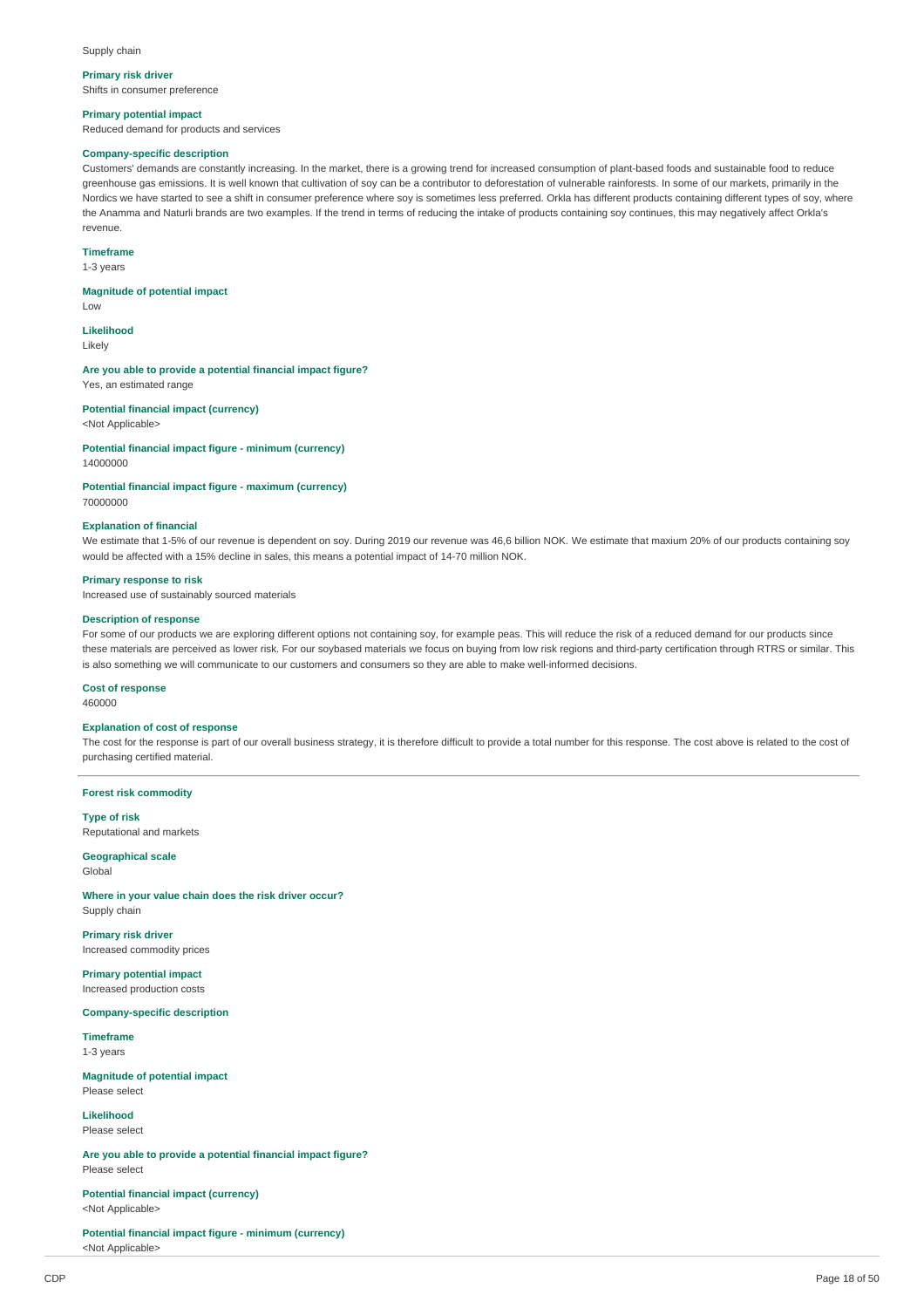Supply chain

**Primary risk driver**

Shifts in consumer preference

**Primary potential impact**

Reduced demand for products and services

**Company-specific description**

Customers' demands are constantly increasing. In the market, there is a growing trend for increased consumption of plant-based foods and sustainable food to reduce greenhouse gas emissions. It is well known that cultivation of soy can be a contributor to deforestation of vulnerable rainforests. In some of our markets, primarily in the Nordics we have started to see a shift in consumer preference where soy is sometimes less preferred. Orkla has different products containing different types of soy, where the Anamma and Naturli brands are two examples. If the trend in terms of reducing the intake of products containing soy continues, this may negatively affect Orkla's revenue.

**Timeframe**

1-3 years

**Magnitude of potential impact**

Low

**Likelihood**

Likely

**Are you able to provide a potential financial impact figure?**

Yes, an estimated range

**Potential financial impact (currency)**

<Not Applicable>

**Potential financial impact figure - minimum (currency)**

14000000

**Potential financial impact figure - maximum (currency)**

70000000

**Explanation of financial**

We estimate that 1-5% of our revenue is dependent on soy. During 2019 our revenue was 46,6 billion NOK. We estimate that maxium 20% of our products containing soy would be affected with a 15% decline in sales, this means a potential impact of 14-70 million NOK.

**Primary response to risk**

Increased use of sustainably sourced materials

**Description of response**

For some of our products we are exploring different options not containing soy, for example peas. This will reduce the risk of a reduced demand for our products since these materials are perceived as lower risk. For our soybased materials we focus on buying from low risk regions and third-party certification through RTRS or similar. This is also something we will communicate to our customers and consumers so they are able to make well-informed decisions.

**Cost of response**

460000

**Explanation of cost of response**

The cost for the response is part of our overall business strategy, it is therefore difficult to provide a total number for this response. The cost above is related to the cost of purchasing certified material.

---

**Forest risk commodity**

**Type of risk**

Reputational and markets

**Geographical scale**

Global

**Where in your value chain does the risk driver occur?**

Supply chain

**Primary risk driver**

Increased commodity prices

**Primary potential impact**

Increased production costs

**Company-specific description**

**Timeframe**

1-3 years

**Magnitude of potential impact**

Please select

**Likelihood**

Please select

**Are you able to provide a potential financial impact figure?**

Please select

**Potential financial impact (currency)**

<Not Applicable>

**Potential financial impact figure - minimum (currency)**

<Not Applicable>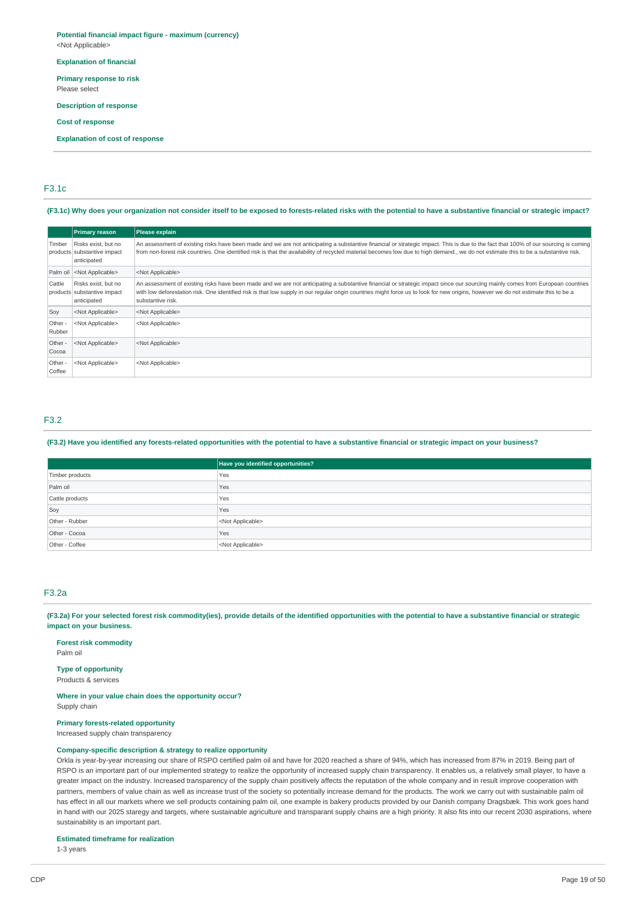**Potential financial impact figure - maximum (currency)**
<Not Applicable>

**Explanation of financial**

**Primary response to risk**
Please select

**Description of response**

**Cost of response**

**Explanation of cost of response**

## F3.1c

**(F3.1c) Why does your organization not consider itself to be exposed to forests-related risks with the potential to have a substantive financial or strategic impact?**

| | Primary reason | Please explain |
|---|---|---|
| Timber products | Risks exist, but no substantive impact anticipated | An assessment of existing risks have been made and we are not anticipating a substantive financial or strategic impact. This is due to the fact that 100% of our sourcing is coming from non-forest risk countries. One identified risk is that the availability of recycled material becomes low due to high demand., we do not estimate this to be a substantive risk. |
| Palm oil | <Not Applicable> | <Not Applicable> |
| Cattle products | Risks exist, but no substantive impact anticipated | An assessment of existing risks have been made and we are not anticipating a substantive financial or strategic impact since our sourcing mainly comes from European countries with low deforestation risk. One identified risk is that low supply in our regular origin countries might force us to look for new origins, however we do not estimate this to be a substantive risk. |
| Soy | <Not Applicable> | <Not Applicable> |
| Other - Rubber | <Not Applicable> | <Not Applicable> |
| Other - Cocoa | <Not Applicable> | <Not Applicable> |
| Other - Coffee | <Not Applicable> | <Not Applicable> |

## F3.2

**(F3.2) Have you identified any forests-related opportunities with the potential to have a substantive financial or strategic impact on your business?**

| | Have you identified opportunities? |
|---|---|
| Timber products | Yes |
| Palm oil | Yes |
| Cattle products | Yes |
| Soy | Yes |
| Other - Rubber | <Not Applicable> |
| Other - Cocoa | Yes |
| Other - Coffee | <Not Applicable> |

## F3.2a

**(F3.2a) For your selected forest risk commodity(ies), provide details of the identified opportunities with the potential to have a substantive financial or strategic impact on your business.**

**Forest risk commodity**
Palm oil

**Type of opportunity**
Products & services

**Where in your value chain does the opportunity occur?**
Supply chain

**Primary forests-related opportunity**
Increased supply chain transparency

**Company-specific description & strategy to realize opportunity**
Orkla is year-by-year increasing our share of RSPO certified palm oil and have for 2020 reached a share of 94%, which has increased from 87% in 2019. Being part of RSPO is an important part of our implemented strategy to realize the opportunity of increased supply chain transparency. It enables us, a relatively small player, to have a greater impact on the industry. Increased transparency of the supply chain positively affects the reputation of the whole company and in result improve cooperation with partners, members of value chain as well as increase trust of the society so potentially increase demand for the products. The work we carry out with sustainable palm oil has effect in all our markets where we sell products containing palm oil, one example is bakery products provided by our Danish company Dragsbæk. This work goes hand in hand with our 2025 starategy and targets, where sustainable agriculture and transparant supply chains are a high priority. It also fits into our recent 2030 aspirations, where sustainability is an important part.

**Estimated timeframe for realization**
1-3 years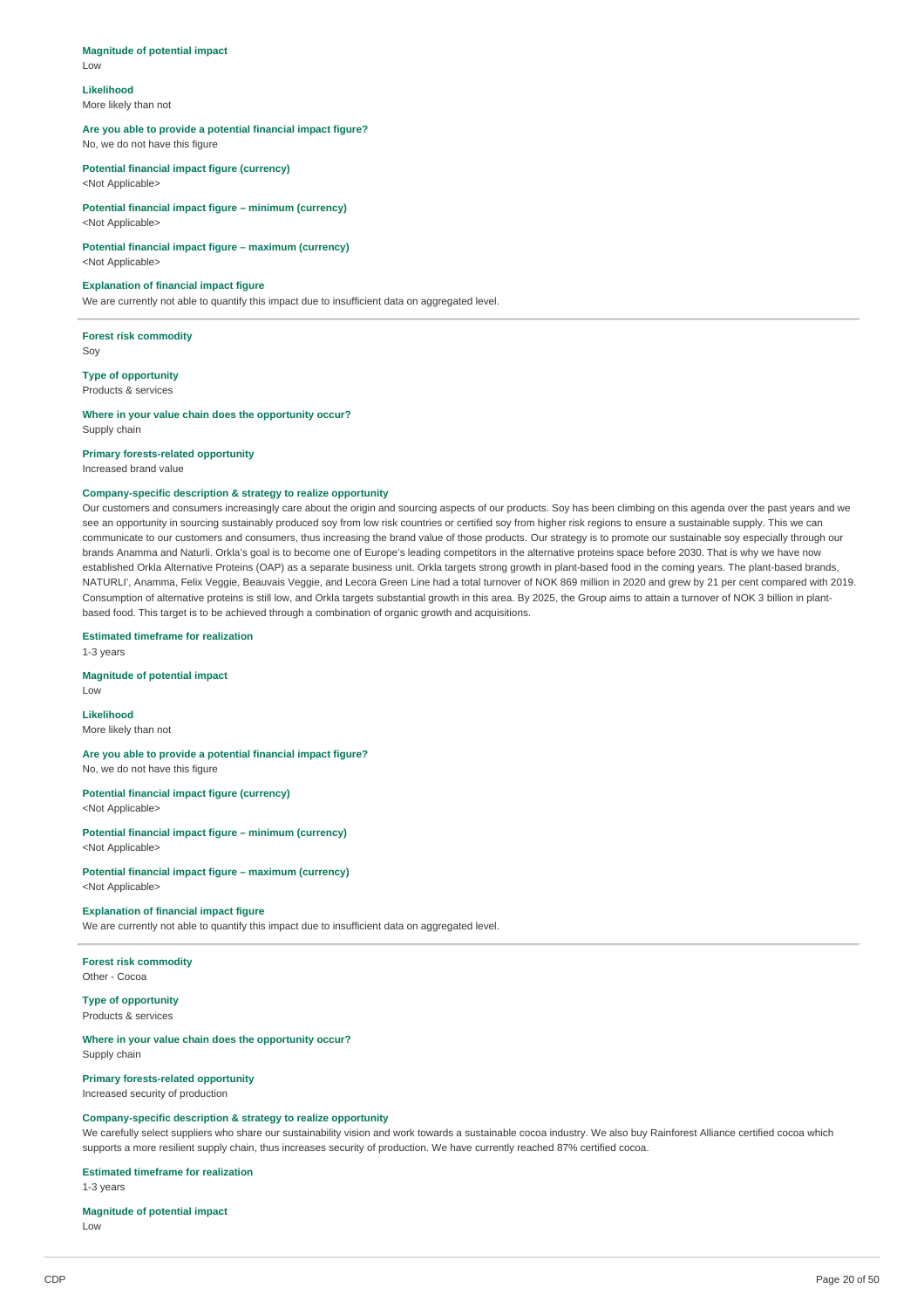**Magnitude of potential impact**
Low

**Likelihood**
More likely than not

**Are you able to provide a potential financial impact figure?**
No, we do not have this figure

**Potential financial impact figure (currency)**
<Not Applicable>

**Potential financial impact figure – minimum (currency)**
<Not Applicable>

**Potential financial impact figure – maximum (currency)**
<Not Applicable>

**Explanation of financial impact figure**
We are currently not able to quantify this impact due to insufficient data on aggregated level.

---

**Forest risk commodity**
Soy

**Type of opportunity**
Products & services

**Where in your value chain does the opportunity occur?**
Supply chain

**Primary forests-related opportunity**
Increased brand value

**Company-specific description & strategy to realize opportunity**
Our customers and consumers increasingly care about the origin and sourcing aspects of our products. Soy has been climbing on this agenda over the past years and we see an opportunity in sourcing sustainably produced soy from low risk countries or certified soy from higher risk regions to ensure a sustainable supply. This we can communicate to our customers and consumers, thus increasing the brand value of those products. Our strategy is to promote our sustainable soy especially through our brands Anamma and Naturli. Orkla's goal is to become one of Europe's leading competitors in the alternative proteins space before 2030. That is why we have now established Orkla Alternative Proteins (OAP) as a separate business unit. Orkla targets strong growth in plant-based food in the coming years. The plant-based brands, NATURLI', Anamma, Felix Veggie, Beauvais Veggie, and Lecora Green Line had a total turnover of NOK 869 million in 2020 and grew by 21 per cent compared with 2019. Consumption of alternative proteins is still low, and Orkla targets substantial growth in this area. By 2025, the Group aims to attain a turnover of NOK 3 billion in plant-based food. This target is to be achieved through a combination of organic growth and acquisitions.

**Estimated timeframe for realization**
1-3 years

**Magnitude of potential impact**
Low

**Likelihood**
More likely than not

**Are you able to provide a potential financial impact figure?**
No, we do not have this figure

**Potential financial impact figure (currency)**
<Not Applicable>

**Potential financial impact figure – minimum (currency)**
<Not Applicable>

**Potential financial impact figure – maximum (currency)**
<Not Applicable>

**Explanation of financial impact figure**
We are currently not able to quantify this impact due to insufficient data on aggregated level.

---

**Forest risk commodity**
Other - Cocoa

**Type of opportunity**
Products & services

**Where in your value chain does the opportunity occur?**
Supply chain

**Primary forests-related opportunity**
Increased security of production

**Company-specific description & strategy to realize opportunity**
We carefully select suppliers who share our sustainability vision and work towards a sustainable cocoa industry. We also buy Rainforest Alliance certified cocoa which supports a more resilient supply chain, thus increases security of production. We have currently reached 87% certified cocoa.

**Estimated timeframe for realization**
1-3 years

**Magnitude of potential impact**
Low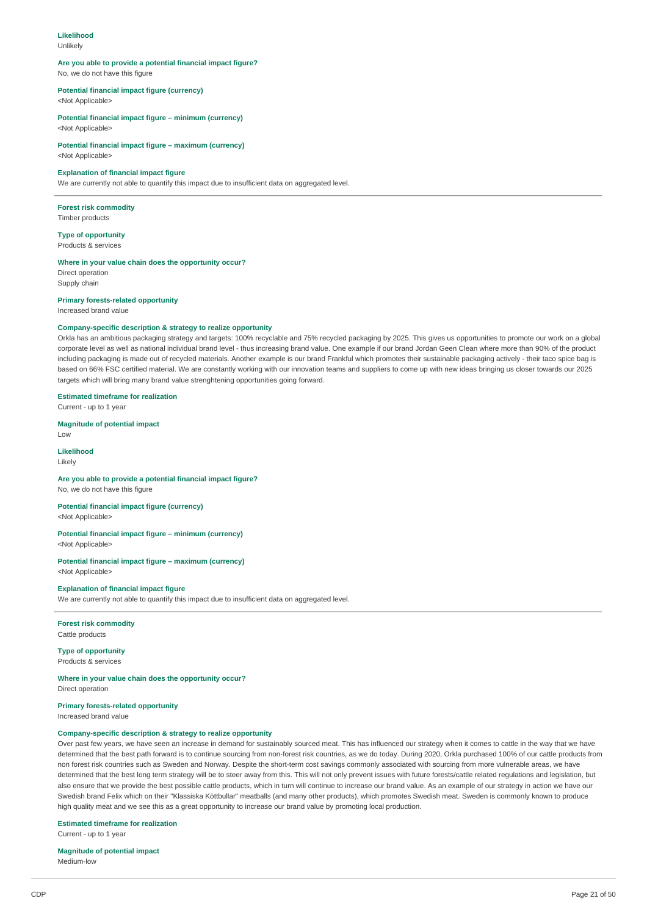**Likelihood**
Unlikely

**Are you able to provide a potential financial impact figure?**
No, we do not have this figure

**Potential financial impact figure (currency)**
<Not Applicable>

**Potential financial impact figure – minimum (currency)**
<Not Applicable>

**Potential financial impact figure – maximum (currency)**
<Not Applicable>

**Explanation of financial impact figure**
We are currently not able to quantify this impact due to insufficient data on aggregated level.

---

**Forest risk commodity**
Timber products

**Type of opportunity**
Products & services

**Where in your value chain does the opportunity occur?**
Direct operation
Supply chain

**Primary forests-related opportunity**
Increased brand value

**Company-specific description & strategy to realize opportunity**
Orkla has an ambitious packaging strategy and targets: 100% recyclable and 75% recycled packaging by 2025. This gives us opportunities to promote our work on a global corporate level as well as national individual brand level - thus increasing brand value. One example if our brand Jordan Geen Clean where more than 90% of the product including packaging is made out of recycled materials. Another example is our brand Frankful which promotes their sustainable packaging actively - their taco spice bag is based on 66% FSC certified material. We are constantly working with our innovation teams and suppliers to come up with new ideas bringing us closer towards our 2025 targets which will bring many brand value strenghtening opportunities going forward.

**Estimated timeframe for realization**
Current - up to 1 year

**Magnitude of potential impact**
Low

**Likelihood**
Likely

**Are you able to provide a potential financial impact figure?**
No, we do not have this figure

**Potential financial impact figure (currency)**
<Not Applicable>

**Potential financial impact figure – minimum (currency)**
<Not Applicable>

**Potential financial impact figure – maximum (currency)**
<Not Applicable>

**Explanation of financial impact figure**
We are currently not able to quantify this impact due to insufficient data on aggregated level.

---

**Forest risk commodity**
Cattle products

**Type of opportunity**
Products & services

**Where in your value chain does the opportunity occur?**
Direct operation

**Primary forests-related opportunity**
Increased brand value

**Company-specific description & strategy to realize opportunity**
Over past few years, we have seen an increase in demand for sustainably sourced meat. This has influenced our strategy when it comes to cattle in the way that we have determined that the best path forward is to continue sourcing from non-forest risk countries, as we do today. During 2020, Orkla purchased 100% of our cattle products from non forest risk countries such as Sweden and Norway. Despite the short-term cost savings commonly associated with sourcing from more vulnerable areas, we have determined that the best long term strategy will be to steer away from this. This will not only prevent issues with future forests/cattle related regulations and legislation, but also ensure that we provide the best possible cattle products, which in turn will continue to increase our brand value. As an example of our strategy in action we have our Swedish brand Felix which on their "Klassiska Köttbullar" meatballs (and many other products), which promotes Swedish meat. Sweden is commonly known to produce high quality meat and we see this as a great opportunity to increase our brand value by promoting local production.

**Estimated timeframe for realization**
Current - up to 1 year

**Magnitude of potential impact**
Medium-low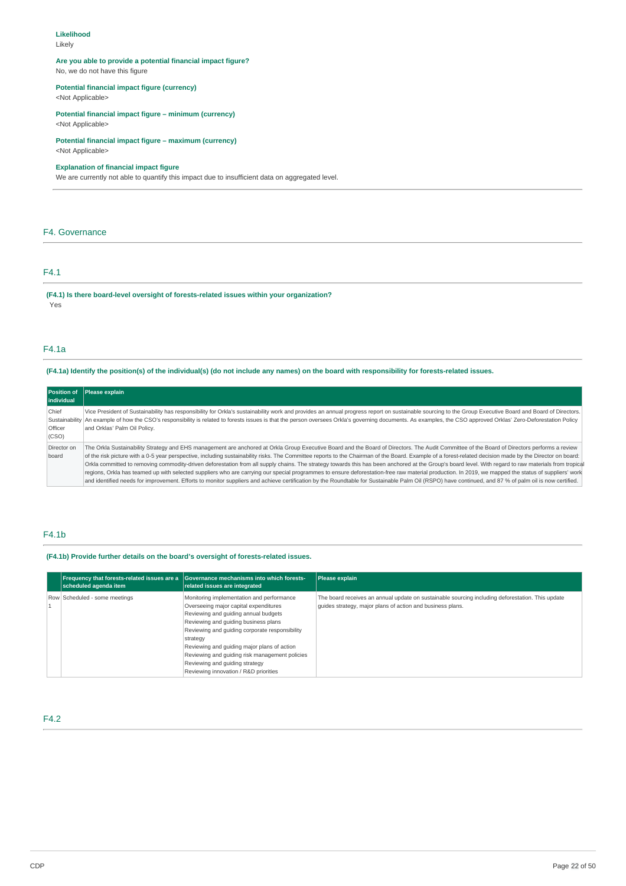**Likelihood**
Likely

**Are you able to provide a potential financial impact figure?**
No, we do not have this figure

**Potential financial impact figure (currency)**
<Not Applicable>

**Potential financial impact figure – minimum (currency)**
<Not Applicable>

**Potential financial impact figure – maximum (currency)**
<Not Applicable>

**Explanation of financial impact figure**
We are currently not able to quantify this impact due to insufficient data on aggregated level.

## F4. Governance

### F4.1

**(F4.1) Is there board-level oversight of forests-related issues within your organization?**
Yes

### F4.1a

**(F4.1a) Identify the position(s) of the individual(s) (do not include any names) on the board with responsibility for forests-related issues.**

| Position of individual | Please explain |
|---|---|
| Chief Sustainability Officer (CSO) | Vice President of Sustainability has responsibility for Orkla's sustainability work and provides an annual progress report on sustainable sourcing to the Group Executive Board and Board of Directors. An example of how the CSO's responsibility is related to forests issues is that the person oversees Orkla's governing documents. As examples, the CSO approved Orklas' Zero-Deforestation Policy and Orklas' Palm Oil Policy. |
| Director on board | The Orkla Sustainability Strategy and EHS management are anchored at Orkla Group Executive Board and the Board of Directors. The Audit Committee of the Board of Directors performs a review of the risk picture with a 0-5 year perspective, including sustainability risks. The Committee reports to the Chairman of the Board. Example of a forest-related decision made by the Director on board: Orkla committed to removing commodity-driven deforestation from all supply chains. The strategy towards this has been anchored at the Group's board level. With regard to raw materials from tropical regions, Orkla has teamed up with selected suppliers who are carrying our special programmes to ensure deforestation-free raw material production. In 2019, we mapped the status of suppliers' work and identified needs for improvement. Efforts to monitor suppliers and achieve certification by the Roundtable for Sustainable Palm Oil (RSPO) have continued, and 87 % of palm oil is now certified. |

### F4.1b

**(F4.1b) Provide further details on the board's oversight of forests-related issues.**

| | Frequency that forests-related issues are a scheduled agenda item | Governance mechanisms into which forests-related issues are integrated | Please explain |
|---|---|---|---|
| Row 1 | Scheduled - some meetings | Monitoring implementation and performance<br>Overseeing major capital expenditures<br>Reviewing and guiding annual budgets<br>Reviewing and guiding business plans<br>Reviewing and guiding corporate responsibility strategy<br>Reviewing and guiding major plans of action<br>Reviewing and guiding risk management policies<br>Reviewing and guiding strategy<br>Reviewing innovation / R&D priorities | The board receives an annual update on sustainable sourcing including deforestation. This update guides strategy, major plans of action and business plans. |

### F4.2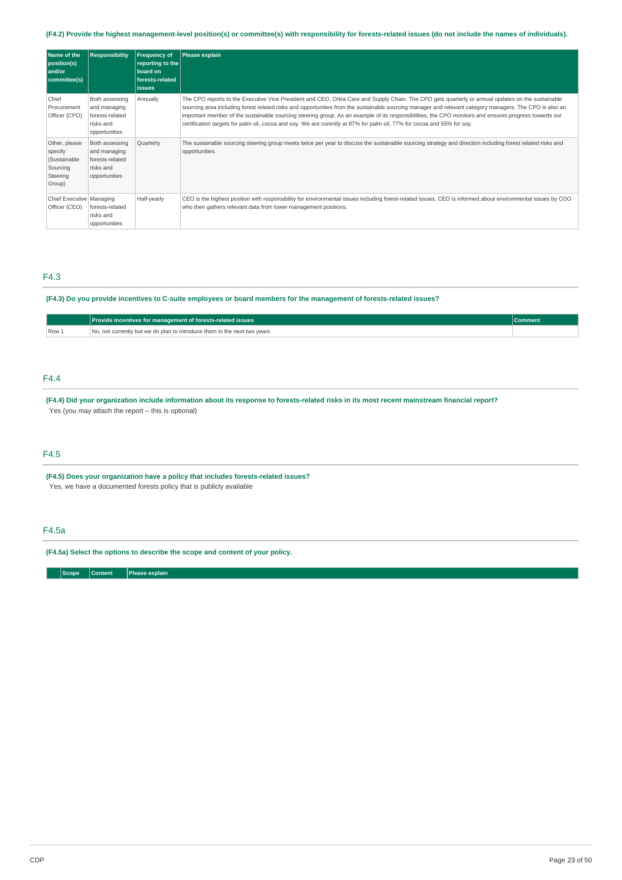**(F4.2) Provide the highest management-level position(s) or committee(s) with responsibility for forests-related issues (do not include the names of individuals).**

| Name of the position(s) and/or committee(s) | Responsibility | Frequency of reporting to the board on forests-related issues | Please explain |
|---|---|---|---|
| Chief Procurement Officer (CPO) | Both assessing and managing forests-related risks and opportunities | Annually | The CPO reports to the Executive Vice President and CEO, Orkla Care and Supply Chain. The CPO gets quarterly or annual updates on the sustainable sourcing area including forest related risks and opportunities from the sustainable sourcing manager and relevant category managers. The CPO is also an important member of the sustainable sourcing steering group. As an example of its responsibilities, the CPO monitors and ensures progress towards our certification targets for palm oil, cocoa and soy. We are curently at 87% for palm oil, 77% for cocoa and 55% for soy. |
| Other, please specify (Sustainable Sourcing Steering Group) | Both assessing and managing forests-related risks and opportunities | Quarterly | The sustainable sourcing steering group meets twice per year to discuss the sustainable sourcing strategy and direction including forest related risks and opportunities. |
| Chief Executive Officer (CEO) | Managing forests-related risks and opportunities | Half-yearly | CEO is the highest position with responsibility for environmental issues including forest-related issues. CEO is informed about environmental issues by COO who then gathers relevant data from lower management positions. |

## F4.3

**(F4.3) Do you provide incentives to C-suite employees or board members for the management of forests-related issues?**

| | Provide incentives for management of forests-related issues | Comment |
|---|---|---|
| Row 1 | No, not currently but we do plan to introduce them in the next two years | |

## F4.4

**(F4.4) Did your organization include information about its response to forests-related risks in its most recent mainstream financial report?**

Yes (you may attach the report – this is optional)

## F4.5

**(F4.5) Does your organization have a policy that includes forests-related issues?**

Yes, we have a documented forests policy that is publicly available

## F4.5a

**(F4.5a) Select the options to describe the scope and content of your policy.**

| | Scope | Content | Please explain |
|---|---|---|---|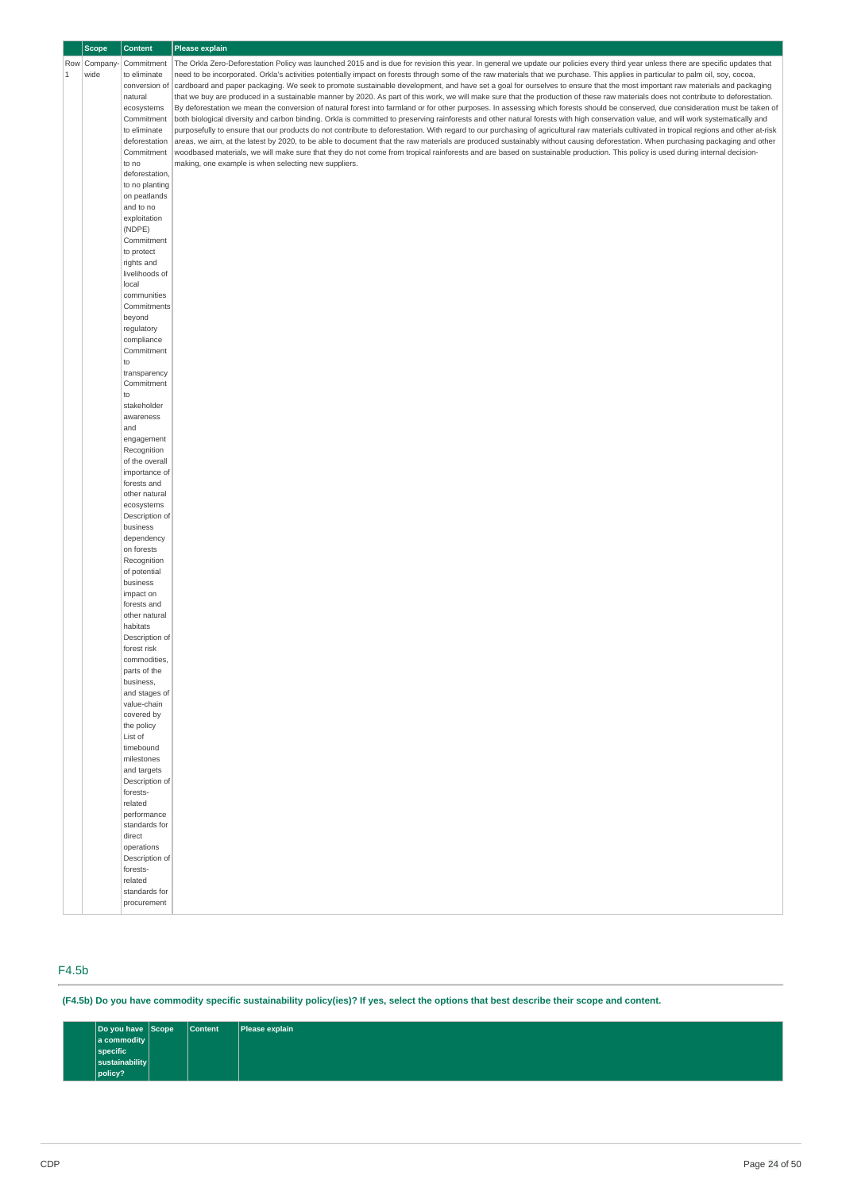| | Scope | Content | Please explain |
|---|---|---|---|
| Row 1 | Company-wide | Commitment to eliminate conversion of natural ecosystems<br>Commitment to eliminate deforestation<br>Commitment to no deforestation, to no planting on peatlands and to no exploitation (NDPE)<br>Commitment to protect rights and livelihoods of local communities<br>Commitments beyond regulatory compliance<br>Commitment to transparency<br>Commitment to stakeholder awareness and engagement<br>Recognition of the overall importance of forests and other natural ecosystems<br>Description of business dependency on forests<br>Recognition of potential business impact on forests and other natural habitats<br>Description of forest risk commodities, parts of the business, and stages of value-chain covered by the policy<br>List of timebound milestones and targets<br>Description of forests-related performance standards for direct operations<br>Description of forests-related standards for procurement | The Orkla Zero-Deforestation Policy was launched 2015 and is due for revision this year. In general we update our policies every third year unless there are specific updates that need to be incorporated. Orkla's activities potentially impact on forests through some of the raw materials that we purchase. This applies in particular to palm oil, soy, cocoa, cardboard and paper packaging. We seek to promote sustainable development, and have set a goal for ourselves to ensure that the most important raw materials and packaging that we buy are produced in a sustainable manner by 2020. As part of this work, we will make sure that the production of these raw materials does not contribute to deforestation. By deforestation we mean the conversion of natural forest into farmland or for other purposes. In assessing which forests should be conserved, due consideration must be taken of both biological diversity and carbon binding. Orkla is committed to preserving rainforests and other natural forests with high conservation value, and will work systematically and purposefully to ensure that our products do not contribute to deforestation. With regard to our purchasing of agricultural raw materials cultivated in tropical regions and other at-risk areas, we aim, at the latest by 2020, to be able to document that the raw materials are produced sustainably without causing deforestation. When purchasing packaging and other woodbased materials, we will make sure that they do not come from tropical rainforests and are based on sustainable production. This policy is used during internal decision-making, one example is when selecting new suppliers. |

## F4.5b

**(F4.5b) Do you have commodity specific sustainability policy(ies)? If yes, select the options that best describe their scope and content.**

| | Do you have a commodity specific sustainability policy? | Scope | Content | Please explain |
|---|---|---|---|---|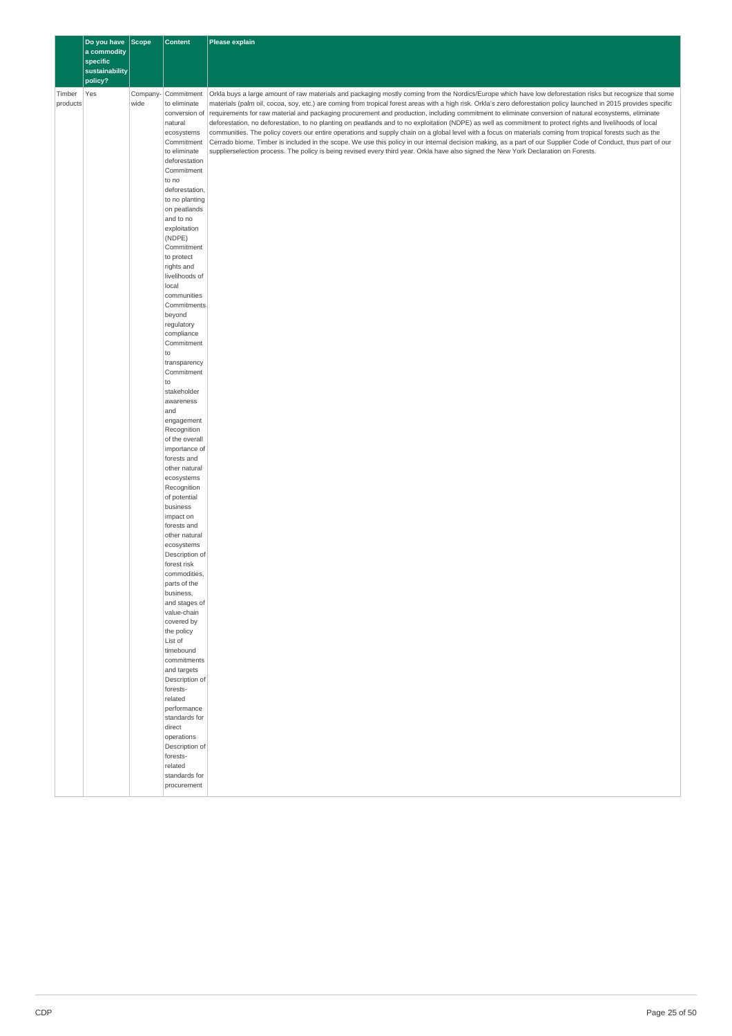| | Do you have a commodity specific sustainability policy? | Scope | Content | Please explain |
|---|---|---|---|---|
| Timber products | Yes | Company-wide | Commitment to eliminate conversion of natural ecosystems<br>Commitment to eliminate deforestation<br>Commitment to no deforestation, to no planting on peatlands and to no exploitation (NDPE)<br>Commitment to protect rights and livelihoods of local communities<br>Commitments beyond regulatory compliance<br>Commitment to transparency<br>Commitment to stakeholder awareness and engagement<br>Recognition of the overall importance of forests and other natural ecosystems<br>Recognition of potential business impact on forests and other natural ecosystems<br>Description of forest risk commodities, parts of the business, and stages of value-chain covered by the policy<br>List of timebound commitments and targets<br>Description of forests-related performance standards for direct operations<br>Description of forests-related standards for procurement | Orkla buys a large amount of raw materials and packaging mostly coming from the Nordics/Europe which have low deforestation risks but recognize that some materials (palm oil, cocoa, soy, etc.) are coming from tropical forest areas with a high risk. Orkla's zero deforestation policy launched in 2015 provides specific requirements for raw material and packaging procurement and production, including commitment to eliminate conversion of natural ecosystems, eliminate deforestation, no deforestation, to no planting on peatlands and to no exploitation (NDPE) as well as commitment to protect rights and livelihoods of local communities. The policy covers our entire operations and supply chain on a global level with a focus on materials coming from tropical forests such as the Cerrado biome. Timber is included in the scope. We use this policy in our internal decision making, as a part of our Supplier Code of Conduct, thus part of our supplierselection process. The policy is being revised every third year. Orkla have also signed the New York Declaration on Forests. |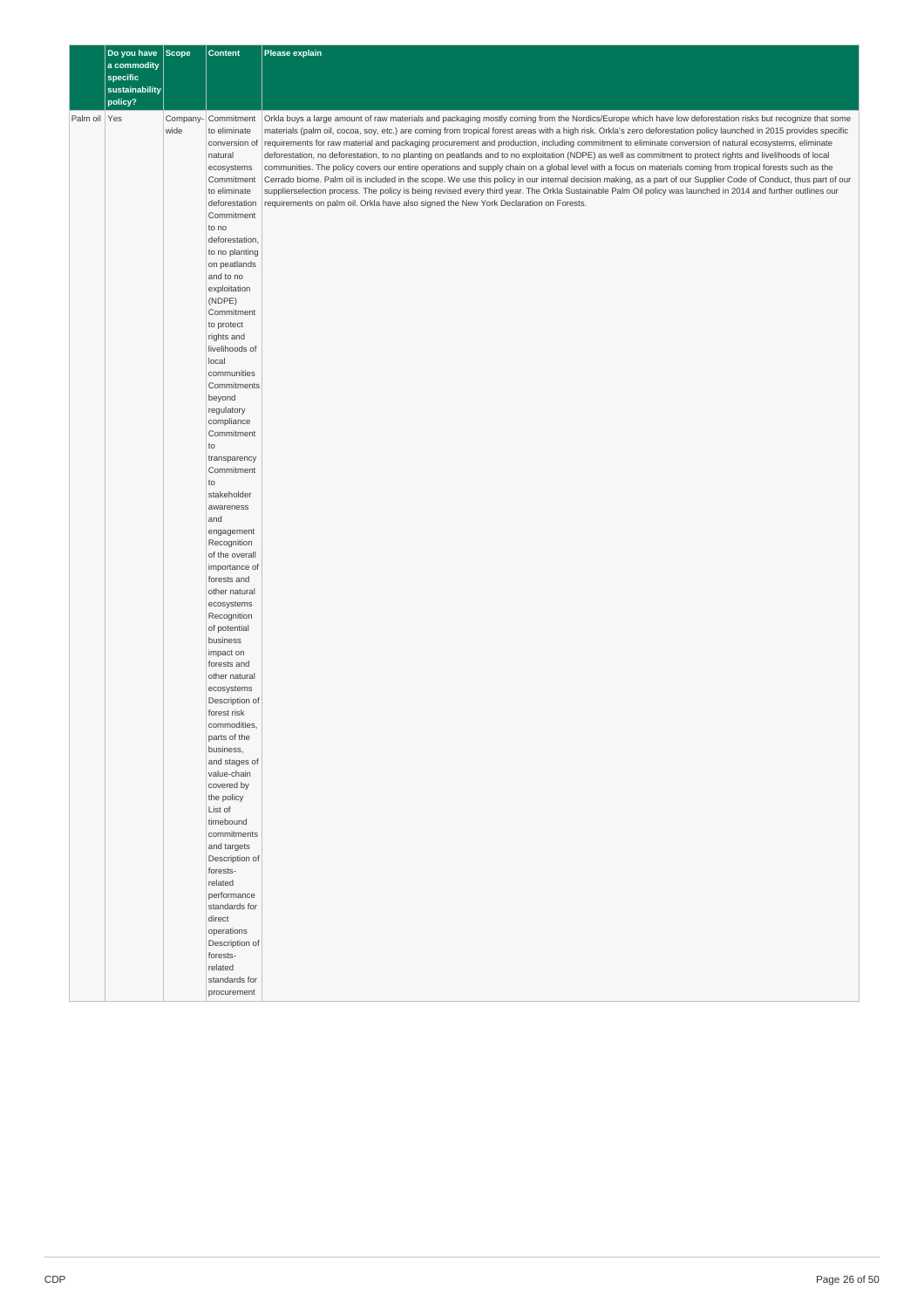| | Do you have a commodity specific sustainability policy? | Scope | Content | Please explain |
|---|---|---|---|---|
| Palm oil | Yes | Company-wide | Commitment to eliminate conversion of natural ecosystems<br>Commitment to eliminate deforestation<br>Commitment to no deforestation, to no planting on peatlands and to no exploitation (NDPE)<br>Commitment to protect rights and livelihoods of local communities<br>Commitments beyond regulatory compliance<br>Commitment to transparency<br>Commitment to stakeholder awareness and engagement<br>Recognition of the overall importance of forests and other natural ecosystems<br>Recognition of potential business impact on forests and other natural ecosystems<br>Description of forest risk commodities, parts of the business, and stages of value-chain covered by the policy<br>List of timebound commitments and targets<br>Description of forests-related performance standards for direct operations<br>Description of forests-related standards for procurement | Orkla buys a large amount of raw materials and packaging mostly coming from the Nordics/Europe which have low deforestation risks but recognize that some materials (palm oil, cocoa, soy, etc.) are coming from tropical forest areas with a high risk. Orkla's zero deforestation policy launched in 2015 provides specific requirements for raw material and packaging procurement and production, including commitment to eliminate conversion of natural ecosystems, eliminate deforestation, no deforestation, to no planting on peatlands and to no exploitation (NDPE) as well as commitment to protect rights and livelihoods of local communities. The policy covers our entire operations and supply chain on a global level with a focus on materials coming from tropical forests such as the Cerrado biome. Palm oil is included in the scope. We use this policy in our internal decision making, as a part of our Supplier Code of Conduct, thus part of our supplierselection process. The policy is being revised every third year. The Orkla Sustainable Palm Oil policy was launched in 2014 and further outlines our requirements on palm oil. Orkla have also signed the New York Declaration on Forests. |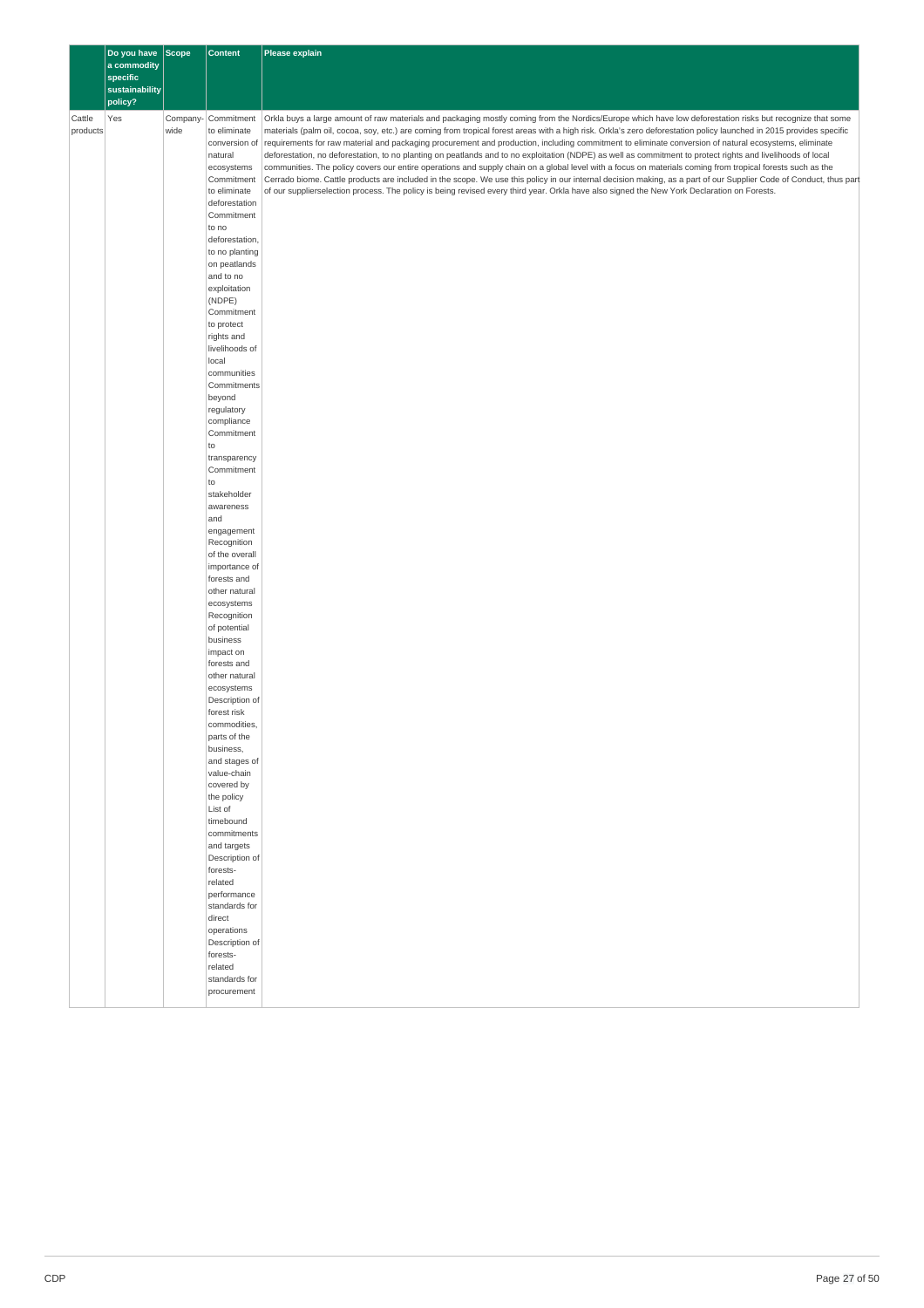| | Do you have a commodity specific sustainability policy? | Scope | Content | Please explain |
|---|---|---|---|---|
| Cattle products | Yes | Company-wide | Commitment to eliminate conversion of natural ecosystems<br>Commitment to eliminate deforestation<br>Commitment to no deforestation, to no planting on peatlands and to no exploitation (NDPE)<br>Commitment to protect rights and livelihoods of local communities<br>Commitments beyond regulatory compliance<br>Commitment to transparency<br>Commitment to stakeholder awareness and engagement<br>Recognition of the overall importance of forests and other natural ecosystems<br>Recognition of potential business impact on forests and other natural ecosystems<br>Description of forest risk commodities, parts of the business, and stages of value-chain covered by the policy<br>List of timebound commitments and targets<br>Description of forests-related performance standards for direct operations<br>Description of forests-related standards for procurement | Orkla buys a large amount of raw materials and packaging mostly coming from the Nordics/Europe which have low deforestation risks but recognize that some materials (palm oil, cocoa, soy, etc.) are coming from tropical forest areas with a high risk. Orkla's zero deforestation policy launched in 2015 provides specific requirements for raw material and packaging procurement and production, including commitment to eliminate conversion of natural ecosystems, eliminate deforestation, no deforestation, to no planting on peatlands and to no exploitation (NDPE) as well as commitment to protect rights and livelihoods of local communities. The policy covers our entire operations and supply chain on a global level with a focus on materials coming from tropical forests such as the Cerrado biome. Cattle products are included in the scope. We use this policy in our internal decision making, as a part of our Supplier Code of Conduct, thus part of our supplierselection process. The policy is being revised every third year. Orkla have also signed the New York Declaration on Forests. |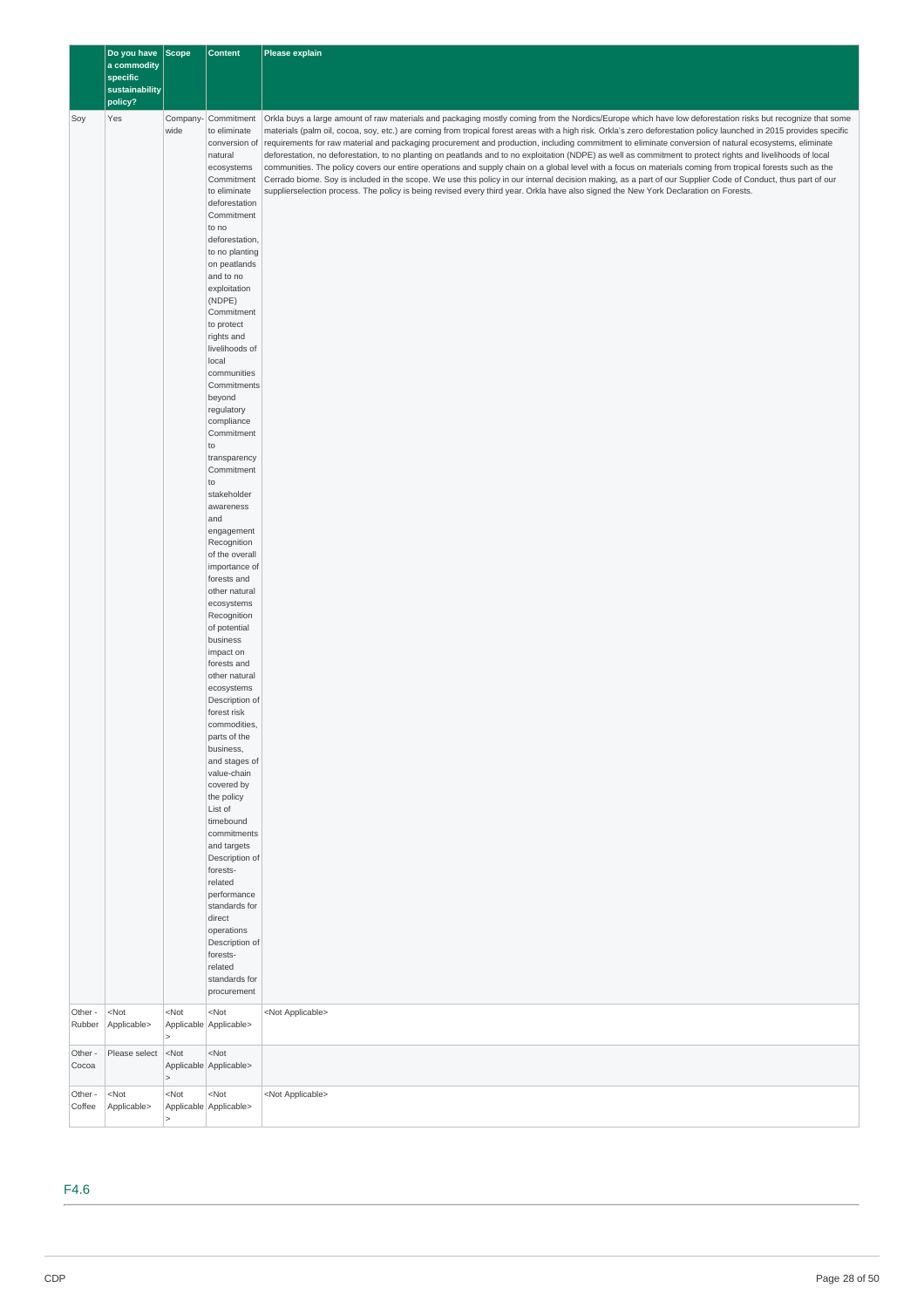| | Do you have a commodity specific sustainability policy? | Scope | Content | Please explain |
|---|---|---|---|---|
| Soy | Yes | Company-wide | Commitment to eliminate conversion of natural ecosystems<br>Commitment to eliminate deforestation<br>Commitment to no deforestation, to no planting on peatlands and to no exploitation (NDPE)<br>Commitment to protect rights and livelihoods of local communities<br>Commitments beyond regulatory compliance<br>Commitment to transparency<br>Commitment to stakeholder awareness and engagement<br>Recognition of the overall importance of forests and other natural ecosystems<br>Recognition of potential business impact on forests and other natural ecosystems<br>Description of forest risk commodities, parts of the business, and stages of value-chain covered by the policy<br>List of timebound commitments and targets<br>Description of forests-related performance standards for direct operations<br>Description of forests-related standards for procurement | Orkla buys a large amount of raw materials and packaging mostly coming from the Nordics/Europe which have low deforestation risks but recognize that some materials (palm oil, cocoa, soy, etc.) are coming from tropical forest areas with a high risk. Orkla's zero deforestation policy launched in 2015 provides specific requirements for raw material and packaging procurement and production, including commitment to eliminate conversion of natural ecosystems, eliminate deforestation, no deforestation, to no planting on peatlands and to no exploitation (NDPE) as well as commitment to protect rights and livelihoods of local communities. The policy covers our entire operations and supply chain on a global level with a focus on materials coming from tropical forests such as the Cerrado biome. Soy is included in the scope. We use this policy in our internal decision making, as a part of our Supplier Code of Conduct, thus part of our supplierselection process. The policy is being revised every third year. Orkla have also signed the New York Declaration on Forests. |
| Other - Rubber | <Not Applicable> | <Not Applicable> | <Not Applicable> | <Not Applicable> |
| Other - Cocoa | Please select | <Not Applicable> | <Not Applicable> | |
| Other - Coffee | <Not Applicable> | <Not Applicable> | <Not Applicable> | <Not Applicable> |

## F4.6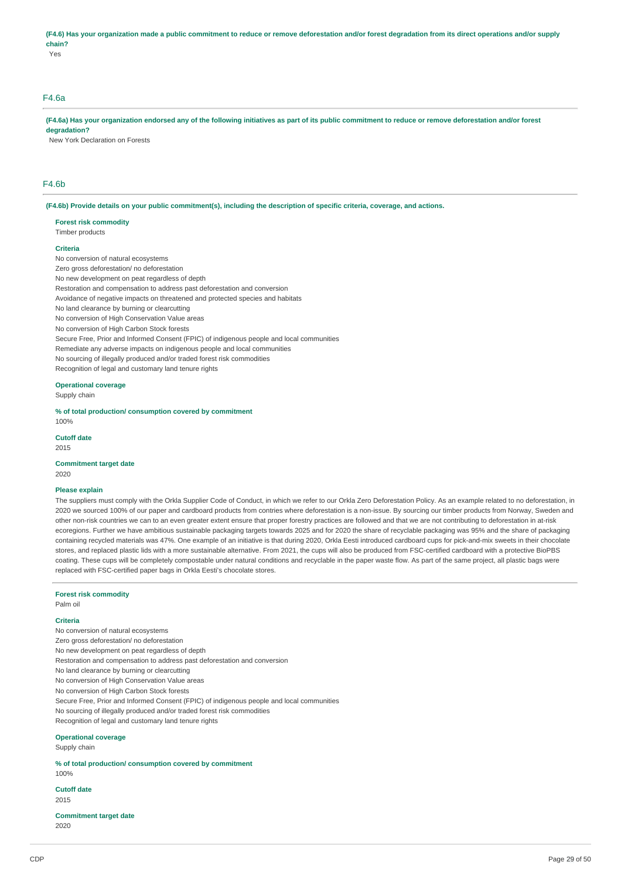**(F4.6) Has your organization made a public commitment to reduce or remove deforestation and/or forest degradation from its direct operations and/or supply chain?**

Yes

## F4.6a

**(F4.6a) Has your organization endorsed any of the following initiatives as part of its public commitment to reduce or remove deforestation and/or forest degradation?**

New York Declaration on Forests

## F4.6b

**(F4.6b) Provide details on your public commitment(s), including the description of specific criteria, coverage, and actions.**

**Forest risk commodity**

Timber products

**Criteria**

No conversion of natural ecosystems
Zero gross deforestation/ no deforestation
No new development on peat regardless of depth
Restoration and compensation to address past deforestation and conversion
Avoidance of negative impacts on threatened and protected species and habitats
No land clearance by burning or clearcutting
No conversion of High Conservation Value areas
No conversion of High Carbon Stock forests
Secure Free, Prior and Informed Consent (FPIC) of indigenous people and local communities
Remediate any adverse impacts on indigenous people and local communities
No sourcing of illegally produced and/or traded forest risk commodities
Recognition of legal and customary land tenure rights

**Operational coverage**

Supply chain

**% of total production/ consumption covered by commitment**

100%

**Cutoff date**

2015

**Commitment target date**

2020

**Please explain**

The suppliers must comply with the Orkla Supplier Code of Conduct, in which we refer to our Orkla Zero Deforestation Policy. As an example related to no deforestation, in 2020 we sourced 100% of our paper and cardboard products from contries where deforestation is a non-issue. By sourcing our timber products from Norway, Sweden and other non-risk countries we can to an even greater extent ensure that proper forestry practices are followed and that we are not contributing to deforestation in at-risk ecoregions. Further we have ambitious sustainable packaging targets towards 2025 and for 2020 the share of recyclable packaging was 95% and the share of packaging containing recycled materials was 47%. One example of an initiative is that during 2020, Orkla Eesti introduced cardboard cups for pick-and-mix sweets in their chocolate stores, and replaced plastic lids with a more sustainable alternative. From 2021, the cups will also be produced from FSC-certified cardboard with a protective BioPBS coating. These cups will be completely compostable under natural conditions and recyclable in the paper waste flow. As part of the same project, all plastic bags were replaced with FSC-certified paper bags in Orkla Eesti's chocolate stores.

---

**Forest risk commodity**

Palm oil

**Criteria**

No conversion of natural ecosystems
Zero gross deforestation/ no deforestation
No new development on peat regardless of depth
Restoration and compensation to address past deforestation and conversion
No land clearance by burning or clearcutting
No conversion of High Conservation Value areas
No conversion of High Carbon Stock forests
Secure Free, Prior and Informed Consent (FPIC) of indigenous people and local communities
No sourcing of illegally produced and/or traded forest risk commodities
Recognition of legal and customary land tenure rights

**Operational coverage**

Supply chain

**% of total production/ consumption covered by commitment**

100%

**Cutoff date**

2015

**Commitment target date**

2020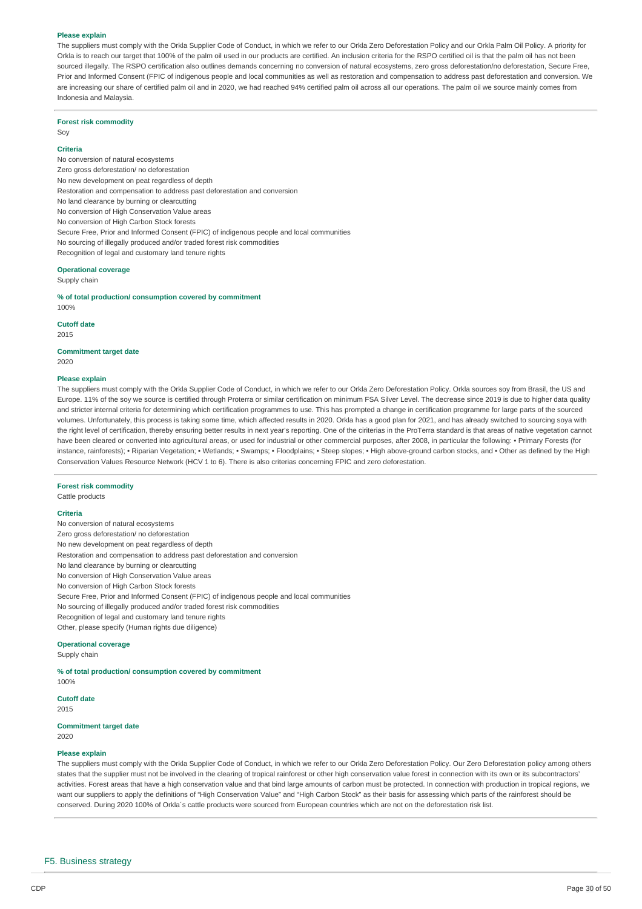**Please explain**

The suppliers must comply with the Orkla Supplier Code of Conduct, in which we refer to our Orkla Zero Deforestation Policy and our Orkla Palm Oil Policy. A priority for Orkla is to reach our target that 100% of the palm oil used in our products are certified. An inclusion criteria for the RSPO certified oil is that the palm oil has not been sourced illegally. The RSPO certification also outlines demands concerning no conversion of natural ecosystems, zero gross deforestation/no deforestation, Secure Free, Prior and Informed Consent (FPIC of indigenous people and local communities as well as restoration and compensation to address past deforestation and conversion. We are increasing our share of certified palm oil and in 2020, we had reached 94% certified palm oil across all our operations. The palm oil we source mainly comes from Indonesia and Malaysia.

**Forest risk commodity**

Soy

**Criteria**

No conversion of natural ecosystems
Zero gross deforestation/ no deforestation
No new development on peat regardless of depth
Restoration and compensation to address past deforestation and conversion
No land clearance by burning or clearcutting
No conversion of High Conservation Value areas
No conversion of High Carbon Stock forests
Secure Free, Prior and Informed Consent (FPIC) of indigenous people and local communities
No sourcing of illegally produced and/or traded forest risk commodities
Recognition of legal and customary land tenure rights

**Operational coverage**

Supply chain

**% of total production/ consumption covered by commitment**

100%

**Cutoff date**

2015

**Commitment target date**

2020

**Please explain**

The suppliers must comply with the Orkla Supplier Code of Conduct, in which we refer to our Orkla Zero Deforestation Policy. Orkla sources soy from Brasil, the US and Europe. 11% of the soy we source is certified through Proterra or similar certification on minimum FSA Silver Level. The decrease since 2019 is due to higher data quality and stricter internal criteria for determining which certification programmes to use. This has prompted a change in certification programme for large parts of the sourced volumes. Unfortunately, this process is taking some time, which affected results in 2020. Orkla has a good plan for 2021, and has already switched to sourcing soya with the right level of certification, thereby ensuring better results in next year's reporting. One of the ciriterias in the ProTerra standard is that areas of native vegetation cannot have been cleared or converted into agricultural areas, or used for industrial or other commercial purposes, after 2008, in particular the following: • Primary Forests (for instance, rainforests); • Riparian Vegetation; • Wetlands; • Swamps; • Floodplains; • Steep slopes; • High above-ground carbon stocks, and • Other as defined by the High Conservation Values Resource Network (HCV 1 to 6). There is also criterias concerning FPIC and zero deforestation.

**Forest risk commodity**

Cattle products

**Criteria**

No conversion of natural ecosystems
Zero gross deforestation/ no deforestation
No new development on peat regardless of depth
Restoration and compensation to address past deforestation and conversion
No land clearance by burning or clearcutting
No conversion of High Conservation Value areas
No conversion of High Carbon Stock forests
Secure Free, Prior and Informed Consent (FPIC) of indigenous people and local communities
No sourcing of illegally produced and/or traded forest risk commodities
Recognition of legal and customary land tenure rights
Other, please specify (Human rights due diligence)

**Operational coverage**

Supply chain

**% of total production/ consumption covered by commitment**

100%

**Cutoff date**

2015

**Commitment target date**

2020

**Please explain**

The suppliers must comply with the Orkla Supplier Code of Conduct, in which we refer to our Orkla Zero Deforestation Policy. Our Zero Deforestation policy among others states that the supplier must not be involved in the clearing of tropical rainforest or other high conservation value forest in connection with its own or its subcontractors' activities. Forest areas that have a high conservation value and that bind large amounts of carbon must be protected. In connection with production in tropical regions, we want our suppliers to apply the definitions of "High Conservation Value" and "High Carbon Stock" as their basis for assessing which parts of the rainforest should be conserved. During 2020 100% of Orkla´s cattle products were sourced from European countries which are not on the deforestation risk list.

## F5. Business strategy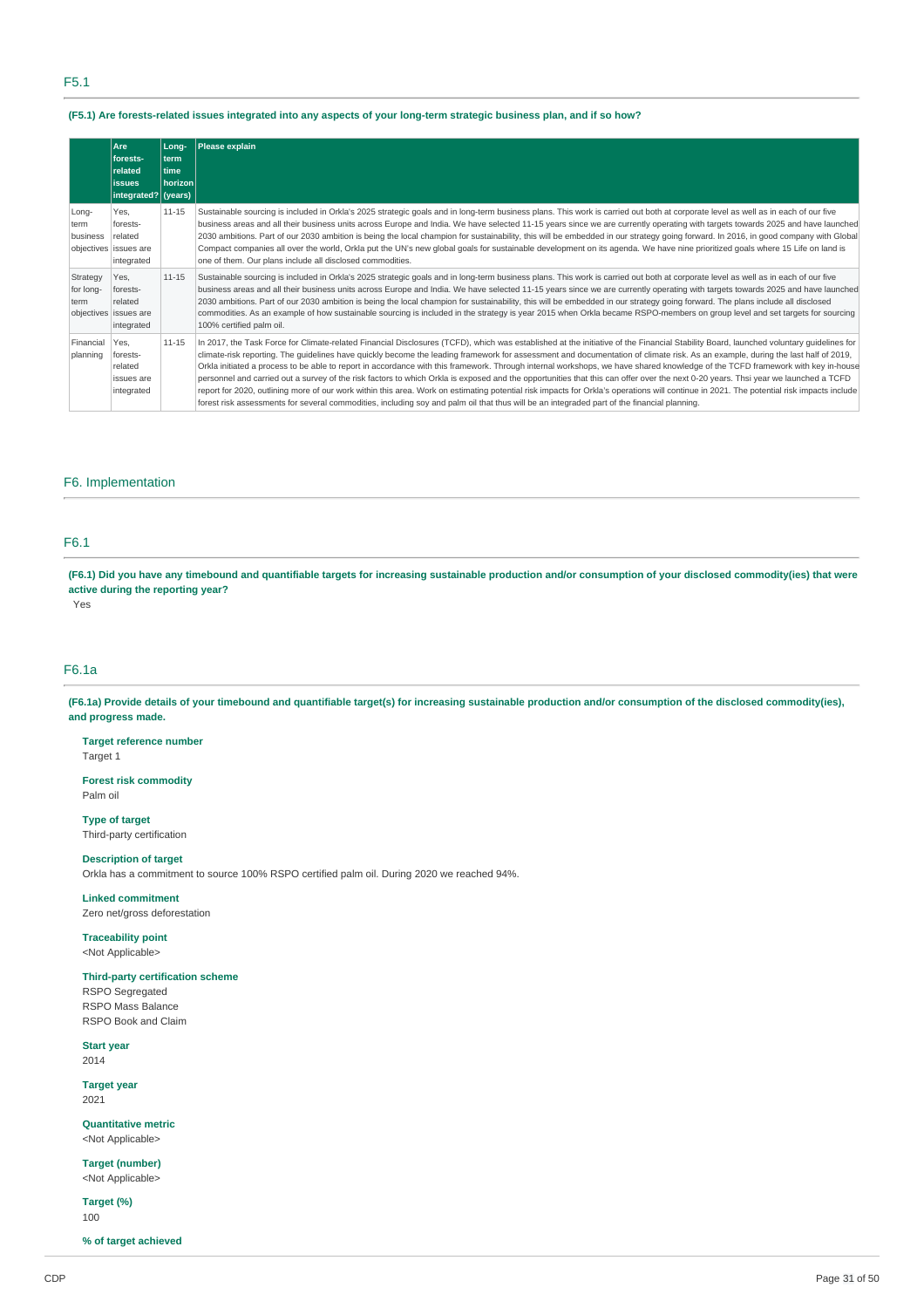## F5.1

**(F5.1) Are forests-related issues integrated into any aspects of your long-term strategic business plan, and if so how?**

| | Are forests-related issues integrated? | Long-term time horizon (years) | Please explain |
|---|---|---|---|
| Long-term business objectives | Yes, forests-related issues are integrated | 11-15 | Sustainable sourcing is included in Orkla's 2025 strategic goals and in long-term business plans. This work is carried out both at corporate level as well as in each of our five business areas and all their business units across Europe and India. We have selected 11-15 years since we are currently operating with targets towards 2025 and have launched 2030 ambitions. Part of our 2030 ambition is being the local champion for sustainability, this will be embedded in our strategy going forward. In 2016, in good company with Global Compact companies all over the world, Orkla put the UN's new global goals for sustainable development on its agenda. We have nine prioritized goals where 15 Life on land is one of them. Our plans include all disclosed commodities. |
| Strategy for long-term objectives | Yes, forests-related issues are integrated | 11-15 | Sustainable sourcing is included in Orkla's 2025 strategic goals and in long-term business plans. This work is carried out both at corporate level as well as in each of our five business areas and all their business units across Europe and India. We have selected 11-15 years since we are currently operating with targets towards 2025 and have launched 2030 ambitions. Part of our 2030 ambition is being the local champion for sustainability, this will be embedded in our strategy going forward. The plans include all disclosed commodities. As an example of how sustainable sourcing is included in the strategy is year 2015 when Orkla became RSPO-members on group level and set targets for sourcing 100% certified palm oil. |
| Financial planning | Yes, forests-related issues are integrated | 11-15 | In 2017, the Task Force for Climate-related Financial Disclosures (TCFD), which was established at the initiative of the Financial Stability Board, launched voluntary guidelines for climate-risk reporting. The guidelines have quickly become the leading framework for assessment and documentation of climate risk. As an example, during the last half of 2019, Orkla initiated a process to be able to report in accordance with this framework. Through internal workshops, we have shared knowledge of the TCFD framework with key in-house personnel and carried out a survey of the risk factors to which Orkla is exposed and the opportunities that this can offer over the next 0-20 years. Thsi year we launched a TCFD report for 2020, outlining more of our work within this area. Work on estimating potential risk impacts for Orkla's operations will continue in 2021. The potential risk impacts include forest risk assessments for several commodities, including soy and palm oil that thus will be an integraded part of the financial planning. |

# F6. Implementation

## F6.1

**(F6.1) Did you have any timebound and quantifiable targets for increasing sustainable production and/or consumption of your disclosed commodity(ies) that were active during the reporting year?**

Yes

## F6.1a

**(F6.1a) Provide details of your timebound and quantifiable target(s) for increasing sustainable production and/or consumption of the disclosed commodity(ies), and progress made.**

**Target reference number**
Target 1

**Forest risk commodity**
Palm oil

**Type of target**
Third-party certification

**Description of target**
Orkla has a commitment to source 100% RSPO certified palm oil. During 2020 we reached 94%.

**Linked commitment**
Zero net/gross deforestation

**Traceability point**
<Not Applicable>

**Third-party certification scheme**
RSPO Segregated
RSPO Mass Balance
RSPO Book and Claim

**Start year**
2014

**Target year**
2021

**Quantitative metric**
<Not Applicable>

**Target (number)**
<Not Applicable>

**Target (%)**
100

**% of target achieved**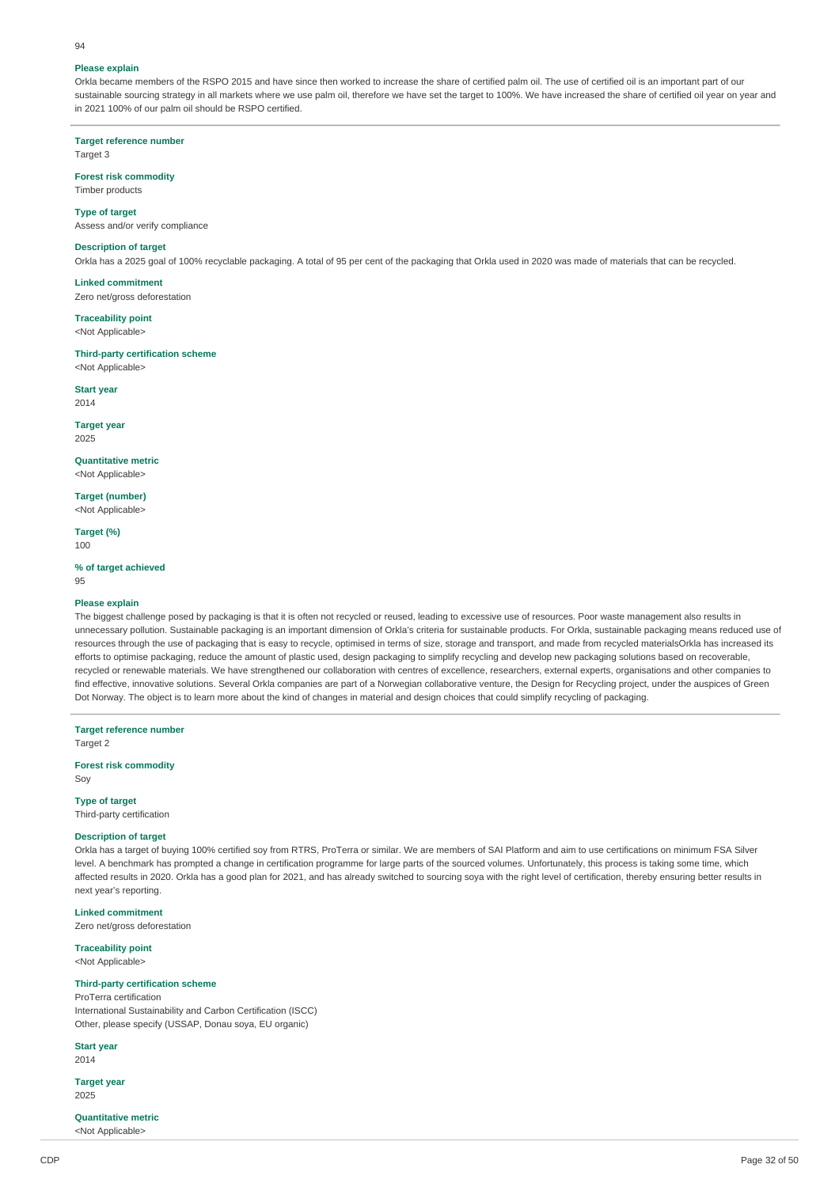94

**Please explain**

Orkla became members of the RSPO 2015 and have since then worked to increase the share of certified palm oil. The use of certified oil is an important part of our sustainable sourcing strategy in all markets where we use palm oil, therefore we have set the target to 100%. We have increased the share of certified oil year on year and in 2021 100% of our palm oil should be RSPO certified.

---

**Target reference number**

Target 3

**Forest risk commodity**

Timber products

**Type of target**

Assess and/or verify compliance

**Description of target**

Orkla has a 2025 goal of 100% recyclable packaging. A total of 95 per cent of the packaging that Orkla used in 2020 was made of materials that can be recycled.

**Linked commitment**

Zero net/gross deforestation

**Traceability point**

<Not Applicable>

**Third-party certification scheme**

<Not Applicable>

**Start year**

2014

**Target year**

2025

**Quantitative metric**

<Not Applicable>

**Target (number)**

<Not Applicable>

**Target (%)**

100

**% of target achieved**

95

**Please explain**

The biggest challenge posed by packaging is that it is often not recycled or reused, leading to excessive use of resources. Poor waste management also results in unnecessary pollution. Sustainable packaging is an important dimension of Orkla's criteria for sustainable products. For Orkla, sustainable packaging means reduced use of resources through the use of packaging that is easy to recycle, optimised in terms of size, storage and transport, and made from recycled materialsOrkla has increased its efforts to optimise packaging, reduce the amount of plastic used, design packaging to simplify recycling and develop new packaging solutions based on recoverable, recycled or renewable materials. We have strengthened our collaboration with centres of excellence, researchers, external experts, organisations and other companies to find effective, innovative solutions. Several Orkla companies are part of a Norwegian collaborative venture, the Design for Recycling project, under the auspices of Green Dot Norway. The object is to learn more about the kind of changes in material and design choices that could simplify recycling of packaging.

---

**Target reference number**

Target 2

**Forest risk commodity**

Soy

**Type of target**

Third-party certification

**Description of target**

Orkla has a target of buying 100% certified soy from RTRS, ProTerra or similar. We are members of SAI Platform and aim to use certifications on minimum FSA Silver level. A benchmark has prompted a change in certification programme for large parts of the sourced volumes. Unfortunately, this process is taking some time, which affected results in 2020. Orkla has a good plan for 2021, and has already switched to sourcing soya with the right level of certification, thereby ensuring better results in next year's reporting.

**Linked commitment**

Zero net/gross deforestation

**Traceability point**

<Not Applicable>

**Third-party certification scheme**

ProTerra certification
International Sustainability and Carbon Certification (ISCC)
Other, please specify (USSAP, Donau soya, EU organic)

**Start year**

2014

**Target year**

2025

**Quantitative metric**

<Not Applicable>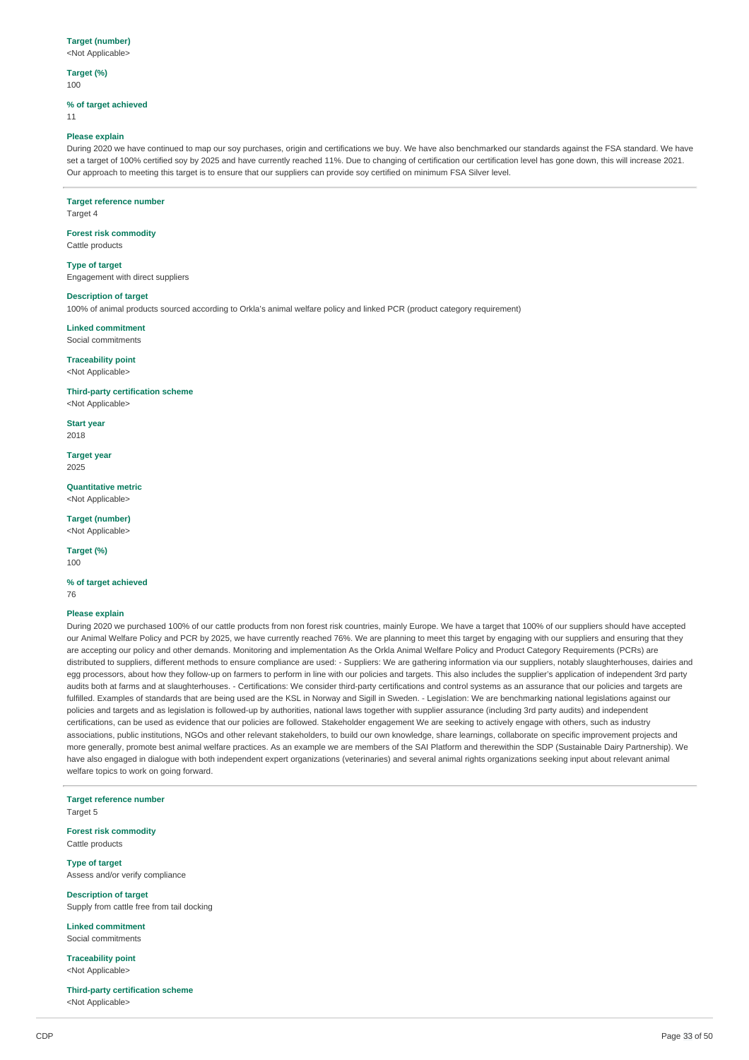**Target (number)**
<Not Applicable>

**Target (%)**
100

**% of target achieved**
11

**Please explain**
During 2020 we have continued to map our soy purchases, origin and certifications we buy. We have also benchmarked our standards against the FSA standard. We have set a target of 100% certified soy by 2025 and have currently reached 11%. Due to changing of certification our certification level has gone down, this will increase 2021. Our approach to meeting this target is to ensure that our suppliers can provide soy certified on minimum FSA Silver level.

---

**Target reference number**
Target 4

**Forest risk commodity**
Cattle products

**Type of target**
Engagement with direct suppliers

**Description of target**
100% of animal products sourced according to Orkla's animal welfare policy and linked PCR (product category requirement)

**Linked commitment**
Social commitments

**Traceability point**
<Not Applicable>

**Third-party certification scheme**
<Not Applicable>

**Start year**
2018

**Target year**
2025

**Quantitative metric**
<Not Applicable>

**Target (number)**
<Not Applicable>

**Target (%)**
100

**% of target achieved**
76

**Please explain**
During 2020 we purchased 100% of our cattle products from non forest risk countries, mainly Europe. We have a target that 100% of our suppliers should have accepted our Animal Welfare Policy and PCR by 2025, we have currently reached 76%. We are planning to meet this target by engaging with our suppliers and ensuring that they are accepting our policy and other demands. Monitoring and implementation As the Orkla Animal Welfare Policy and Product Category Requirements (PCRs) are distributed to suppliers, different methods to ensure compliance are used: - Suppliers: We are gathering information via our suppliers, notably slaughterhouses, dairies and egg processors, about how they follow-up on farmers to perform in line with our policies and targets. This also includes the supplier's application of independent 3rd party audits both at farms and at slaughterhouses. - Certifications: We consider third-party certifications and control systems as an assurance that our policies and targets are fulfilled. Examples of standards that are being used are the KSL in Norway and Sigill in Sweden. - Legislation: We are benchmarking national legislations against our policies and targets and as legislation is followed-up by authorities, national laws together with supplier assurance (including 3rd party audits) and independent certifications, can be used as evidence that our policies are followed. Stakeholder engagement We are seeking to actively engage with others, such as industry associations, public institutions, NGOs and other relevant stakeholders, to build our own knowledge, share learnings, collaborate on specific improvement projects and more generally, promote best animal welfare practices. As an example we are members of the SAI Platform and therewithin the SDP (Sustainable Dairy Partnership). We have also engaged in dialogue with both independent expert organizations (veterinaries) and several animal rights organizations seeking input about relevant animal welfare topics to work on going forward.

---

**Target reference number**
Target 5

**Forest risk commodity**
Cattle products

**Type of target**
Assess and/or verify compliance

**Description of target**
Supply from cattle free from tail docking

**Linked commitment**
Social commitments

**Traceability point**
<Not Applicable>

**Third-party certification scheme**
<Not Applicable>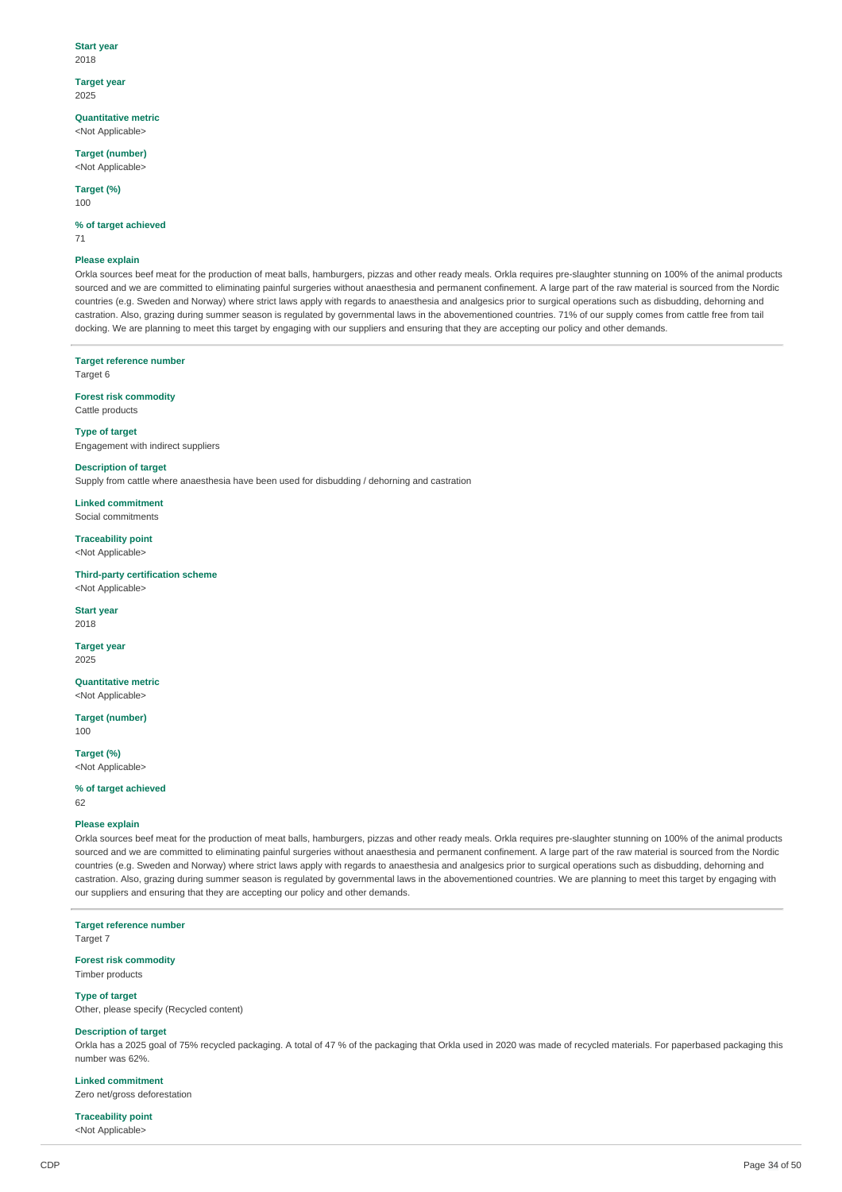**Start year**
2018

**Target year**
2025

**Quantitative metric**
<Not Applicable>

**Target (number)**
<Not Applicable>

**Target (%)**
100

**% of target achieved**
71

**Please explain**
Orkla sources beef meat for the production of meat balls, hamburgers, pizzas and other ready meals. Orkla requires pre-slaughter stunning on 100% of the animal products sourced and we are committed to eliminating painful surgeries without anaesthesia and permanent confinement. A large part of the raw material is sourced from the Nordic countries (e.g. Sweden and Norway) where strict laws apply with regards to anaesthesia and analgesics prior to surgical operations such as disbudding, dehorning and castration. Also, grazing during summer season is regulated by governmental laws in the abovementioned countries. 71% of our supply comes from cattle free from tail docking. We are planning to meet this target by engaging with our suppliers and ensuring that they are accepting our policy and other demands.

---

**Target reference number**
Target 6

**Forest risk commodity**
Cattle products

**Type of target**
Engagement with indirect suppliers

**Description of target**
Supply from cattle where anaesthesia have been used for disbudding / dehorning and castration

**Linked commitment**
Social commitments

**Traceability point**
<Not Applicable>

**Third-party certification scheme**
<Not Applicable>

**Start year**
2018

**Target year**
2025

**Quantitative metric**
<Not Applicable>

**Target (number)**
100

**Target (%)**
<Not Applicable>

**% of target achieved**
62

**Please explain**
Orkla sources beef meat for the production of meat balls, hamburgers, pizzas and other ready meals. Orkla requires pre-slaughter stunning on 100% of the animal products sourced and we are committed to eliminating painful surgeries without anaesthesia and permanent confinement. A large part of the raw material is sourced from the Nordic countries (e.g. Sweden and Norway) where strict laws apply with regards to anaesthesia and analgesics prior to surgical operations such as disbudding, dehorning and castration. Also, grazing during summer season is regulated by governmental laws in the abovementioned countries. We are planning to meet this target by engaging with our suppliers and ensuring that they are accepting our policy and other demands.

---

**Target reference number**
Target 7

**Forest risk commodity**
Timber products

**Type of target**
Other, please specify (Recycled content)

**Description of target**
Orkla has a 2025 goal of 75% recycled packaging. A total of 47 % of the packaging that Orkla used in 2020 was made of recycled materials. For paperbased packaging this number was 62%.

**Linked commitment**
Zero net/gross deforestation

**Traceability point**
<Not Applicable>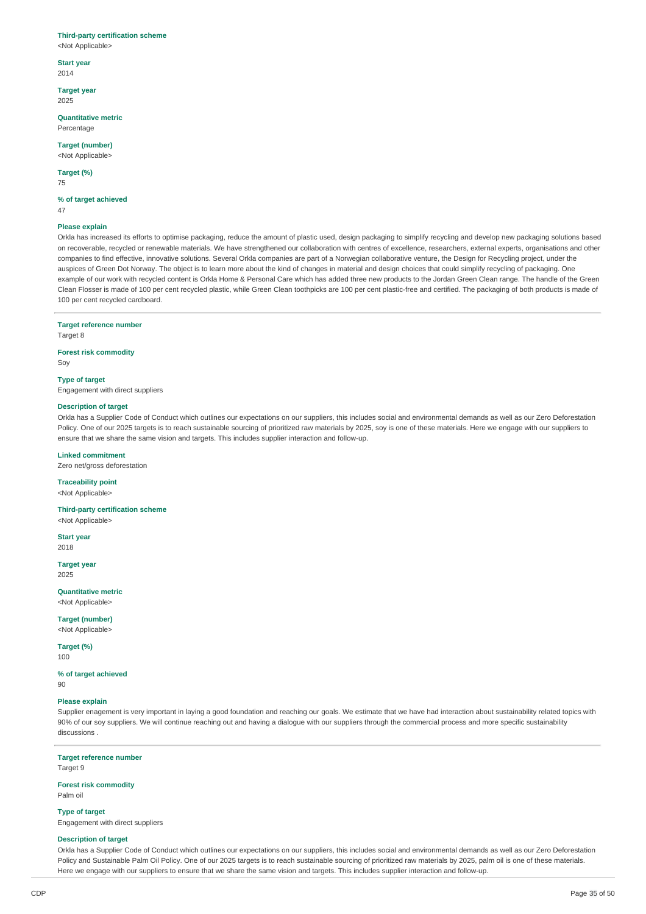**Third-party certification scheme**
<Not Applicable>

**Start year**
2014

**Target year**
2025

**Quantitative metric**
Percentage

**Target (number)**
<Not Applicable>

**Target (%)**
75

**% of target achieved**
47

**Please explain**
Orkla has increased its efforts to optimise packaging, reduce the amount of plastic used, design packaging to simplify recycling and develop new packaging solutions based on recoverable, recycled or renewable materials. We have strengthened our collaboration with centres of excellence, researchers, external experts, organisations and other companies to find effective, innovative solutions. Several Orkla companies are part of a Norwegian collaborative venture, the Design for Recycling project, under the auspices of Green Dot Norway. The object is to learn more about the kind of changes in material and design choices that could simplify recycling of packaging. One example of our work with recycled content is Orkla Home & Personal Care which has added three new products to the Jordan Green Clean range. The handle of the Green Clean Flosser is made of 100 per cent recycled plastic, while Green Clean toothpicks are 100 per cent plastic-free and certified. The packaging of both products is made of 100 per cent recycled cardboard.

---

**Target reference number**
Target 8

**Forest risk commodity**
Soy

**Type of target**
Engagement with direct suppliers

**Description of target**
Orkla has a Supplier Code of Conduct which outlines our expectations on our suppliers, this includes social and environmental demands as well as our Zero Deforestation Policy. One of our 2025 targets is to reach sustainable sourcing of prioritized raw materials by 2025, soy is one of these materials. Here we engage with our suppliers to ensure that we share the same vision and targets. This includes supplier interaction and follow-up.

**Linked commitment**
Zero net/gross deforestation

**Traceability point**
<Not Applicable>

**Third-party certification scheme**
<Not Applicable>

**Start year**
2018

**Target year**
2025

**Quantitative metric**
<Not Applicable>

**Target (number)**
<Not Applicable>

**Target (%)**
100

**% of target achieved**
90

**Please explain**
Supplier enagement is very important in laying a good foundation and reaching our goals. We estimate that we have had interaction about sustainability related topics with 90% of our soy suppliers. We will continue reaching out and having a dialogue with our suppliers through the commercial process and more specific sustainability discussions .

---

**Target reference number**
Target 9

**Forest risk commodity**
Palm oil

**Type of target**
Engagement with direct suppliers

**Description of target**
Orkla has a Supplier Code of Conduct which outlines our expectations on our suppliers, this includes social and environmental demands as well as our Zero Deforestation Policy and Sustainable Palm Oil Policy. One of our 2025 targets is to reach sustainable sourcing of prioritized raw materials by 2025, palm oil is one of these materials. Here we engage with our suppliers to ensure that we share the same vision and targets. This includes supplier interaction and follow-up.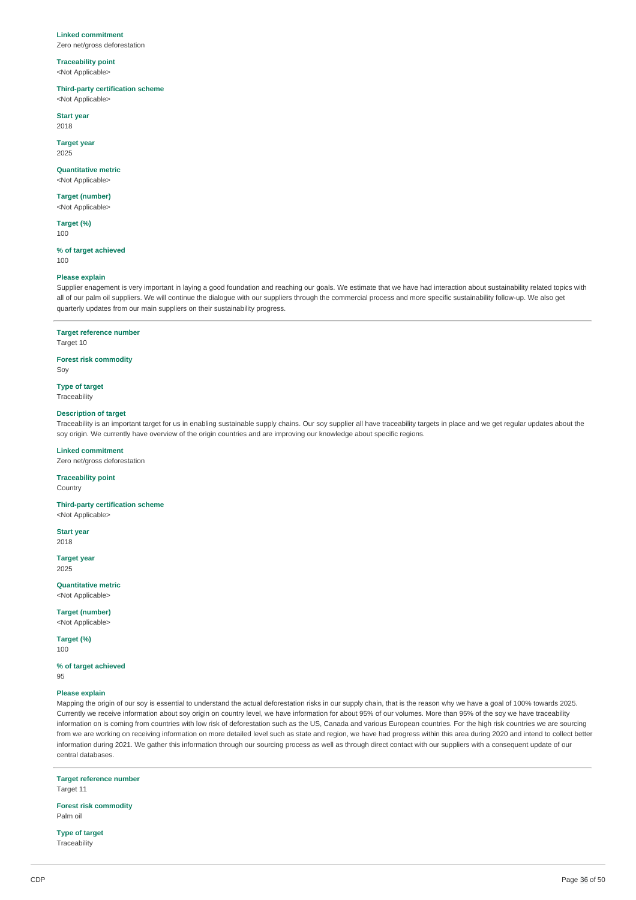**Linked commitment**
Zero net/gross deforestation

**Traceability point**
<Not Applicable>

**Third-party certification scheme**
<Not Applicable>

**Start year**
2018

**Target year**
2025

**Quantitative metric**
<Not Applicable>

**Target (number)**
<Not Applicable>

**Target (%)**
100

**% of target achieved**
100

**Please explain**
Supplier enagement is very important in laying a good foundation and reaching our goals. We estimate that we have had interaction about sustainability related topics with all of our palm oil suppliers. We will continue the dialogue with our suppliers through the commercial process and more specific sustainability follow-up. We also get quarterly updates from our main suppliers on their sustainability progress.

---

**Target reference number**
Target 10

**Forest risk commodity**
Soy

**Type of target**
Traceability

**Description of target**
Traceability is an important target for us in enabling sustainable supply chains. Our soy supplier all have traceability targets in place and we get regular updates about the soy origin. We currently have overview of the origin countries and are improving our knowledge about specific regions.

**Linked commitment**
Zero net/gross deforestation

**Traceability point**
Country

**Third-party certification scheme**
<Not Applicable>

**Start year**
2018

**Target year**
2025

**Quantitative metric**
<Not Applicable>

**Target (number)**
<Not Applicable>

**Target (%)**
100

**% of target achieved**
95

**Please explain**
Mapping the origin of our soy is essential to understand the actual deforestation risks in our supply chain, that is the reason why we have a goal of 100% towards 2025. Currently we receive information about soy origin on country level, we have information for about 95% of our volumes. More than 95% of the soy we have traceability information on is coming from countries with low risk of deforestation such as the US, Canada and various European countries. For the high risk countries we are sourcing from we are working on receiving information on more detailed level such as state and region, we have had progress within this area during 2020 and intend to collect better information during 2021. We gather this information through our sourcing process as well as through direct contact with our suppliers with a consequent update of our central databases.

---

**Target reference number**
Target 11

**Forest risk commodity**
Palm oil

**Type of target**
Traceability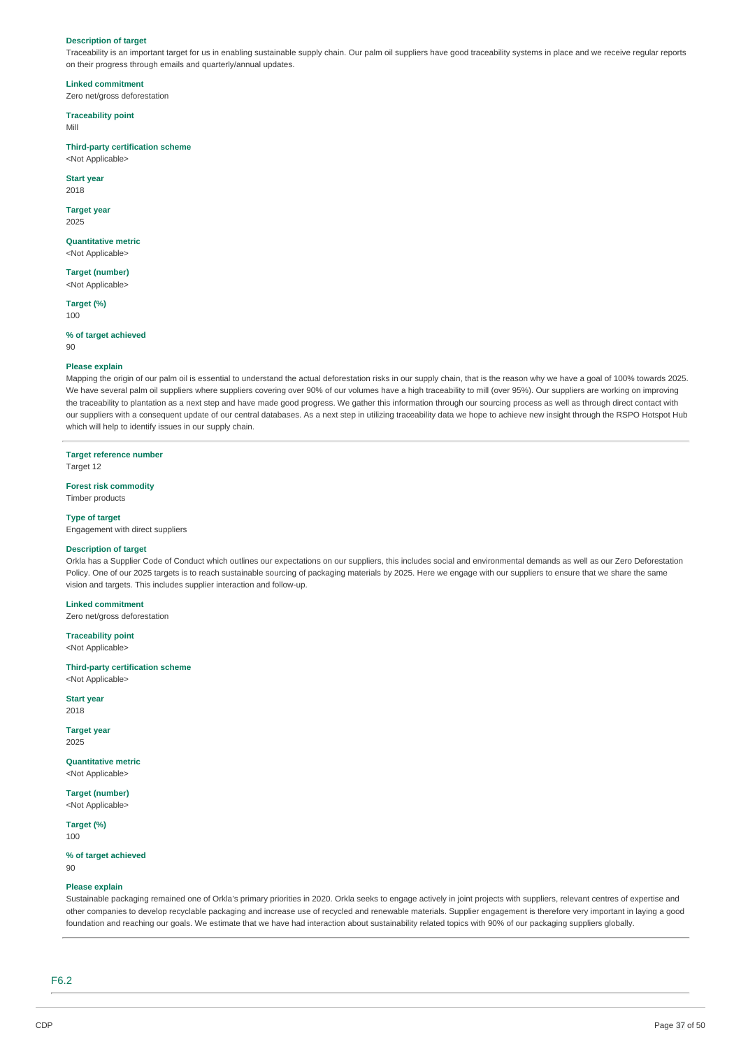**Description of target**

Traceability is an important target for us in enabling sustainable supply chain. Our palm oil suppliers have good traceability systems in place and we receive regular reports on their progress through emails and quarterly/annual updates.

**Linked commitment**

Zero net/gross deforestation

**Traceability point**

Mill

**Third-party certification scheme**

<Not Applicable>

**Start year**

2018

**Target year**

2025

**Quantitative metric**

<Not Applicable>

**Target (number)**

<Not Applicable>

**Target (%)**

100

**% of target achieved**

90

**Please explain**

Mapping the origin of our palm oil is essential to understand the actual deforestation risks in our supply chain, that is the reason why we have a goal of 100% towards 2025. We have several palm oil suppliers where suppliers covering over 90% of our volumes have a high traceability to mill (over 95%). Our suppliers are working on improving the traceability to plantation as a next step and have made good progress. We gather this information through our sourcing process as well as through direct contact with our suppliers with a consequent update of our central databases. As a next step in utilizing traceability data we hope to achieve new insight through the RSPO Hotspot Hub which will help to identify issues in our supply chain.

---

**Target reference number**

Target 12

**Forest risk commodity**

Timber products

**Type of target**

Engagement with direct suppliers

**Description of target**

Orkla has a Supplier Code of Conduct which outlines our expectations on our suppliers, this includes social and environmental demands as well as our Zero Deforestation Policy. One of our 2025 targets is to reach sustainable sourcing of packaging materials by 2025. Here we engage with our suppliers to ensure that we share the same vision and targets. This includes supplier interaction and follow-up.

**Linked commitment**

Zero net/gross deforestation

**Traceability point**

<Not Applicable>

**Third-party certification scheme**

<Not Applicable>

**Start year**

2018

**Target year**

2025

**Quantitative metric**

<Not Applicable>

**Target (number)**

<Not Applicable>

**Target (%)**

100

**% of target achieved**

90

**Please explain**

Sustainable packaging remained one of Orkla's primary priorities in 2020. Orkla seeks to engage actively in joint projects with suppliers, relevant centres of expertise and other companies to develop recyclable packaging and increase use of recycled and renewable materials. Supplier engagement is therefore very important in laying a good foundation and reaching our goals. We estimate that we have had interaction about sustainability related topics with 90% of our packaging suppliers globally.

---

## F6.2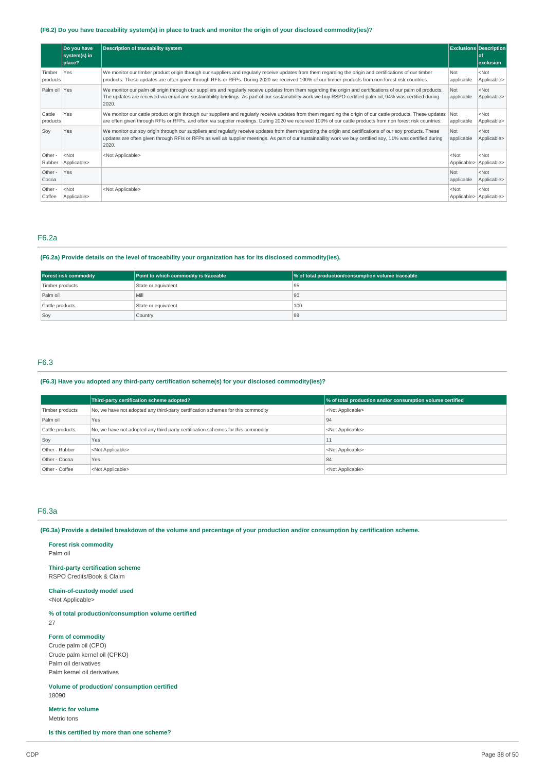**(F6.2) Do you have traceability system(s) in place to track and monitor the origin of your disclosed commodity(ies)?**

| | Do you have system(s) in place? | Description of traceability system | Exclusions | Description of exclusion |
|---|---|---|---|---|
| Timber products | Yes | We monitor our timber product origin through our suppliers and regularly receive updates from them regarding the origin and certifications of our timber products. These updates are often given through RFIs or RFPs. During 2020 we received 100% of our timber products from non forest risk countries. | Not applicable | <Not Applicable> |
| Palm oil | Yes | We monitor our palm oil origin through our suppliers and regularly receive updates from them regarding the origin and certifications of our palm oil products. The updates are received via email and sustainability briefings. As part of our sustainability work we buy RSPO certified palm oil, 94% was certified during 2020. | Not applicable | <Not Applicable> |
| Cattle products | Yes | We monitor our cattle product origin through our suppliers and regularly receive updates from them regarding the origin and certifications of our cattle products. These updates are often given through RFIs or RFPs, and often via supplier meetings. During 2020 we received 100% of our cattle products from non forest risk countries. | Not applicable | <Not Applicable> |
| Soy | Yes | We monitor our soy origin through our suppliers and regularly receive updates from them regarding the origin and certifications of our soy products. These updates are often given through RFIs or RFPs as well as supplier meetings. As part of our sustainability work we buy certified soy, 11% was certified during 2020. | Not applicable | <Not Applicable> |
| Other - Rubber | <Not Applicable> | <Not Applicable> | <Not Applicable> | <Not Applicable> |
| Other - Cocoa | Yes | | Not applicable | <Not Applicable> |
| Other - Coffee | <Not Applicable> | <Not Applicable> | <Not Applicable> | <Not Applicable> |

## F6.2a

**(F6.2a) Provide details on the level of traceability your organization has for its disclosed commodity(ies).**

| Forest risk commodity | Point to which commodity is traceable | % of total production/consumption volume traceable |
|---|---|---|
| Timber products | State or equivalent | 95 |
| Palm oil | Mill | 90 |
| Cattle products | State or equivalent | 100 |
| Soy | Country | 99 |

## F6.3

**(F6.3) Have you adopted any third-party certification scheme(s) for your disclosed commodity(ies)?**

| | Third-party certification scheme adopted? | % of total production and/or consumption volume certified |
|---|---|---|
| Timber products | No, we have not adopted any third-party certification schemes for this commodity | <Not Applicable> |
| Palm oil | Yes | 94 |
| Cattle products | No, we have not adopted any third-party certification schemes for this commodity | <Not Applicable> |
| Soy | Yes | 11 |
| Other - Rubber | <Not Applicable> | <Not Applicable> |
| Other - Cocoa | Yes | 84 |
| Other - Coffee | <Not Applicable> | <Not Applicable> |

## F6.3a

**(F6.3a) Provide a detailed breakdown of the volume and percentage of your production and/or consumption by certification scheme.**

**Forest risk commodity**
Palm oil

**Third-party certification scheme**
RSPO Credits/Book & Claim

**Chain-of-custody model used**
<Not Applicable>

**% of total production/consumption volume certified**
27

**Form of commodity**
Crude palm oil (CPO)
Crude palm kernel oil (CPKO)
Palm oil derivatives
Palm kernel oil derivatives

**Volume of production/ consumption certified**
18090

**Metric for volume**
Metric tons

**Is this certified by more than one scheme?**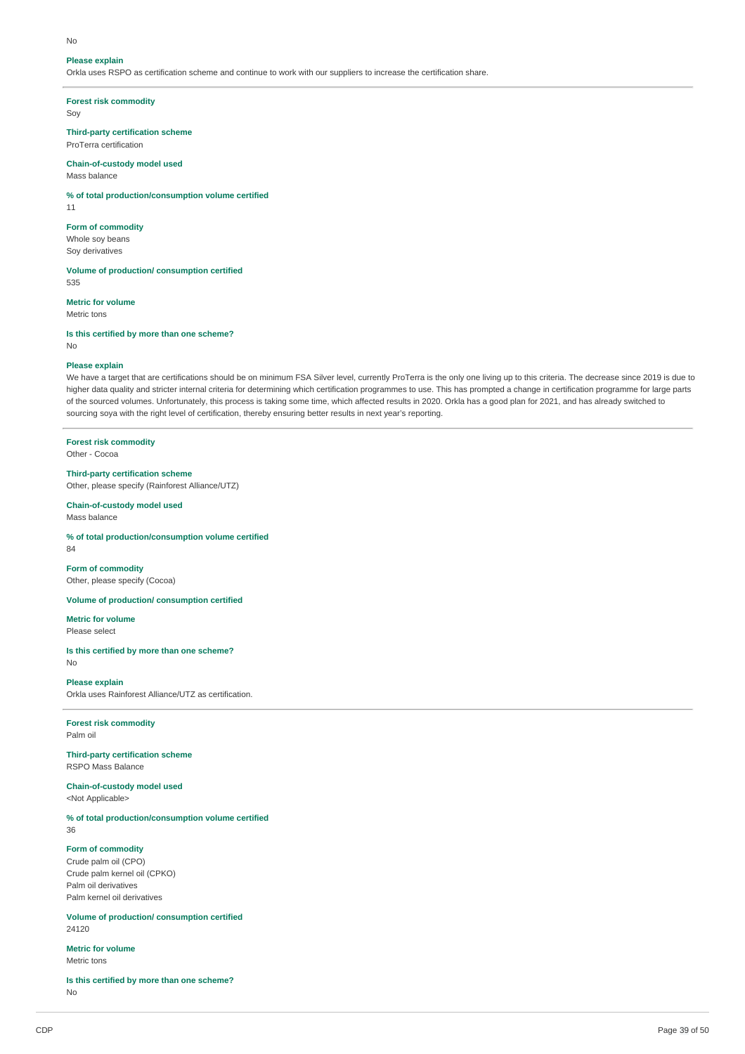No

**Please explain**

Orkla uses RSPO as certification scheme and continue to work with our suppliers to increase the certification share.

---

**Forest risk commodity**

Soy

**Third-party certification scheme**

ProTerra certification

**Chain-of-custody model used**

Mass balance

**% of total production/consumption volume certified**

11

**Form of commodity**

Whole soy beans
Soy derivatives

**Volume of production/ consumption certified**

535

**Metric for volume**

Metric tons

**Is this certified by more than one scheme?**

No

**Please explain**

We have a target that are certifications should be on minimum FSA Silver level, currently ProTerra is the only one living up to this criteria. The decrease since 2019 is due to higher data quality and stricter internal criteria for determining which certification programmes to use. This has prompted a change in certification programme for large parts of the sourced volumes. Unfortunately, this process is taking some time, which affected results in 2020. Orkla has a good plan for 2021, and has already switched to sourcing soya with the right level of certification, thereby ensuring better results in next year's reporting.

---

**Forest risk commodity**

Other - Cocoa

**Third-party certification scheme**

Other, please specify (Rainforest Alliance/UTZ)

**Chain-of-custody model used**

Mass balance

**% of total production/consumption volume certified**

84

**Form of commodity**

Other, please specify (Cocoa)

**Volume of production/ consumption certified**

**Metric for volume**

Please select

**Is this certified by more than one scheme?**

No

**Please explain**

Orkla uses Rainforest Alliance/UTZ as certification.

---

**Forest risk commodity**

Palm oil

**Third-party certification scheme**

RSPO Mass Balance

**Chain-of-custody model used**

<Not Applicable>

**% of total production/consumption volume certified**

36

**Form of commodity**

Crude palm oil (CPO)
Crude palm kernel oil (CPKO)
Palm oil derivatives
Palm kernel oil derivatives

**Volume of production/ consumption certified**

24120

**Metric for volume**

Metric tons

**Is this certified by more than one scheme?**

No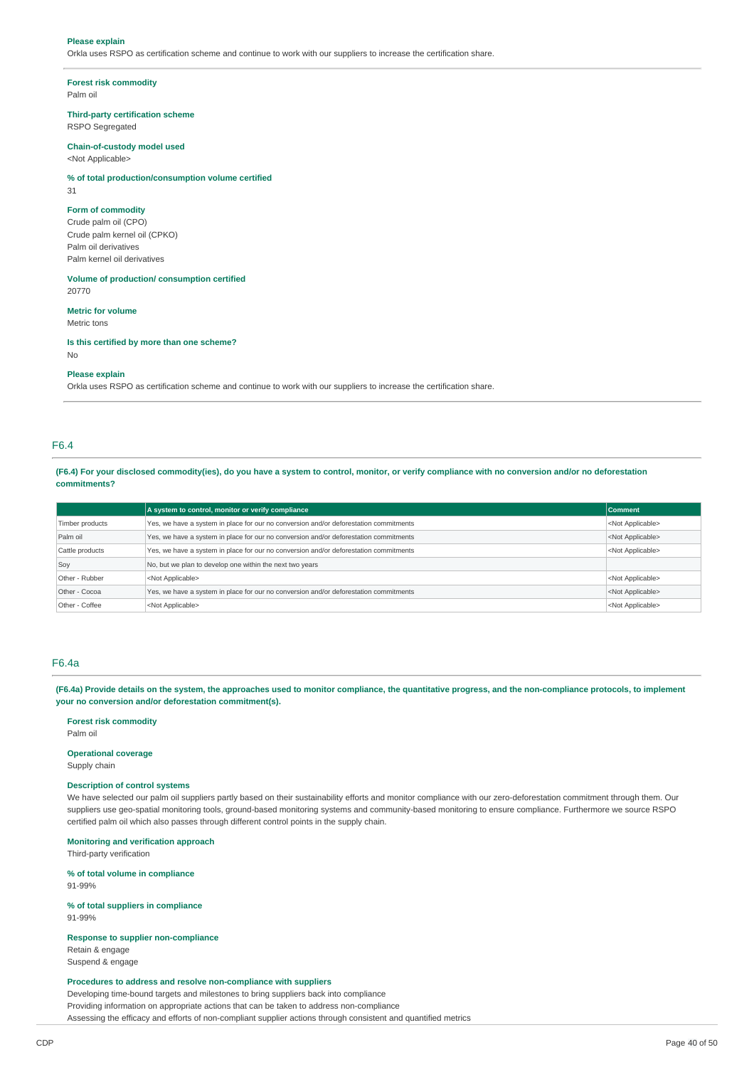**Please explain**
Orkla uses RSPO as certification scheme and continue to work with our suppliers to increase the certification share.

**Forest risk commodity**
Palm oil

**Third-party certification scheme**
RSPO Segregated

**Chain-of-custody model used**
<Not Applicable>

**% of total production/consumption volume certified**
31

**Form of commodity**
Crude palm oil (CPO)
Crude palm kernel oil (CPKO)
Palm oil derivatives
Palm kernel oil derivatives

**Volume of production/ consumption certified**
20770

**Metric for volume**
Metric tons

**Is this certified by more than one scheme?**
No

**Please explain**
Orkla uses RSPO as certification scheme and continue to work with our suppliers to increase the certification share.

## F6.4

**(F6.4) For your disclosed commodity(ies), do you have a system to control, monitor, or verify compliance with no conversion and/or no deforestation commitments?**

| | A system to control, monitor or verify compliance | Comment |
|---|---|---|
| Timber products | Yes, we have a system in place for our no conversion and/or deforestation commitments | <Not Applicable> |
| Palm oil | Yes, we have a system in place for our no conversion and/or deforestation commitments | <Not Applicable> |
| Cattle products | Yes, we have a system in place for our no conversion and/or deforestation commitments | <Not Applicable> |
| Soy | No, but we plan to develop one within the next two years | |
| Other - Rubber | <Not Applicable> | <Not Applicable> |
| Other - Cocoa | Yes, we have a system in place for our no conversion and/or deforestation commitments | <Not Applicable> |
| Other - Coffee | <Not Applicable> | <Not Applicable> |

## F6.4a

**(F6.4a) Provide details on the system, the approaches used to monitor compliance, the quantitative progress, and the non-compliance protocols, to implement your no conversion and/or deforestation commitment(s).**

**Forest risk commodity**
Palm oil

**Operational coverage**
Supply chain

**Description of control systems**
We have selected our palm oil suppliers partly based on their sustainability efforts and monitor compliance with our zero-deforestation commitment through them. Our suppliers use geo-spatial monitoring tools, ground-based monitoring systems and community-based monitoring to ensure compliance. Furthermore we source RSPO certified palm oil which also passes through different control points in the supply chain.

**Monitoring and verification approach**
Third-party verification

**% of total volume in compliance**
91-99%

**% of total suppliers in compliance**
91-99%

**Response to supplier non-compliance**
Retain & engage
Suspend & engage

**Procedures to address and resolve non-compliance with suppliers**
Developing time-bound targets and milestones to bring suppliers back into compliance
Providing information on appropriate actions that can be taken to address non-compliance
Assessing the efficacy and efforts of non-compliant supplier actions through consistent and quantified metrics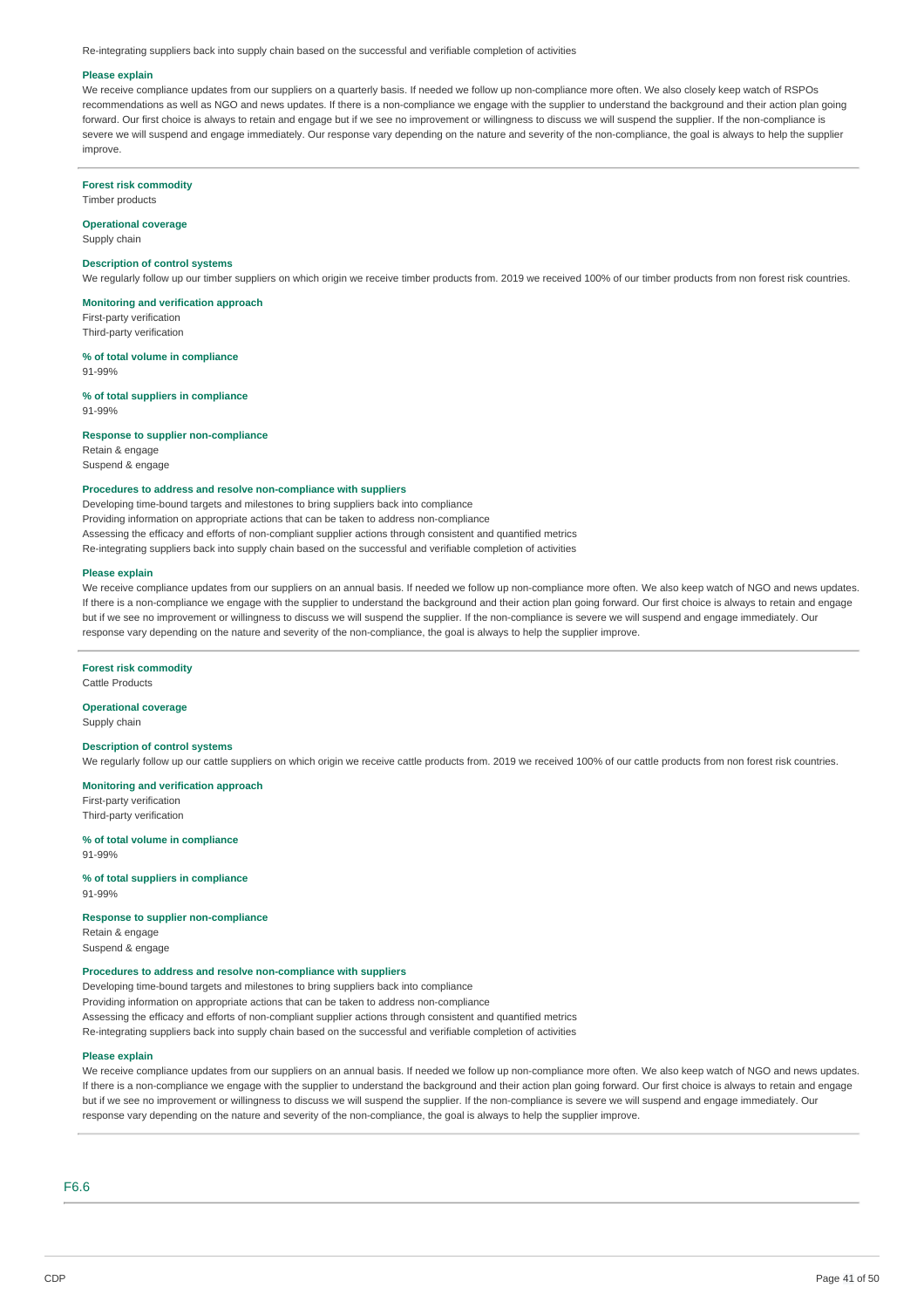Re-integrating suppliers back into supply chain based on the successful and verifiable completion of activities

**Please explain**

We receive compliance updates from our suppliers on a quarterly basis. If needed we follow up non-compliance more often. We also closely keep watch of RSPOs recommendations as well as NGO and news updates. If there is a non-compliance we engage with the supplier to understand the background and their action plan going forward. Our first choice is always to retain and engage but if we see no improvement or willingness to discuss we will suspend the supplier. If the non-compliance is severe we will suspend and engage immediately. Our response vary depending on the nature and severity of the non-compliance, the goal is always to help the supplier improve.

---

**Forest risk commodity**

Timber products

**Operational coverage**

Supply chain

**Description of control systems**

We regularly follow up our timber suppliers on which origin we receive timber products from. 2019 we received 100% of our timber products from non forest risk countries.

**Monitoring and verification approach**

First-party verification
Third-party verification

**% of total volume in compliance**

91-99%

**% of total suppliers in compliance**

91-99%

**Response to supplier non-compliance**

Retain & engage
Suspend & engage

**Procedures to address and resolve non-compliance with suppliers**

Developing time-bound targets and milestones to bring suppliers back into compliance
Providing information on appropriate actions that can be taken to address non-compliance
Assessing the efficacy and efforts of non-compliant supplier actions through consistent and quantified metrics
Re-integrating suppliers back into supply chain based on the successful and verifiable completion of activities

**Please explain**

We receive compliance updates from our suppliers on an annual basis. If needed we follow up non-compliance more often. We also keep watch of NGO and news updates. If there is a non-compliance we engage with the supplier to understand the background and their action plan going forward. Our first choice is always to retain and engage but if we see no improvement or willingness to discuss we will suspend the supplier. If the non-compliance is severe we will suspend and engage immediately. Our response vary depending on the nature and severity of the non-compliance, the goal is always to help the supplier improve.

---

**Forest risk commodity**

Cattle Products

**Operational coverage**

Supply chain

**Description of control systems**

We regularly follow up our cattle suppliers on which origin we receive cattle products from. 2019 we received 100% of our cattle products from non forest risk countries.

**Monitoring and verification approach**

First-party verification
Third-party verification

**% of total volume in compliance**

91-99%

**% of total suppliers in compliance**

91-99%

**Response to supplier non-compliance**

Retain & engage
Suspend & engage

**Procedures to address and resolve non-compliance with suppliers**

Developing time-bound targets and milestones to bring suppliers back into compliance
Providing information on appropriate actions that can be taken to address non-compliance
Assessing the efficacy and efforts of non-compliant supplier actions through consistent and quantified metrics
Re-integrating suppliers back into supply chain based on the successful and verifiable completion of activities

**Please explain**

We receive compliance updates from our suppliers on an annual basis. If needed we follow up non-compliance more often. We also keep watch of NGO and news updates. If there is a non-compliance we engage with the supplier to understand the background and their action plan going forward. Our first choice is always to retain and engage but if we see no improvement or willingness to discuss we will suspend the supplier. If the non-compliance is severe we will suspend and engage immediately. Our response vary depending on the nature and severity of the non-compliance, the goal is always to help the supplier improve.

---

## F6.6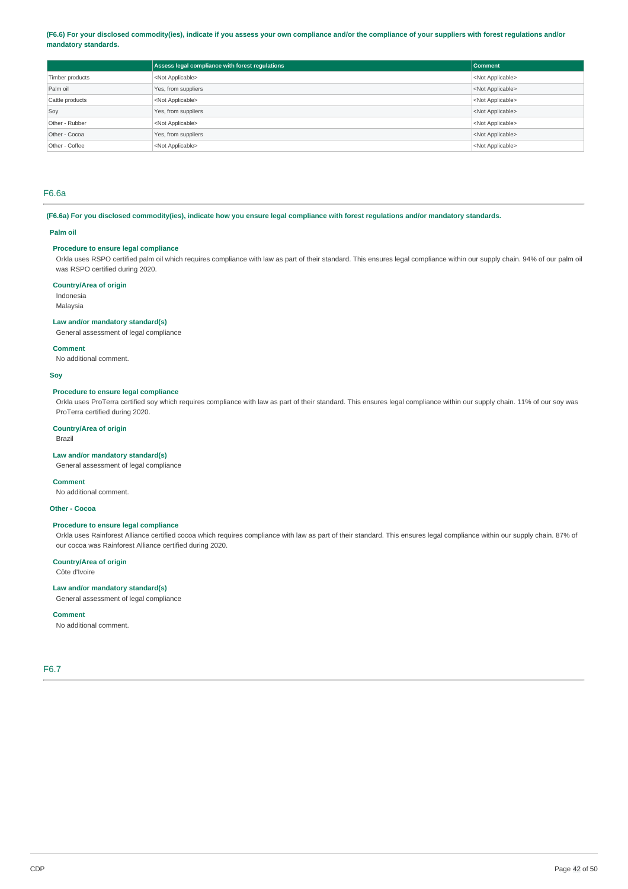**(F6.6) For your disclosed commodity(ies), indicate if you assess your own compliance and/or the compliance of your suppliers with forest regulations and/or mandatory standards.**

| | Assess legal compliance with forest regulations | Comment |
|---|---|---|
| Timber products | <Not Applicable> | <Not Applicable> |
| Palm oil | Yes, from suppliers | <Not Applicable> |
| Cattle products | <Not Applicable> | <Not Applicable> |
| Soy | Yes, from suppliers | <Not Applicable> |
| Other - Rubber | <Not Applicable> | <Not Applicable> |
| Other - Cocoa | Yes, from suppliers | <Not Applicable> |
| Other - Coffee | <Not Applicable> | <Not Applicable> |

## F6.6a

**(F6.6a) For you disclosed commodity(ies), indicate how you ensure legal compliance with forest regulations and/or mandatory standards.**

### Palm oil

**Procedure to ensure legal compliance**

Orkla uses RSPO certified palm oil which requires compliance with law as part of their standard. This ensures legal compliance within our supply chain. 94% of our palm oil was RSPO certified during 2020.

**Country/Area of origin**

Indonesia
Malaysia

**Law and/or mandatory standard(s)**

General assessment of legal compliance

**Comment**

No additional comment.

### Soy

**Procedure to ensure legal compliance**

Orkla uses ProTerra certified soy which requires compliance with law as part of their standard. This ensures legal compliance within our supply chain. 11% of our soy was ProTerra certified during 2020.

**Country/Area of origin**

Brazil

**Law and/or mandatory standard(s)**

General assessment of legal compliance

**Comment**

No additional comment.

### Other - Cocoa

**Procedure to ensure legal compliance**

Orkla uses Rainforest Alliance certified cocoa which requires compliance with law as part of their standard. This ensures legal compliance within our supply chain. 87% of our cocoa was Rainforest Alliance certified during 2020.

**Country/Area of origin**

Côte d'Ivoire

**Law and/or mandatory standard(s)**

General assessment of legal compliance

**Comment**

No additional comment.

## F6.7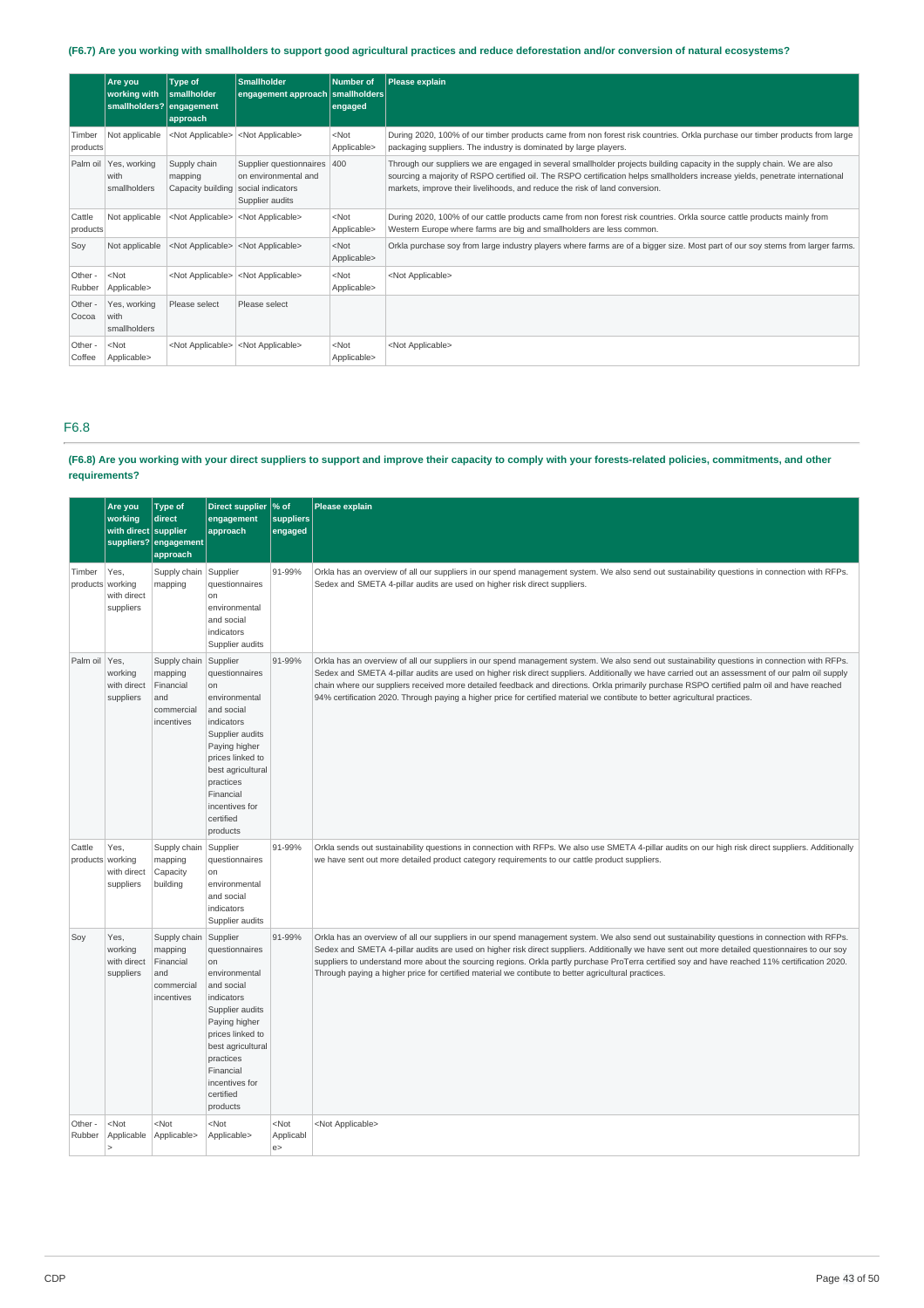**(F6.7) Are you working with smallholders to support good agricultural practices and reduce deforestation and/or conversion of natural ecosystems?**

| | Are you working with smallholders? | Type of smallholder engagement approach | Smallholder engagement approach | Number of smallholders engaged | Please explain |
|---|---|---|---|---|---|
| Timber products | Not applicable | <Not Applicable> | <Not Applicable> | <Not Applicable> | During 2020, 100% of our timber products came from non forest risk countries. Orkla purchase our timber products from large packaging suppliers. The industry is dominated by large players. |
| Palm oil | Yes, working with smallholders | Supply chain mapping<br>Capacity building | Supplier questionnaires on environmental and social indicators<br>Supplier audits | 400 | Through our suppliers we are engaged in several smallholder projects building capacity in the supply chain. We are also sourcing a majority of RSPO certified oil. The RSPO certification helps smallholders increase yields, penetrate international markets, improve their livelihoods, and reduce the risk of land conversion. |
| Cattle products | Not applicable | <Not Applicable> | <Not Applicable> | <Not Applicable> | During 2020, 100% of our cattle products came from non forest risk countries. Orkla source cattle products mainly from Western Europe where farms are big and smallholders are less common. |
| Soy | Not applicable | <Not Applicable> | <Not Applicable> | <Not Applicable> | Orkla purchase soy from large industry players where farms are of a bigger size. Most part of our soy stems from larger farms. |
| Other - Rubber | <Not Applicable> | <Not Applicable> | <Not Applicable> | <Not Applicable> | <Not Applicable> |
| Other - Cocoa | Yes, working with smallholders | Please select | Please select | | |
| Other - Coffee | <Not Applicable> | <Not Applicable> | <Not Applicable> | <Not Applicable> | <Not Applicable> |

## F6.8

**(F6.8) Are you working with your direct suppliers to support and improve their capacity to comply with your forests-related policies, commitments, and other requirements?**

| | Are you working with direct suppliers? | Type of direct supplier engagement approach | Direct supplier engagement approach | % of suppliers engaged | Please explain |
|---|---|---|---|---|---|
| Timber products | Yes, working with direct suppliers | Supply chain mapping | Supplier questionnaires on environmental and social indicators<br>Supplier audits | 91-99% | Orkla has an overview of all our suppliers in our spend management system. We also send out sustainability questions in connection with RFPs. Sedex and SMETA 4-pillar audits are used on higher risk direct suppliers. |
| Palm oil | Yes, working with direct suppliers | Supply chain mapping<br>Financial and commercial incentives | Supplier questionnaires on environmental and social indicators<br>Supplier audits<br>Paying higher prices linked to best agricultural practices<br>Financial incentives for certified products | 91-99% | Orkla has an overview of all our suppliers in our spend management system. We also send out sustainability questions in connection with RFPs. Sedex and SMETA 4-pillar audits are used on higher risk direct suppliers. Additionally we have carried out an assessment of our palm oil supply chain where our suppliers received more detailed feedback and directions. Orkla primarily purchase RSPO certified palm oil and have reached 94% certification 2020. Through paying a higher price for certified material we contibute to better agricultural practices. |
| Cattle products | Yes, working with direct suppliers | Supply chain mapping<br>Capacity building | Supplier questionnaires on environmental and social indicators<br>Supplier audits | 91-99% | Orkla sends out sustainability questions in connection with RFPs. We also use SMETA 4-pillar audits on our high risk direct suppliers. Additionally we have sent out more detailed product category requirements to our cattle product suppliers. |
| Soy | Yes, working with direct suppliers | Supply chain mapping<br>Financial and commercial incentives | Supplier questionnaires on environmental and social indicators<br>Supplier audits<br>Paying higher prices linked to best agricultural practices<br>Financial incentives for certified products | 91-99% | Orkla has an overview of all our suppliers in our spend management system. We also send out sustainability questions in connection with RFPs. Sedex and SMETA 4-pillar audits are used on higher risk direct suppliers. Additionally we have sent out more detailed questionnaires to our soy suppliers to understand more about the sourcing regions. Orkla partly purchase ProTerra certified soy and have reached 11% certification 2020. Through paying a higher price for certified material we contibute to better agricultural practices. |
| Other - Rubber | <Not Applicable> | <Not Applicable> | <Not Applicable> | <Not Applicable> | <Not Applicable> |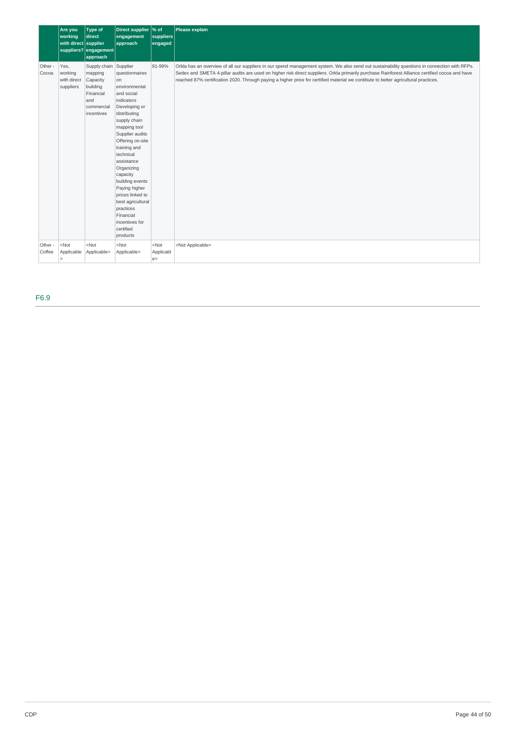| | Are you working with direct suppliers? | Type of direct supplier engagement approach | Direct supplier engagement approach | % of suppliers engaged | Please explain |
|---|---|---|---|---|---|
| Other - Cocoa | Yes, working with direct suppliers | Supply chain mapping Capacity building Financial and commercial incentives | Supplier questionnaires on environmental and social indicators Developing or distributing supply chain mapping tool Supplier audits Offering on-site training and technical assistance Organizing capacity building events Paying higher prices linked to best agricultural practices Financial incentives for certified products | 91-99% | Orkla has an overview of all our suppliers in our spend management system. We also send out sustainability questions in connection with RFPs. Sedex and SMETA 4-pillar audits are used on higher risk direct suppliers. Orkla primarily purchase Rainforest Alliance certified cocoa and have reached 87% certification 2020. Through paying a higher price for certified material we contibute to better agricultural practices. |
| Other - Coffee | <Not Applicable> | <Not Applicable> | <Not Applicable> | <Not Applicable> | <Not Applicable> |

## F6.9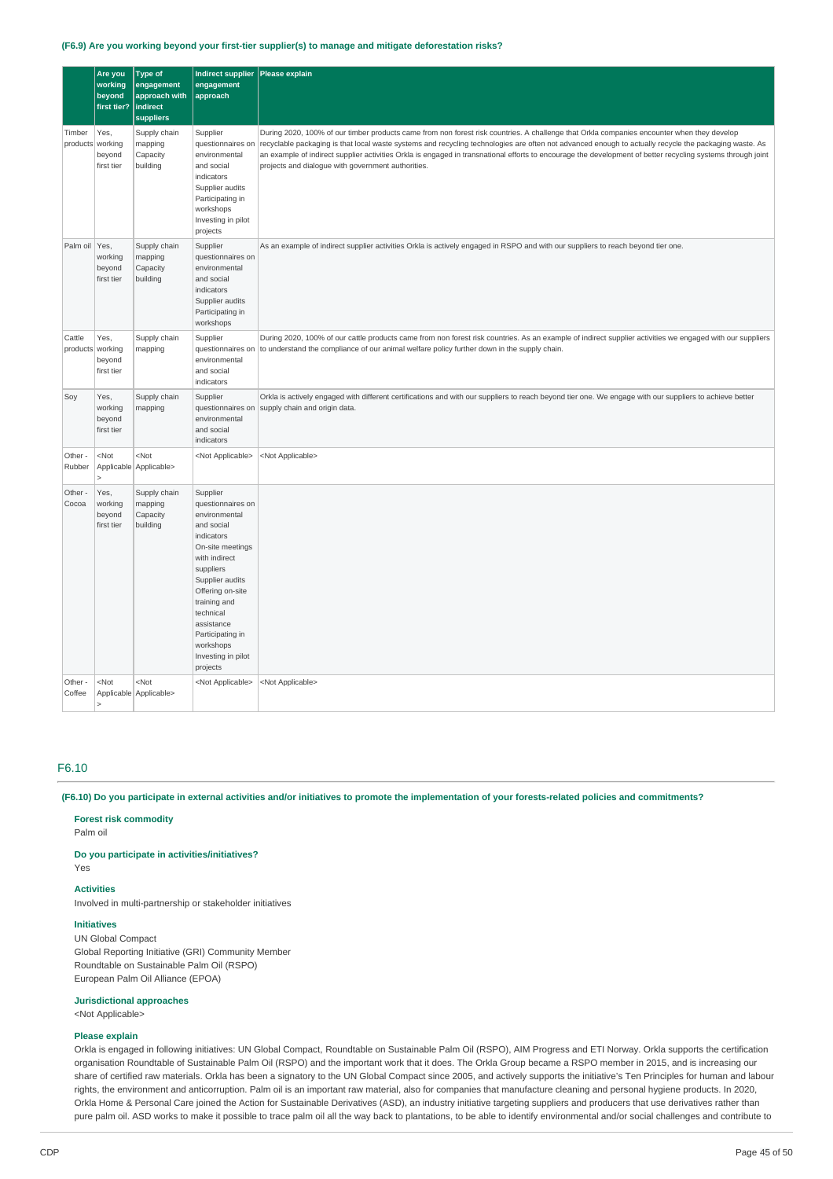**(F6.9) Are you working beyond your first-tier supplier(s) to manage and mitigate deforestation risks?**

| | Are you working beyond first tier? | Type of engagement approach with indirect suppliers | Indirect supplier engagement approach | Please explain |
|---|---|---|---|---|
| Timber products | Yes, working beyond first tier | Supply chain mapping<br>Capacity building | Supplier questionnaires on environmental and social indicators<br>Supplier audits<br>Participating in workshops<br>Investing in pilot projects | During 2020, 100% of our timber products came from non forest risk countries. A challenge that Orkla companies encounter when they develop recyclable packaging is that local waste systems and recycling technologies are often not advanced enough to actually recycle the packaging waste. As an example of indirect supplier activities Orkla is engaged in transnational efforts to encourage the development of better recycling systems through joint projects and dialogue with government authorities. |
| Palm oil | Yes, working beyond first tier | Supply chain mapping<br>Capacity building | Supplier questionnaires on environmental and social indicators<br>Supplier audits<br>Participating in workshops | As an example of indirect supplier activities Orkla is actively engaged in RSPO and with our suppliers to reach beyond tier one. |
| Cattle products | Yes, working beyond first tier | Supply chain mapping | Supplier questionnaires on environmental and social indicators | During 2020, 100% of our cattle products came from non forest risk countries. As an example of indirect supplier activities we engaged with our suppliers to understand the compliance of our animal welfare policy further down in the supply chain. |
| Soy | Yes, working beyond first tier | Supply chain mapping | Supplier questionnaires on environmental and social indicators | Orkla is actively engaged with different certifications and with our suppliers to reach beyond tier one. We engage with our suppliers to achieve better supply chain and origin data. |
| Other - Rubber | <Not Applicable> | <Not Applicable> | <Not Applicable> | <Not Applicable> |
| Other - Cocoa | Yes, working beyond first tier | Supply chain mapping<br>Capacity building | Supplier questionnaires on environmental and social indicators<br>On-site meetings with indirect suppliers<br>Supplier audits<br>Offering on-site training and technical assistance<br>Participating in workshops<br>Investing in pilot projects | |
| Other - Coffee | <Not Applicable> | <Not Applicable> | <Not Applicable> | <Not Applicable> |

## F6.10

**(F6.10) Do you participate in external activities and/or initiatives to promote the implementation of your forests-related policies and commitments?**

**Forest risk commodity**
Palm oil

**Do you participate in activities/initiatives?**
Yes

**Activities**
Involved in multi-partnership or stakeholder initiatives

**Initiatives**
UN Global Compact
Global Reporting Initiative (GRI) Community Member
Roundtable on Sustainable Palm Oil (RSPO)
European Palm Oil Alliance (EPOA)

**Jurisdictional approaches**
<Not Applicable>

**Please explain**
Orkla is engaged in following initiatives: UN Global Compact, Roundtable on Sustainable Palm Oil (RSPO), AIM Progress and ETI Norway. Orkla supports the certification organisation Roundtable of Sustainable Palm Oil (RSPO) and the important work that it does. The Orkla Group became a RSPO member in 2015, and is increasing our share of certified raw materials. Orkla has been a signatory to the UN Global Compact since 2005, and actively supports the initiative's Ten Principles for human and labour rights, the environment and anticorruption. Palm oil is an important raw material, also for companies that manufacture cleaning and personal hygiene products. In 2020, Orkla Home & Personal Care joined the Action for Sustainable Derivatives (ASD), an industry initiative targeting suppliers and producers that use derivatives rather than pure palm oil. ASD works to make it possible to trace palm oil all the way back to plantations, to be able to identify environmental and/or social challenges and contribute to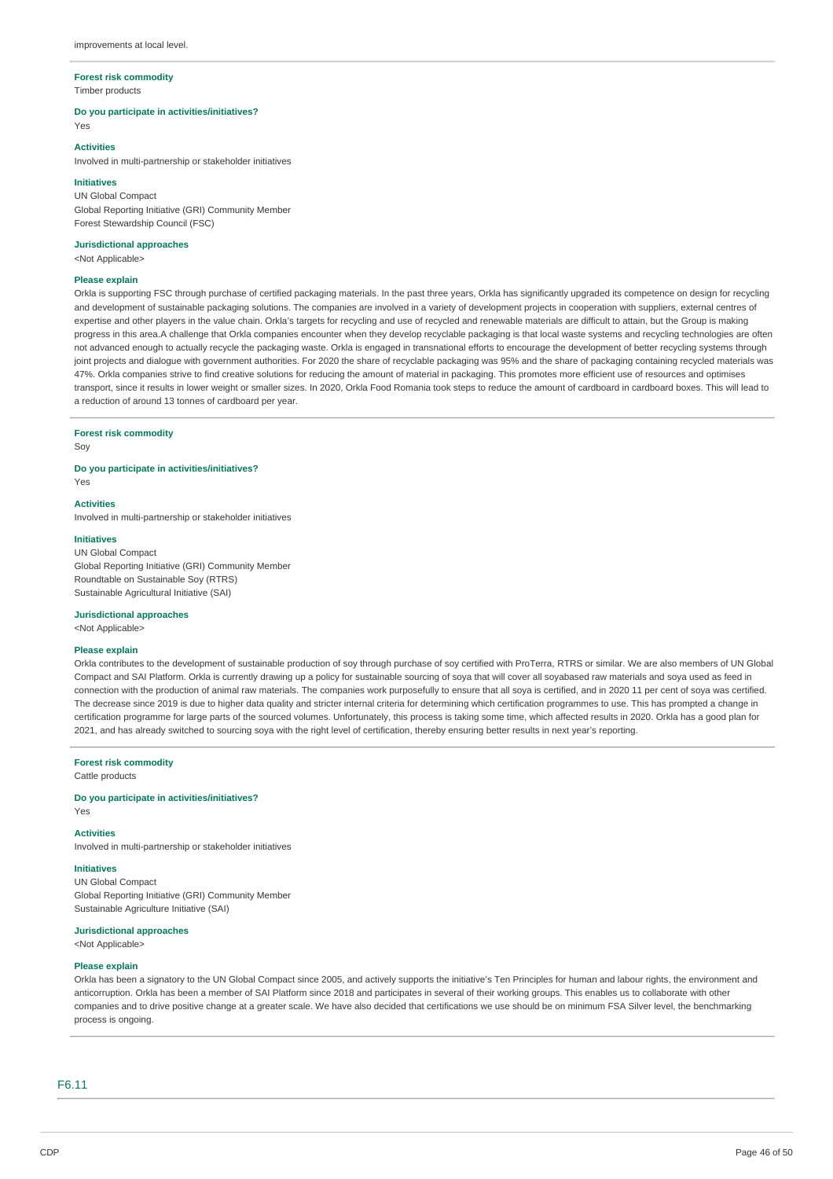improvements at local level.

**Forest risk commodity**
Timber products

**Do you participate in activities/initiatives?**
Yes

**Activities**
Involved in multi-partnership or stakeholder initiatives

**Initiatives**
UN Global Compact
Global Reporting Initiative (GRI) Community Member
Forest Stewardship Council (FSC)

**Jurisdictional approaches**
<Not Applicable>

**Please explain**
Orkla is supporting FSC through purchase of certified packaging materials. In the past three years, Orkla has significantly upgraded its competence on design for recycling and development of sustainable packaging solutions. The companies are involved in a variety of development projects in cooperation with suppliers, external centres of expertise and other players in the value chain. Orkla's targets for recycling and use of recycled and renewable materials are difficult to attain, but the Group is making progress in this area.A challenge that Orkla companies encounter when they develop recyclable packaging is that local waste systems and recycling technologies are often not advanced enough to actually recycle the packaging waste. Orkla is engaged in transnational efforts to encourage the development of better recycling systems through joint projects and dialogue with government authorities. For 2020 the share of recyclable packaging was 95% and the share of packaging containing recycled materials was 47%. Orkla companies strive to find creative solutions for reducing the amount of material in packaging. This promotes more efficient use of resources and optimises transport, since it results in lower weight or smaller sizes. In 2020, Orkla Food Romania took steps to reduce the amount of cardboard in cardboard boxes. This will lead to a reduction of around 13 tonnes of cardboard per year.

**Forest risk commodity**
Soy

**Do you participate in activities/initiatives?**
Yes

**Activities**
Involved in multi-partnership or stakeholder initiatives

**Initiatives**
UN Global Compact
Global Reporting Initiative (GRI) Community Member
Roundtable on Sustainable Soy (RTRS)
Sustainable Agricultural Initiative (SAI)

**Jurisdictional approaches**
<Not Applicable>

**Please explain**
Orkla contributes to the development of sustainable production of soy through purchase of soy certified with ProTerra, RTRS or similar. We are also members of UN Global Compact and SAI Platform. Orkla is currently drawing up a policy for sustainable sourcing of soya that will cover all soyabased raw materials and soya used as feed in connection with the production of animal raw materials. The companies work purposefully to ensure that all soya is certified, and in 2020 11 per cent of soya was certified. The decrease since 2019 is due to higher data quality and stricter internal criteria for determining which certification programmes to use. This has prompted a change in certification programme for large parts of the sourced volumes. Unfortunately, this process is taking some time, which affected results in 2020. Orkla has a good plan for 2021, and has already switched to sourcing soya with the right level of certification, thereby ensuring better results in next year's reporting.

**Forest risk commodity**
Cattle products

**Do you participate in activities/initiatives?**
Yes

**Activities**
Involved in multi-partnership or stakeholder initiatives

**Initiatives**
UN Global Compact
Global Reporting Initiative (GRI) Community Member
Sustainable Agriculture Initiative (SAI)

**Jurisdictional approaches**
<Not Applicable>

**Please explain**
Orkla has been a signatory to the UN Global Compact since 2005, and actively supports the initiative's Ten Principles for human and labour rights, the environment and anticorruption. Orkla has been a member of SAI Platform since 2018 and participates in several of their working groups. This enables us to collaborate with other companies and to drive positive change at a greater scale. We have also decided that certifications we use should be on minimum FSA Silver level, the benchmarking process is ongoing.

## F6.11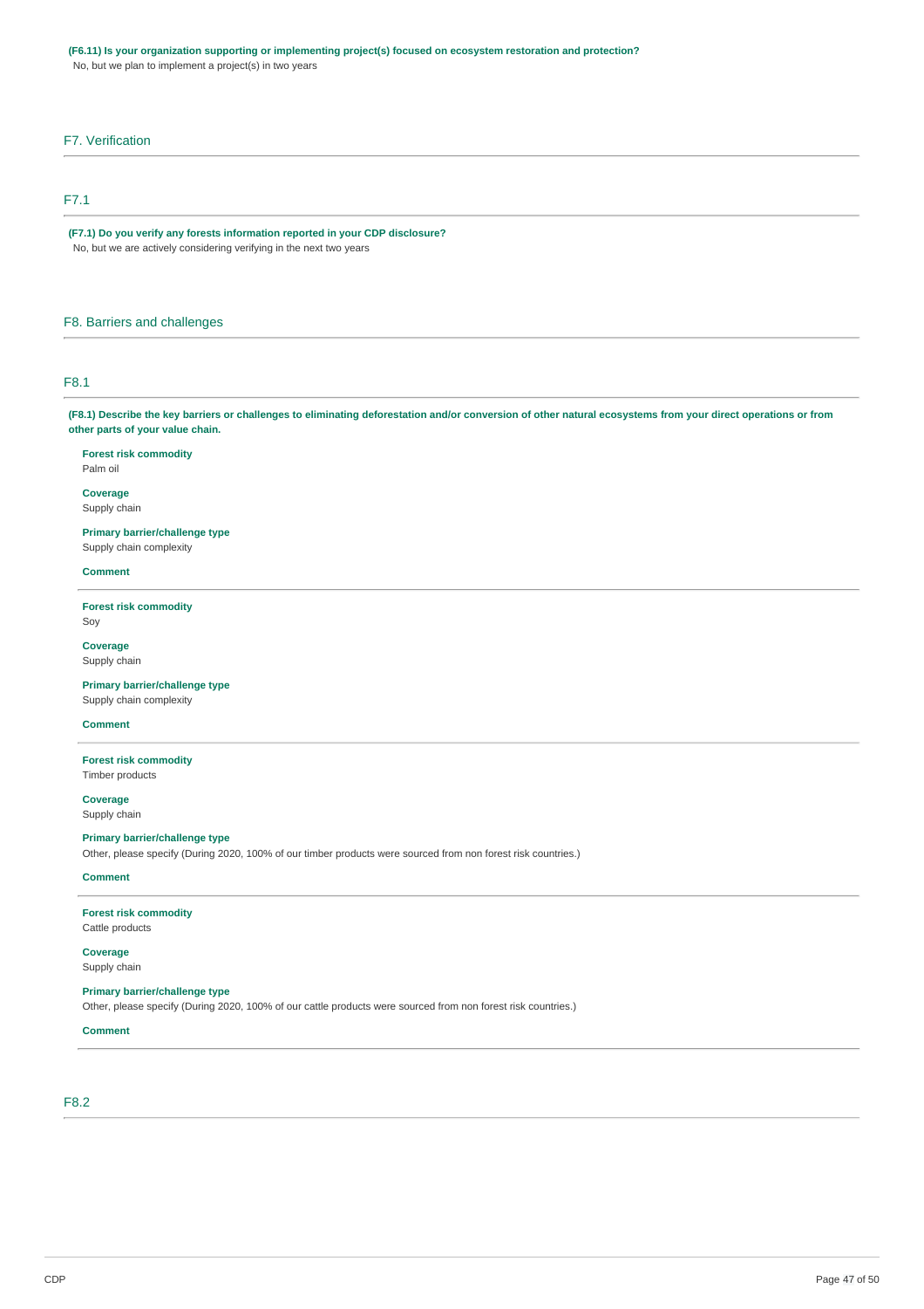**(F6.11) Is your organization supporting or implementing project(s) focused on ecosystem restoration and protection?**

No, but we plan to implement a project(s) in two years

## F7. Verification

### F7.1

**(F7.1) Do you verify any forests information reported in your CDP disclosure?**

No, but we are actively considering verifying in the next two years

## F8. Barriers and challenges

### F8.1

**(F8.1) Describe the key barriers or challenges to eliminating deforestation and/or conversion of other natural ecosystems from your direct operations or from other parts of your value chain.**

**Forest risk commodity**
Palm oil

**Coverage**
Supply chain

**Primary barrier/challenge type**
Supply chain complexity

**Comment**

---

**Forest risk commodity**
Soy

**Coverage**
Supply chain

**Primary barrier/challenge type**
Supply chain complexity

**Comment**

---

**Forest risk commodity**
Timber products

**Coverage**
Supply chain

**Primary barrier/challenge type**
Other, please specify (During 2020, 100% of our timber products were sourced from non forest risk countries.)

**Comment**

---

**Forest risk commodity**
Cattle products

**Coverage**
Supply chain

**Primary barrier/challenge type**
Other, please specify (During 2020, 100% of our cattle products were sourced from non forest risk countries.)

**Comment**

---

### F8.2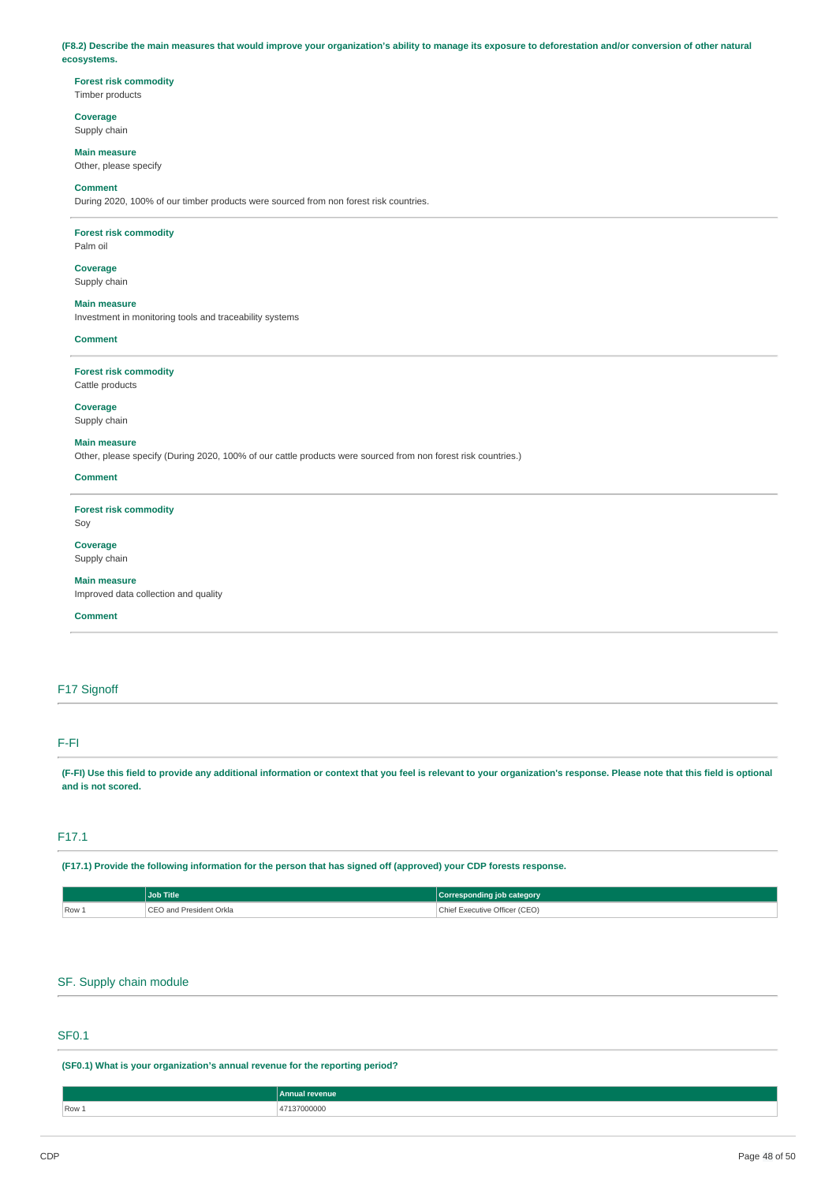**(F8.2) Describe the main measures that would improve your organization's ability to manage its exposure to deforestation and/or conversion of other natural ecosystems.**

**Forest risk commodity**
Timber products

**Coverage**
Supply chain

**Main measure**
Other, please specify

**Comment**
During 2020, 100% of our timber products were sourced from non forest risk countries.

---

**Forest risk commodity**
Palm oil

**Coverage**
Supply chain

**Main measure**
Investment in monitoring tools and traceability systems

**Comment**

---

**Forest risk commodity**
Cattle products

**Coverage**
Supply chain

**Main measure**
Other, please specify (During 2020, 100% of our cattle products were sourced from non forest risk countries.)

**Comment**

---

**Forest risk commodity**
Soy

**Coverage**
Supply chain

**Main measure**
Improved data collection and quality

**Comment**

---

## F17 Signoff

## F-FI

**(F-FI) Use this field to provide any additional information or context that you feel is relevant to your organization's response. Please note that this field is optional and is not scored.**

## F17.1

**(F17.1) Provide the following information for the person that has signed off (approved) your CDP forests response.**

| | Job Title | Corresponding job category |
|---|---|---|
| Row 1 | CEO and President Orkla | Chief Executive Officer (CEO) |

## SF. Supply chain module

## SF0.1

**(SF0.1) What is your organization's annual revenue for the reporting period?**

| | Annual revenue |
|---|---|
| Row 1 | 47137000000 |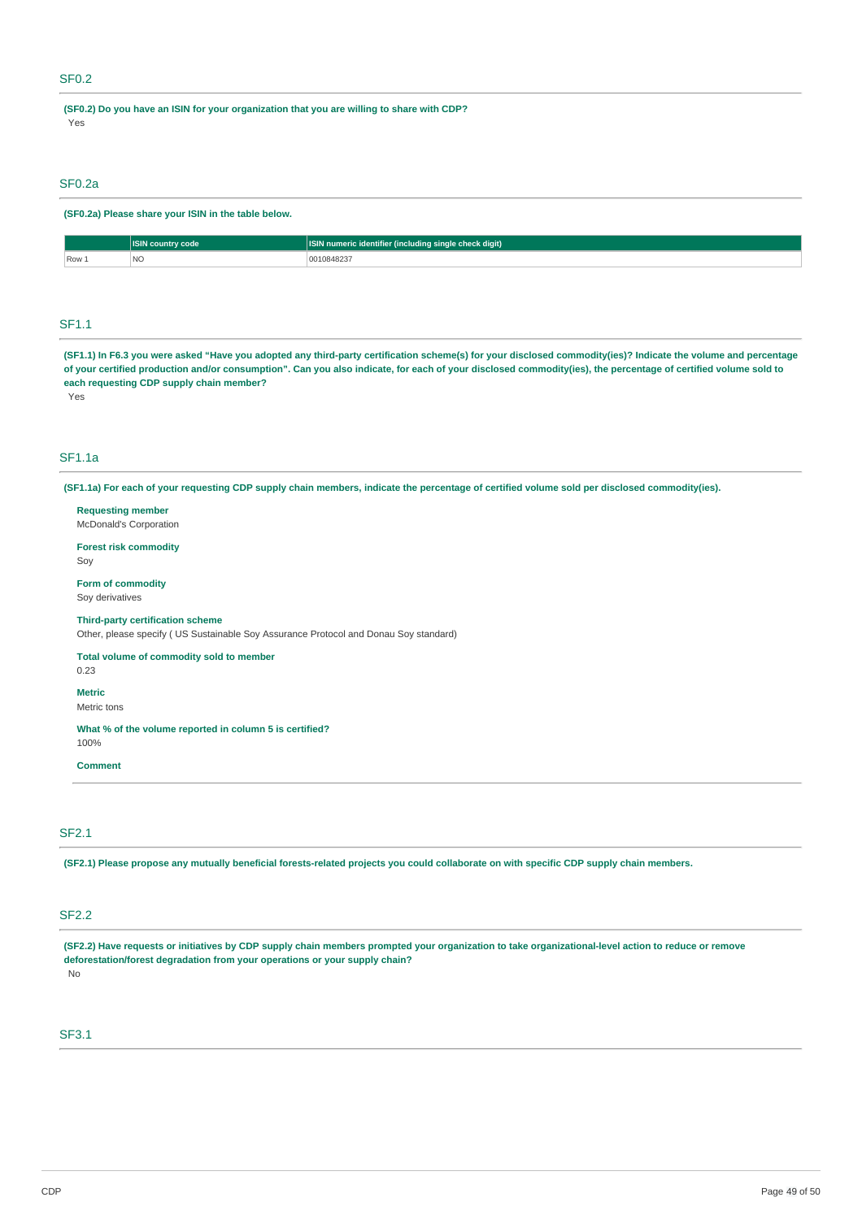## SF0.2

**(SF0.2) Do you have an ISIN for your organization that you are willing to share with CDP?**

Yes

## SF0.2a

**(SF0.2a) Please share your ISIN in the table below.**

| | ISIN country code | ISIN numeric identifier (including single check digit) |
|---|---|---|
| Row 1 | NO | 0010848237 |

## SF1.1

**(SF1.1) In F6.3 you were asked "Have you adopted any third-party certification scheme(s) for your disclosed commodity(ies)? Indicate the volume and percentage of your certified production and/or consumption". Can you also indicate, for each of your disclosed commodity(ies), the percentage of certified volume sold to each requesting CDP supply chain member?**

Yes

## SF1.1a

**(SF1.1a) For each of your requesting CDP supply chain members, indicate the percentage of certified volume sold per disclosed commodity(ies).**

**Requesting member**
McDonald's Corporation

**Forest risk commodity**
Soy

**Form of commodity**
Soy derivatives

**Third-party certification scheme**
Other, please specify ( US Sustainable Soy Assurance Protocol and Donau Soy standard)

**Total volume of commodity sold to member**
0.23

**Metric**
Metric tons

**What % of the volume reported in column 5 is certified?**
100%

**Comment**

## SF2.1

**(SF2.1) Please propose any mutually beneficial forests-related projects you could collaborate on with specific CDP supply chain members.**

## SF2.2

**(SF2.2) Have requests or initiatives by CDP supply chain members prompted your organization to take organizational-level action to reduce or remove deforestation/forest degradation from your operations or your supply chain?**

No

## SF3.1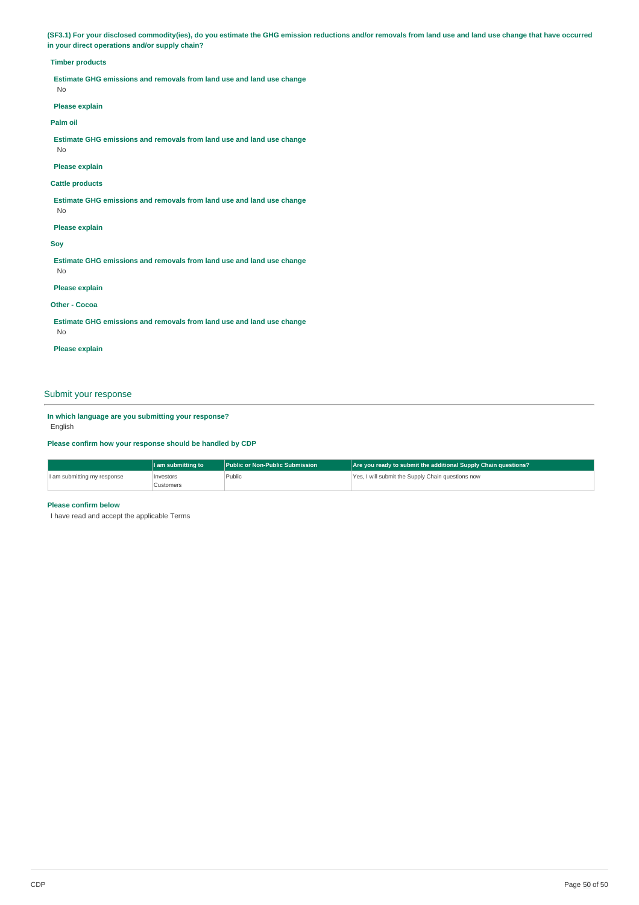**(SF3.1) For your disclosed commodity(ies), do you estimate the GHG emission reductions and/or removals from land use and land use change that have occurred in your direct operations and/or supply chain?**

**Timber products**

**Estimate GHG emissions and removals from land use and land use change**

No

**Please explain**

**Palm oil**

**Estimate GHG emissions and removals from land use and land use change**

No

**Please explain**

**Cattle products**

**Estimate GHG emissions and removals from land use and land use change**

No

**Please explain**

**Soy**

**Estimate GHG emissions and removals from land use and land use change**

No

**Please explain**

**Other - Cocoa**

**Estimate GHG emissions and removals from land use and land use change**

No

**Please explain**

## Submit your response

**In which language are you submitting your response?**

English

**Please confirm how your response should be handled by CDP**

| | I am submitting to | Public or Non-Public Submission | Are you ready to submit the additional Supply Chain questions? |
|---|---|---|---|
| I am submitting my response | Investors<br>Customers | Public | Yes, I will submit the Supply Chain questions now |

**Please confirm below**

I have read and accept the applicable Terms